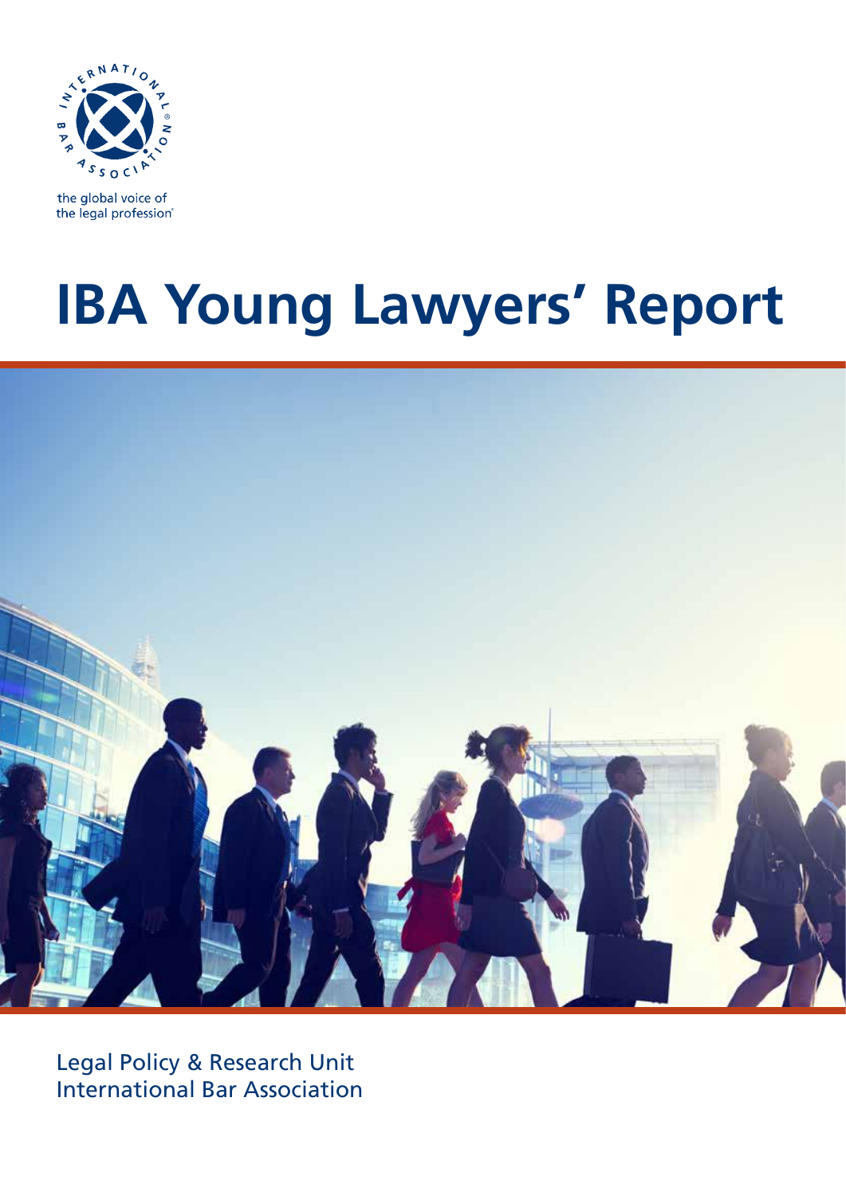INTERNATIONAL BAR ASSOCIATION

the global voice of the legal profession

# IBA Young Lawyers' Report

Legal Policy & Research Unit
International Bar Association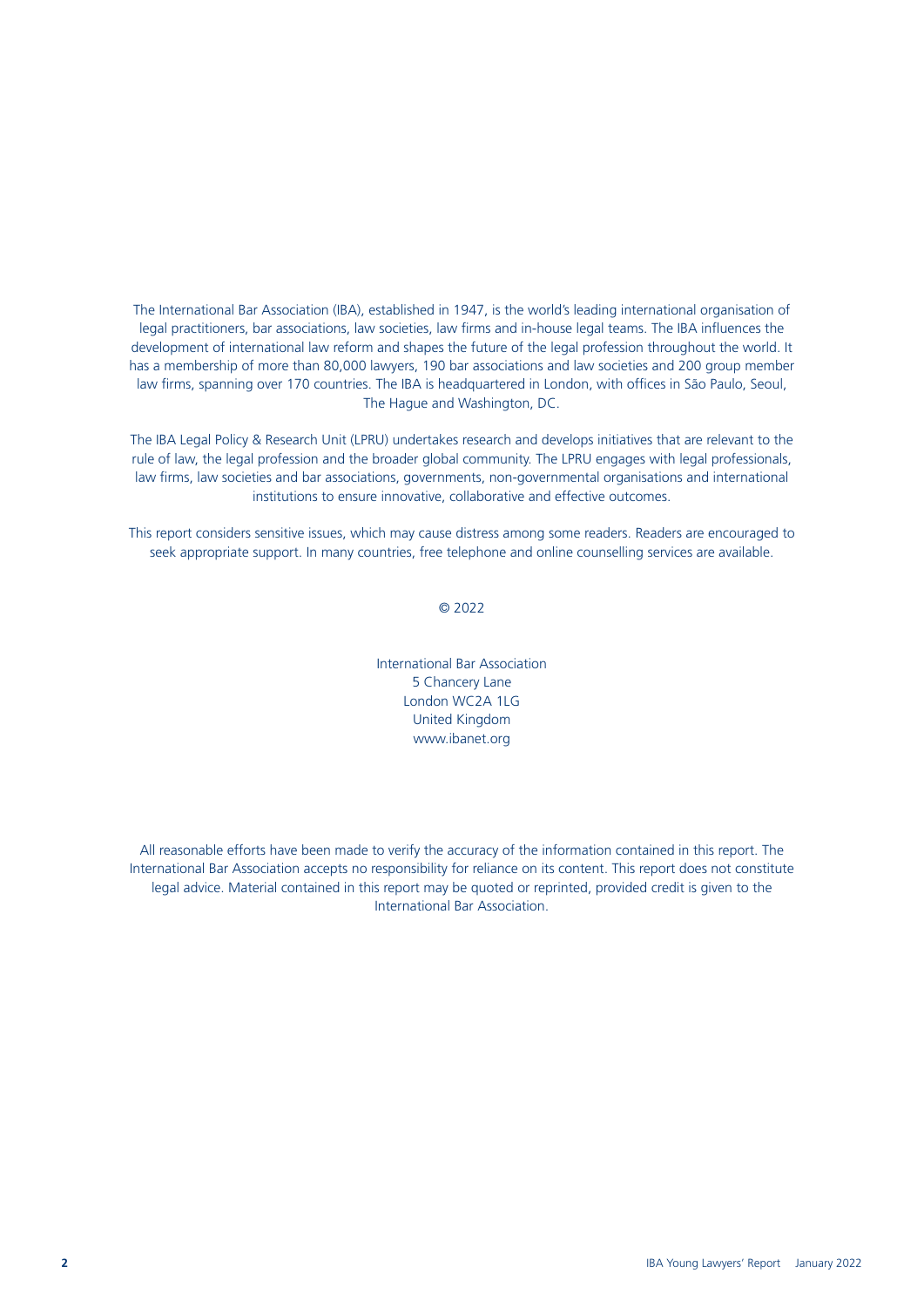The International Bar Association (IBA), established in 1947, is the world's leading international organisation of legal practitioners, bar associations, law societies, law firms and in-house legal teams. The IBA influences the development of international law reform and shapes the future of the legal profession throughout the world. It has a membership of more than 80,000 lawyers, 190 bar associations and law societies and 200 group member law firms, spanning over 170 countries. The IBA is headquartered in London, with offices in São Paulo, Seoul, The Hague and Washington, DC.

The IBA Legal Policy & Research Unit (LPRU) undertakes research and develops initiatives that are relevant to the rule of law, the legal profession and the broader global community. The LPRU engages with legal professionals, law firms, law societies and bar associations, governments, non-governmental organisations and international institutions to ensure innovative, collaborative and effective outcomes.

This report considers sensitive issues, which may cause distress among some readers. Readers are encouraged to seek appropriate support. In many countries, free telephone and online counselling services are available.

© 2022

International Bar Association
5 Chancery Lane
London WC2A 1LG
United Kingdom
www.ibanet.org

All reasonable efforts have been made to verify the accuracy of the information contained in this report. The International Bar Association accepts no responsibility for reliance on its content. This report does not constitute legal advice. Material contained in this report may be quoted or reprinted, provided credit is given to the International Bar Association.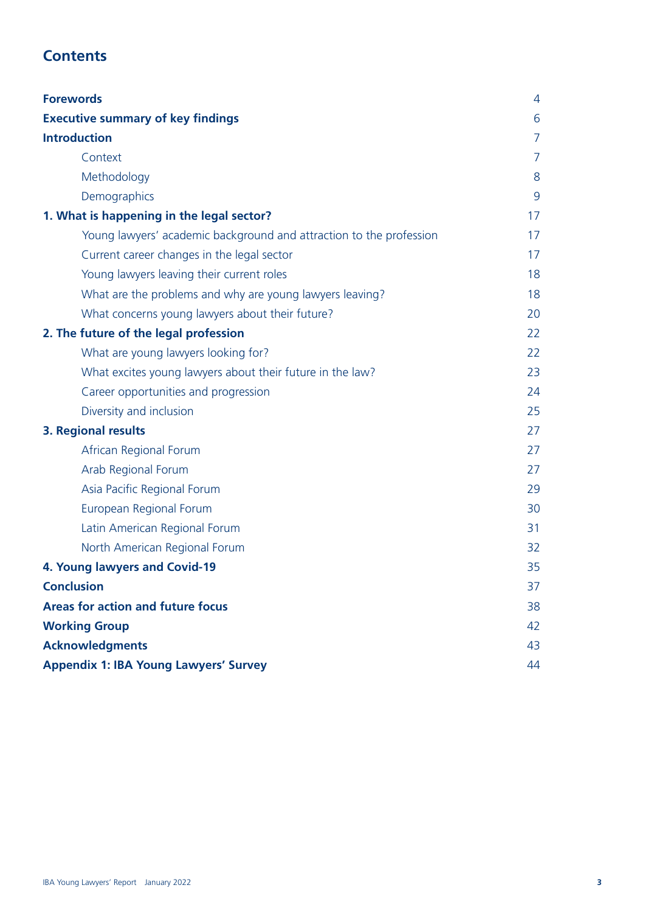## Contents

| | |
|---|---|
| **Forewords** | 4 |
| **Executive summary of key findings** | 6 |
| **Introduction** | 7 |
| Context | 7 |
| Methodology | 8 |
| Demographics | 9 |
| **1. What is happening in the legal sector?** | 17 |
| Young lawyers' academic background and attraction to the profession | 17 |
| Current career changes in the legal sector | 17 |
| Young lawyers leaving their current roles | 18 |
| What are the problems and why are young lawyers leaving? | 18 |
| What concerns young lawyers about their future? | 20 |
| **2. The future of the legal profession** | 22 |
| What are young lawyers looking for? | 22 |
| What excites young lawyers about their future in the law? | 23 |
| Career opportunities and progression | 24 |
| Diversity and inclusion | 25 |
| **3. Regional results** | 27 |
| African Regional Forum | 27 |
| Arab Regional Forum | 27 |
| Asia Pacific Regional Forum | 29 |
| European Regional Forum | 30 |
| Latin American Regional Forum | 31 |
| North American Regional Forum | 32 |
| **4. Young lawyers and Covid-19** | 35 |
| **Conclusion** | 37 |
| **Areas for action and future focus** | 38 |
| **Working Group** | 42 |
| **Acknowledgments** | 43 |
| **Appendix 1: IBA Young Lawyers' Survey** | 44 |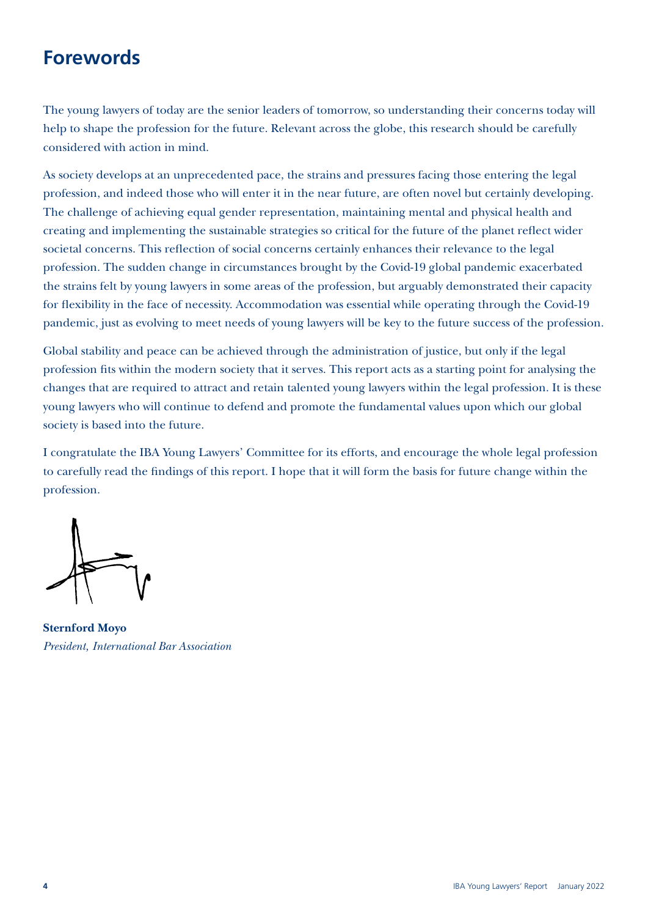# Forewords

The young lawyers of today are the senior leaders of tomorrow, so understanding their concerns today will help to shape the profession for the future. Relevant across the globe, this research should be carefully considered with action in mind.

As society develops at an unprecedented pace, the strains and pressures facing those entering the legal profession, and indeed those who will enter it in the near future, are often novel but certainly developing. The challenge of achieving equal gender representation, maintaining mental and physical health and creating and implementing the sustainable strategies so critical for the future of the planet reflect wider societal concerns. This reflection of social concerns certainly enhances their relevance to the legal profession. The sudden change in circumstances brought by the Covid-19 global pandemic exacerbated the strains felt by young lawyers in some areas of the profession, but arguably demonstrated their capacity for flexibility in the face of necessity. Accommodation was essential while operating through the Covid-19 pandemic, just as evolving to meet needs of young lawyers will be key to the future success of the profession.

Global stability and peace can be achieved through the administration of justice, but only if the legal profession fits within the modern society that it serves. This report acts as a starting point for analysing the changes that are required to attract and retain talented young lawyers within the legal profession. It is these young lawyers who will continue to defend and promote the fundamental values upon which our global society is based into the future.

I congratulate the IBA Young Lawyers' Committee for its efforts, and encourage the whole legal profession to carefully read the findings of this report. I hope that it will form the basis for future change within the profession.

**Sternford Moyo**
*President, International Bar Association*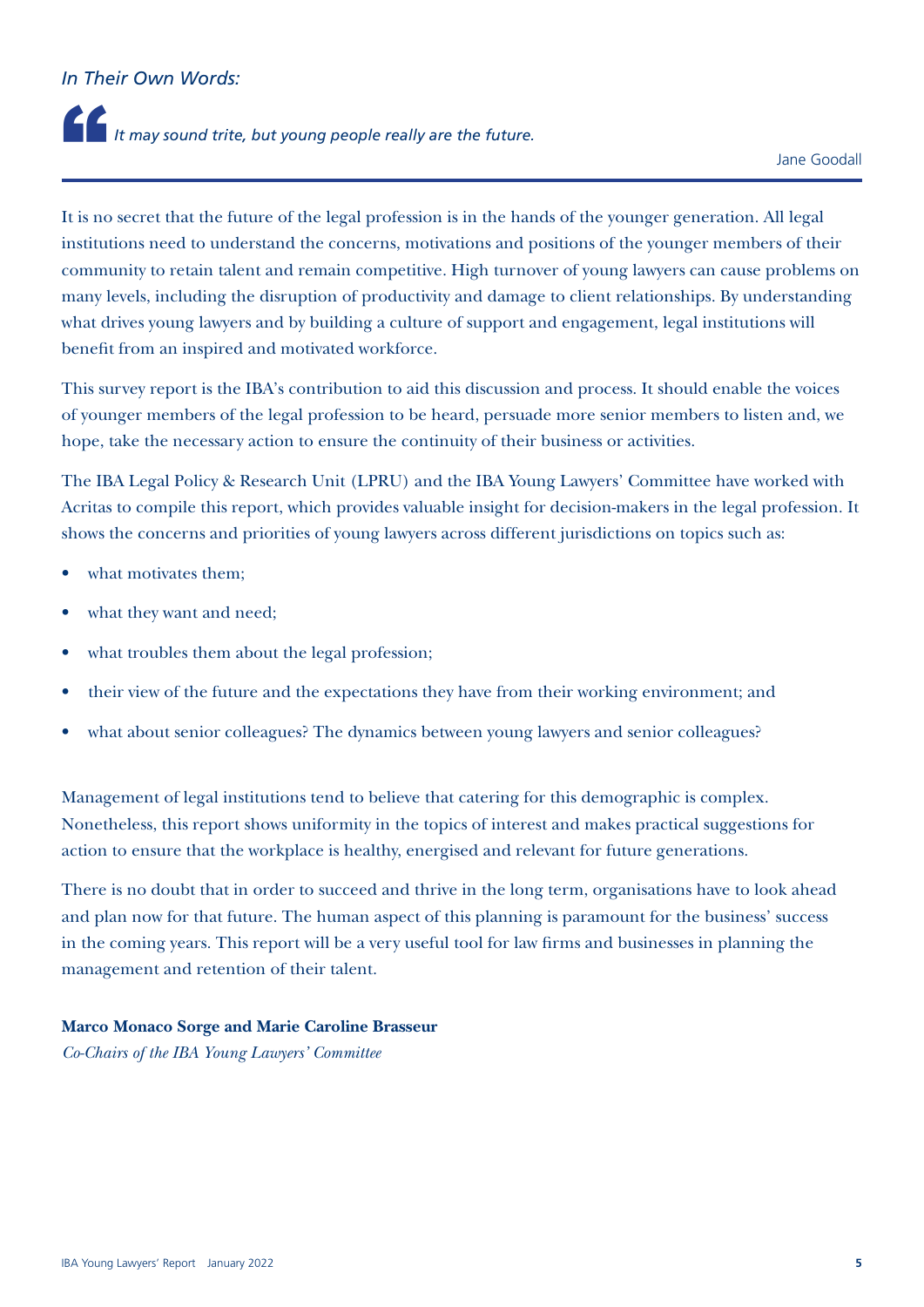*In Their Own Words:*

> *It may sound trite, but young people really are the future.*
>
> Jane Goodall

It is no secret that the future of the legal profession is in the hands of the younger generation. All legal institutions need to understand the concerns, motivations and positions of the younger members of their community to retain talent and remain competitive. High turnover of young lawyers can cause problems on many levels, including the disruption of productivity and damage to client relationships. By understanding what drives young lawyers and by building a culture of support and engagement, legal institutions will benefit from an inspired and motivated workforce.

This survey report is the IBA's contribution to aid this discussion and process. It should enable the voices of younger members of the legal profession to be heard, persuade more senior members to listen and, we hope, take the necessary action to ensure the continuity of their business or activities.

The IBA Legal Policy & Research Unit (LPRU) and the IBA Young Lawyers' Committee have worked with Acritas to compile this report, which provides valuable insight for decision-makers in the legal profession. It shows the concerns and priorities of young lawyers across different jurisdictions on topics such as:

- what motivates them;
- what they want and need;
- what troubles them about the legal profession;
- their view of the future and the expectations they have from their working environment; and
- what about senior colleagues? The dynamics between young lawyers and senior colleagues?

Management of legal institutions tend to believe that catering for this demographic is complex. Nonetheless, this report shows uniformity in the topics of interest and makes practical suggestions for action to ensure that the workplace is healthy, energised and relevant for future generations.

There is no doubt that in order to succeed and thrive in the long term, organisations have to look ahead and plan now for that future. The human aspect of this planning is paramount for the business' success in the coming years. This report will be a very useful tool for law firms and businesses in planning the management and retention of their talent.

**Marco Monaco Sorge and Marie Caroline Brasseur**
*Co-Chairs of the IBA Young Lawyers' Committee*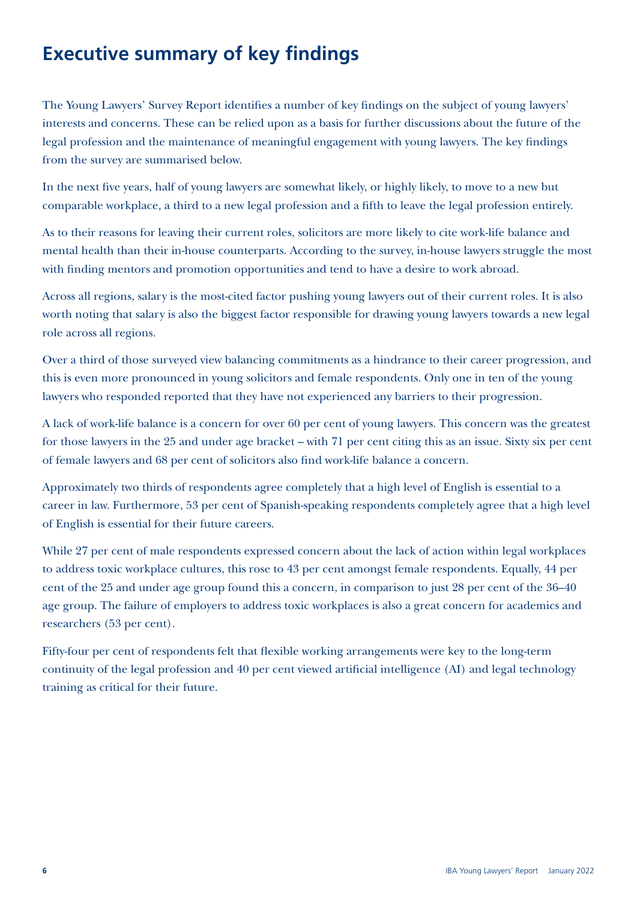# Executive summary of key findings

The Young Lawyers' Survey Report identifies a number of key findings on the subject of young lawyers' interests and concerns. These can be relied upon as a basis for further discussions about the future of the legal profession and the maintenance of meaningful engagement with young lawyers. The key findings from the survey are summarised below.

In the next five years, half of young lawyers are somewhat likely, or highly likely, to move to a new but comparable workplace, a third to a new legal profession and a fifth to leave the legal profession entirely.

As to their reasons for leaving their current roles, solicitors are more likely to cite work-life balance and mental health than their in-house counterparts. According to the survey, in-house lawyers struggle the most with finding mentors and promotion opportunities and tend to have a desire to work abroad.

Across all regions, salary is the most-cited factor pushing young lawyers out of their current roles. It is also worth noting that salary is also the biggest factor responsible for drawing young lawyers towards a new legal role across all regions.

Over a third of those surveyed view balancing commitments as a hindrance to their career progression, and this is even more pronounced in young solicitors and female respondents. Only one in ten of the young lawyers who responded reported that they have not experienced any barriers to their progression.

A lack of work-life balance is a concern for over 60 per cent of young lawyers. This concern was the greatest for those lawyers in the 25 and under age bracket – with 71 per cent citing this as an issue. Sixty six per cent of female lawyers and 68 per cent of solicitors also find work-life balance a concern.

Approximately two thirds of respondents agree completely that a high level of English is essential to a career in law. Furthermore, 53 per cent of Spanish-speaking respondents completely agree that a high level of English is essential for their future careers.

While 27 per cent of male respondents expressed concern about the lack of action within legal workplaces to address toxic workplace cultures, this rose to 43 per cent amongst female respondents. Equally, 44 per cent of the 25 and under age group found this a concern, in comparison to just 28 per cent of the 36–40 age group. The failure of employers to address toxic workplaces is also a great concern for academics and researchers (53 per cent).

Fifty-four per cent of respondents felt that flexible working arrangements were key to the long-term continuity of the legal profession and 40 per cent viewed artificial intelligence (AI) and legal technology training as critical for their future.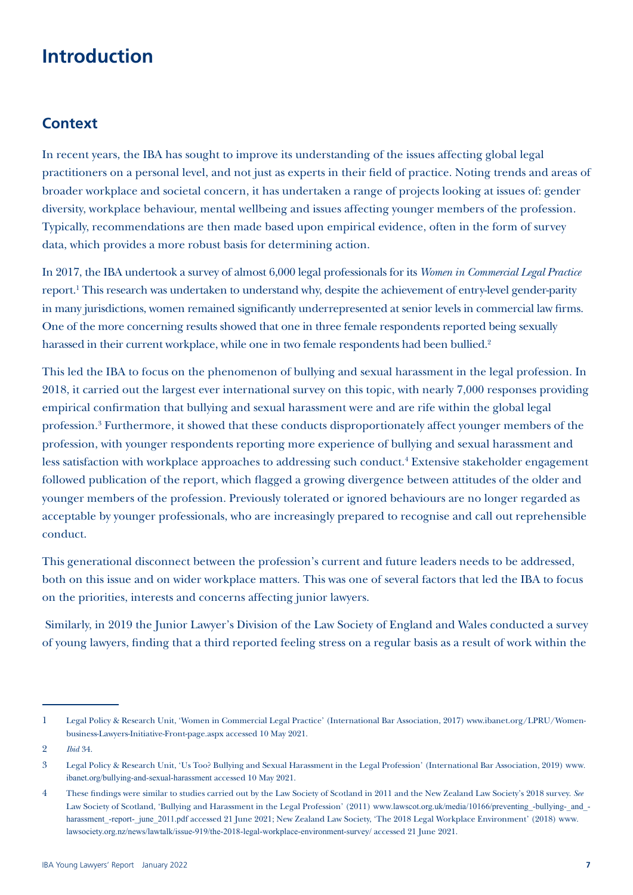# Introduction

## Context

In recent years, the IBA has sought to improve its understanding of the issues affecting global legal practitioners on a personal level, and not just as experts in their field of practice. Noting trends and areas of broader workplace and societal concern, it has undertaken a range of projects looking at issues of: gender diversity, workplace behaviour, mental wellbeing and issues affecting younger members of the profession. Typically, recommendations are then made based upon empirical evidence, often in the form of survey data, which provides a more robust basis for determining action.

In 2017, the IBA undertook a survey of almost 6,000 legal professionals for its *Women in Commercial Legal Practice* report.[1] This research was undertaken to understand why, despite the achievement of entry-level gender-parity in many jurisdictions, women remained significantly underrepresented at senior levels in commercial law firms. One of the more concerning results showed that one in three female respondents reported being sexually harassed in their current workplace, while one in two female respondents had been bullied.[2]

This led the IBA to focus on the phenomenon of bullying and sexual harassment in the legal profession. In 2018, it carried out the largest ever international survey on this topic, with nearly 7,000 responses providing empirical confirmation that bullying and sexual harassment were and are rife within the global legal profession.[3] Furthermore, it showed that these conducts disproportionately affect younger members of the profession, with younger respondents reporting more experience of bullying and sexual harassment and less satisfaction with workplace approaches to addressing such conduct.[4] Extensive stakeholder engagement followed publication of the report, which flagged a growing divergence between attitudes of the older and younger members of the profession. Previously tolerated or ignored behaviours are no longer regarded as acceptable by younger professionals, who are increasingly prepared to recognise and call out reprehensible conduct.

This generational disconnect between the profession's current and future leaders needs to be addressed, both on this issue and on wider workplace matters. This was one of several factors that led the IBA to focus on the priorities, interests and concerns affecting junior lawyers.

Similarly, in 2019 the Junior Lawyer's Division of the Law Society of England and Wales conducted a survey of young lawyers, finding that a third reported feeling stress on a regular basis as a result of work within the

---

1 Legal Policy & Research Unit, 'Women in Commercial Legal Practice' (International Bar Association, 2017) www.ibanet.org/LPRU/Women-business-Lawyers-Initiative-Front-page.aspx accessed 10 May 2021.

2 *Ibid* 34.

3 Legal Policy & Research Unit, 'Us Too? Bullying and Sexual Harassment in the Legal Profession' (International Bar Association, 2019) www.ibanet.org/bullying-and-sexual-harassment accessed 10 May 2021.

4 These findings were similar to studies carried out by the Law Society of Scotland in 2011 and the New Zealand Law Society's 2018 survey. *See* Law Society of Scotland, 'Bullying and Harassment in the Legal Profession' (2011) www.lawscot.org.uk/media/10166/preventing_-bullying-_and_-harassment_-report-_june_2011.pdf accessed 21 June 2021; New Zealand Law Society, 'The 2018 Legal Workplace Environment' (2018) www.lawsociety.org.nz/news/lawtalk/issue-919/the-2018-legal-workplace-environment-survey/ accessed 21 June 2021.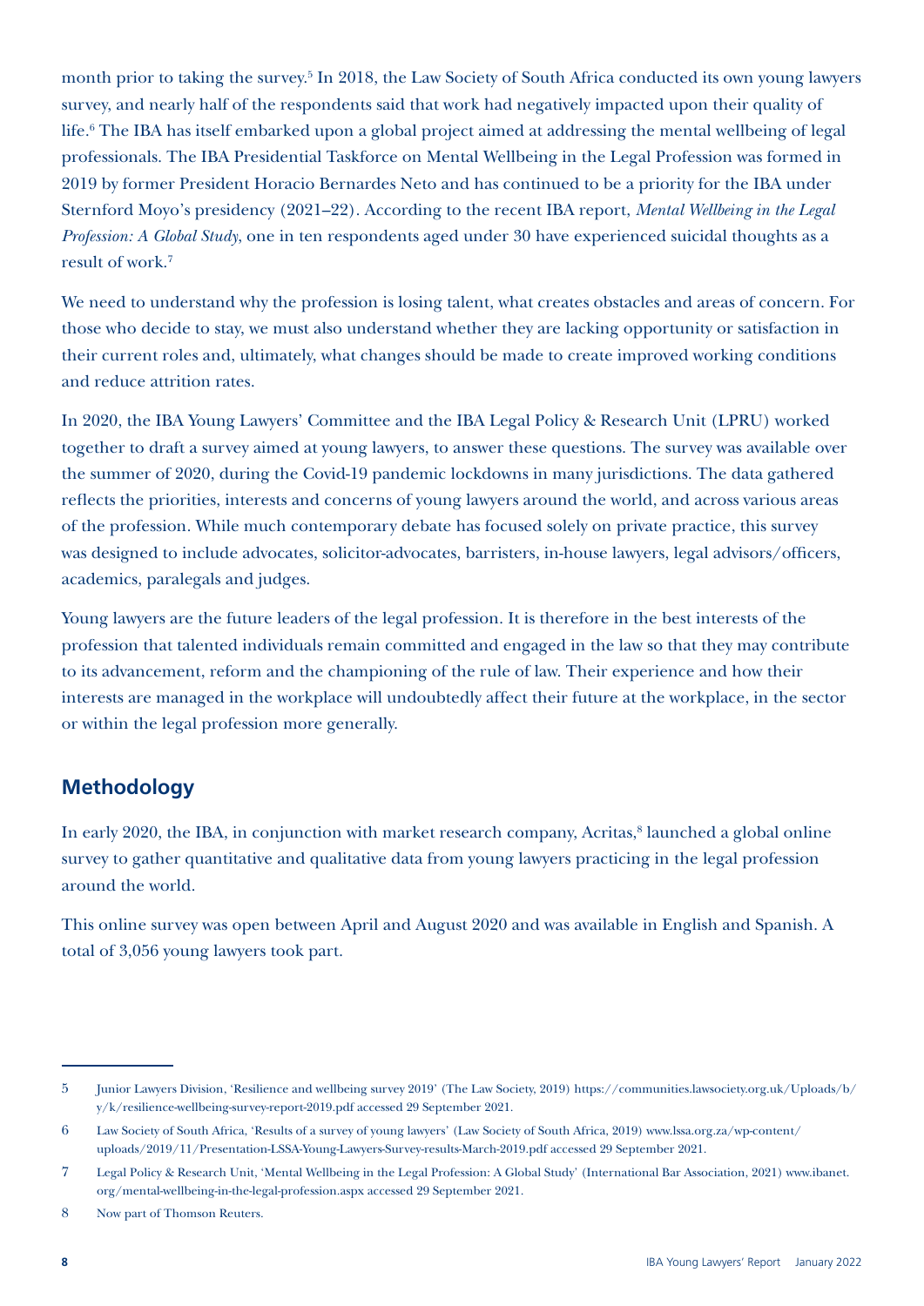month prior to taking the survey.[5] In 2018, the Law Society of South Africa conducted its own young lawyers survey, and nearly half of the respondents said that work had negatively impacted upon their quality of life.[6] The IBA has itself embarked upon a global project aimed at addressing the mental wellbeing of legal professionals. The IBA Presidential Taskforce on Mental Wellbeing in the Legal Profession was formed in 2019 by former President Horacio Bernardes Neto and has continued to be a priority for the IBA under Sternford Moyo's presidency (2021–22). According to the recent IBA report, *Mental Wellbeing in the Legal Profession: A Global Study*, one in ten respondents aged under 30 have experienced suicidal thoughts as a result of work.[7]

We need to understand why the profession is losing talent, what creates obstacles and areas of concern. For those who decide to stay, we must also understand whether they are lacking opportunity or satisfaction in their current roles and, ultimately, what changes should be made to create improved working conditions and reduce attrition rates.

In 2020, the IBA Young Lawyers' Committee and the IBA Legal Policy & Research Unit (LPRU) worked together to draft a survey aimed at young lawyers, to answer these questions. The survey was available over the summer of 2020, during the Covid-19 pandemic lockdowns in many jurisdictions. The data gathered reflects the priorities, interests and concerns of young lawyers around the world, and across various areas of the profession. While much contemporary debate has focused solely on private practice, this survey was designed to include advocates, solicitor-advocates, barristers, in-house lawyers, legal advisors/officers, academics, paralegals and judges.

Young lawyers are the future leaders of the legal profession. It is therefore in the best interests of the profession that talented individuals remain committed and engaged in the law so that they may contribute to its advancement, reform and the championing of the rule of law. Their experience and how their interests are managed in the workplace will undoubtedly affect their future at the workplace, in the sector or within the legal profession more generally.

## Methodology

In early 2020, the IBA, in conjunction with market research company, Acritas,[8] launched a global online survey to gather quantitative and qualitative data from young lawyers practicing in the legal profession around the world.

This online survey was open between April and August 2020 and was available in English and Spanish. A total of 3,056 young lawyers took part.

---

5 Junior Lawyers Division, 'Resilience and wellbeing survey 2019' (The Law Society, 2019) https://communities.lawsociety.org.uk/Uploads/b/y/k/resilience-wellbeing-survey-report-2019.pdf accessed 29 September 2021.

6 Law Society of South Africa, 'Results of a survey of young lawyers' (Law Society of South Africa, 2019) www.lssa.org.za/wp-content/uploads/2019/11/Presentation-LSSA-Young-Lawyers-Survey-results-March-2019.pdf accessed 29 September 2021.

7 Legal Policy & Research Unit, 'Mental Wellbeing in the Legal Profession: A Global Study' (International Bar Association, 2021) www.ibanet.org/mental-wellbeing-in-the-legal-profession.aspx accessed 29 September 2021.

8 Now part of Thomson Reuters.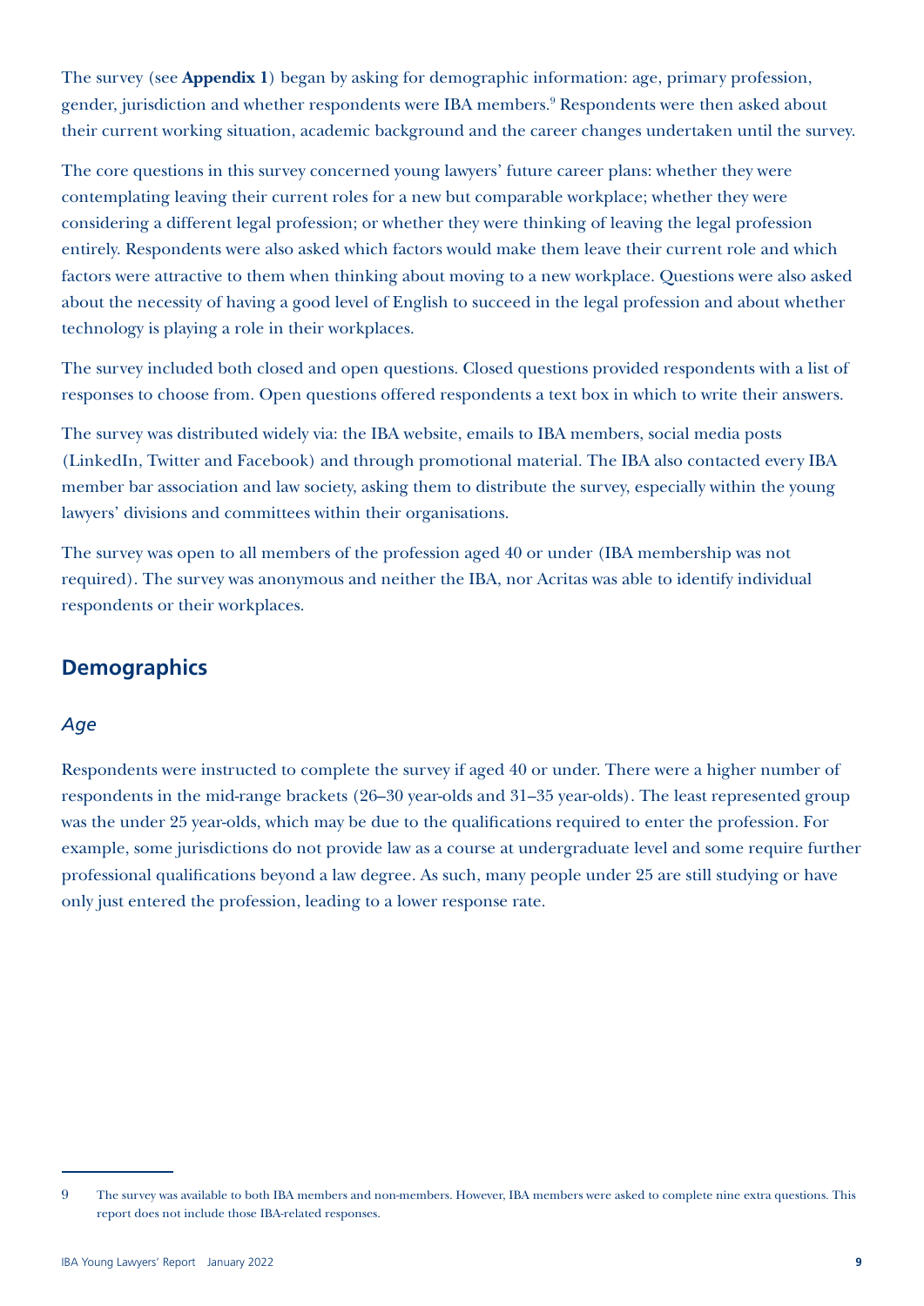The survey (see **Appendix 1**) began by asking for demographic information: age, primary profession, gender, jurisdiction and whether respondents were IBA members.[9] Respondents were then asked about their current working situation, academic background and the career changes undertaken until the survey.

The core questions in this survey concerned young lawyers' future career plans: whether they were contemplating leaving their current roles for a new but comparable workplace; whether they were considering a different legal profession; or whether they were thinking of leaving the legal profession entirely. Respondents were also asked which factors would make them leave their current role and which factors were attractive to them when thinking about moving to a new workplace. Questions were also asked about the necessity of having a good level of English to succeed in the legal profession and about whether technology is playing a role in their workplaces.

The survey included both closed and open questions. Closed questions provided respondents with a list of responses to choose from. Open questions offered respondents a text box in which to write their answers.

The survey was distributed widely via: the IBA website, emails to IBA members, social media posts (LinkedIn, Twitter and Facebook) and through promotional material. The IBA also contacted every IBA member bar association and law society, asking them to distribute the survey, especially within the young lawyers' divisions and committees within their organisations.

The survey was open to all members of the profession aged 40 or under (IBA membership was not required). The survey was anonymous and neither the IBA, nor Acritas was able to identify individual respondents or their workplaces.

## Demographics

### *Age*

Respondents were instructed to complete the survey if aged 40 or under. There were a higher number of respondents in the mid-range brackets (26–30 year-olds and 31–35 year-olds). The least represented group was the under 25 year-olds, which may be due to the qualifications required to enter the profession. For example, some jurisdictions do not provide law as a course at undergraduate level and some require further professional qualifications beyond a law degree. As such, many people under 25 are still studying or have only just entered the profession, leading to a lower response rate.

---

9 The survey was available to both IBA members and non-members. However, IBA members were asked to complete nine extra questions. This report does not include those IBA-related responses.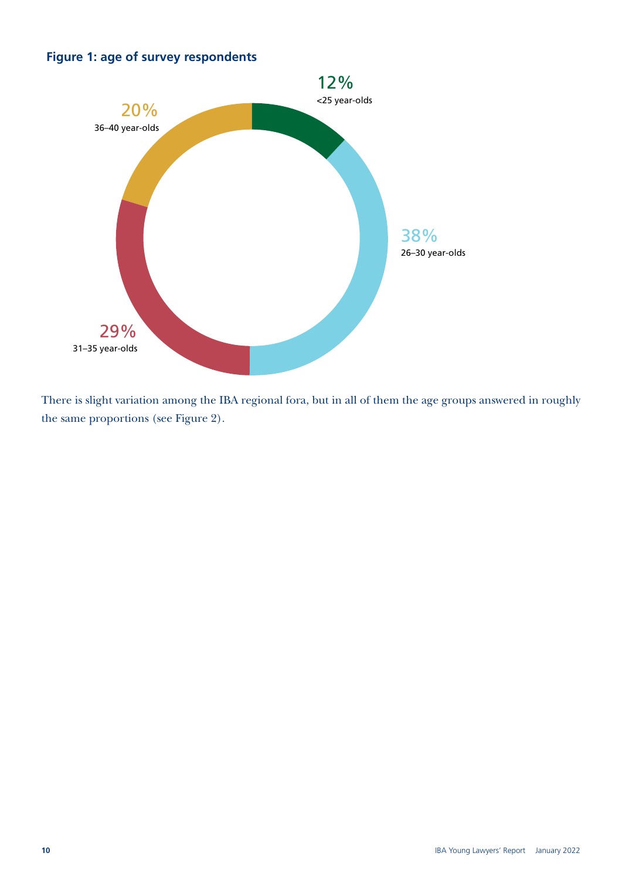**Figure 1: age of survey respondents**

12%
<25 year-olds

38%
26–30 year-olds

29%
31–35 year-olds

20%
36–40 year-olds

There is slight variation among the IBA regional fora, but in all of them the age groups answered in roughly the same proportions (see Figure 2).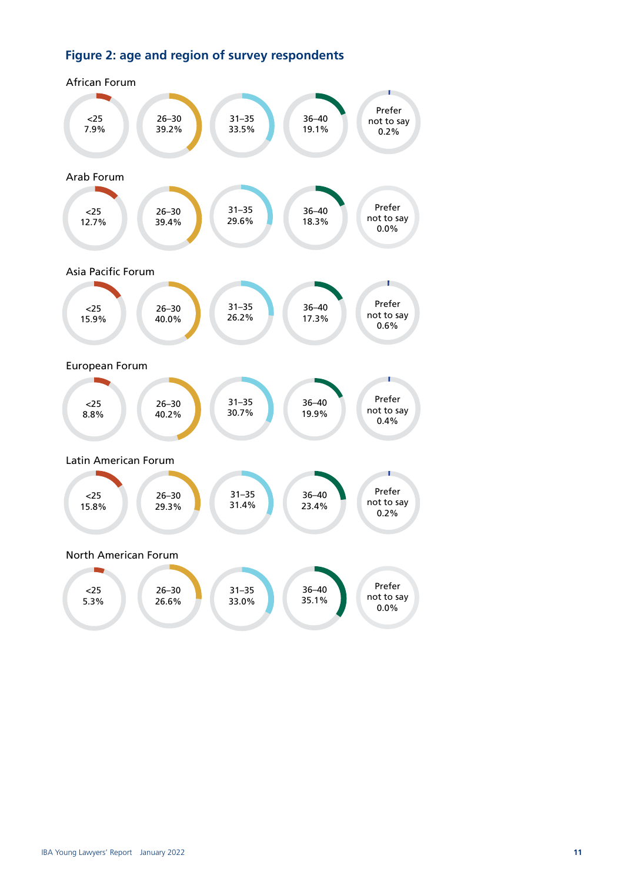## Figure 2: age and region of survey respondents

| Forum | <25 | 26–30 | 31–35 | 36–40 | Prefer not to say |
| --- | --- | --- | --- | --- | --- |
| African Forum | 7.9% | 39.2% | 33.5% | 19.1% | 0.2% |
| Arab Forum | 12.7% | 39.4% | 29.6% | 18.3% | 0.0% |
| Asia Pacific Forum | 15.9% | 40.0% | 26.2% | 17.3% | 0.6% |
| European Forum | 8.8% | 40.2% | 30.7% | 19.9% | 0.4% |
| Latin American Forum | 15.8% | 29.3% | 31.4% | 23.4% | 0.2% |
| North American Forum | 5.3% | 26.6% | 33.0% | 35.1% | 0.0% |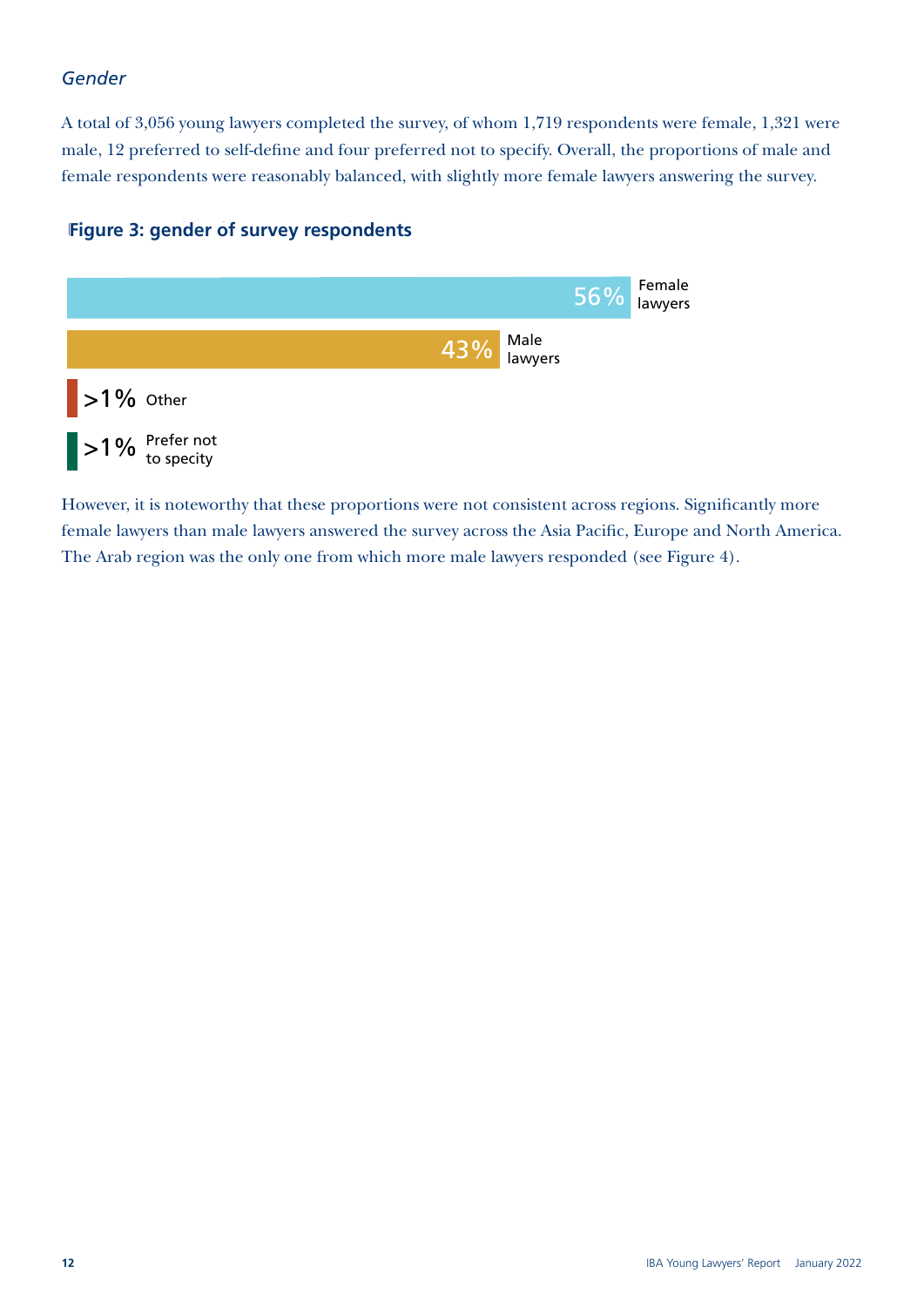### *Gender*

A total of 3,056 young lawyers completed the survey, of whom 1,719 respondents were female, 1,321 were male, 12 preferred to self-define and four preferred not to specify. Overall, the proportions of male and female respondents were reasonably balanced, with slightly more female lawyers answering the survey.

**Figure 3: gender of survey respondents**

56% Female lawyers

43% Male lawyers

>1% Other

>1% Prefer not to specity

However, it is noteworthy that these proportions were not consistent across regions. Significantly more female lawyers than male lawyers answered the survey across the Asia Pacific, Europe and North America. The Arab region was the only one from which more male lawyers responded (see Figure 4).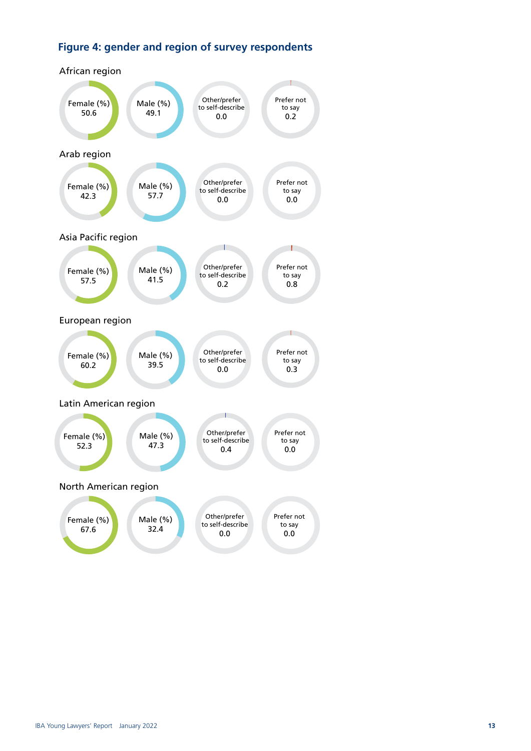## Figure 4: gender and region of survey respondents

### African region

| Female (%) | Male (%) | Other/prefer to self-describe | Prefer not to say |
|---|---|---|---|
| 50.6 | 49.1 | 0.0 | 0.2 |

### Arab region

| Female (%) | Male (%) | Other/prefer to self-describe | Prefer not to say |
|---|---|---|---|
| 42.3 | 57.7 | 0.0 | 0.0 |

### Asia Pacific region

| Female (%) | Male (%) | Other/prefer to self-describe | Prefer not to say |
|---|---|---|---|
| 57.5 | 41.5 | 0.2 | 0.8 |

### European region

| Female (%) | Male (%) | Other/prefer to self-describe | Prefer not to say |
|---|---|---|---|
| 60.2 | 39.5 | 0.0 | 0.3 |

### Latin American region

| Female (%) | Male (%) | Other/prefer to self-describe | Prefer not to say |
|---|---|---|---|
| 52.3 | 47.3 | 0.4 | 0.0 |

### North American region

| Female (%) | Male (%) | Other/prefer to self-describe | Prefer not to say |
|---|---|---|---|
| 67.6 | 32.4 | 0.0 | 0.0 |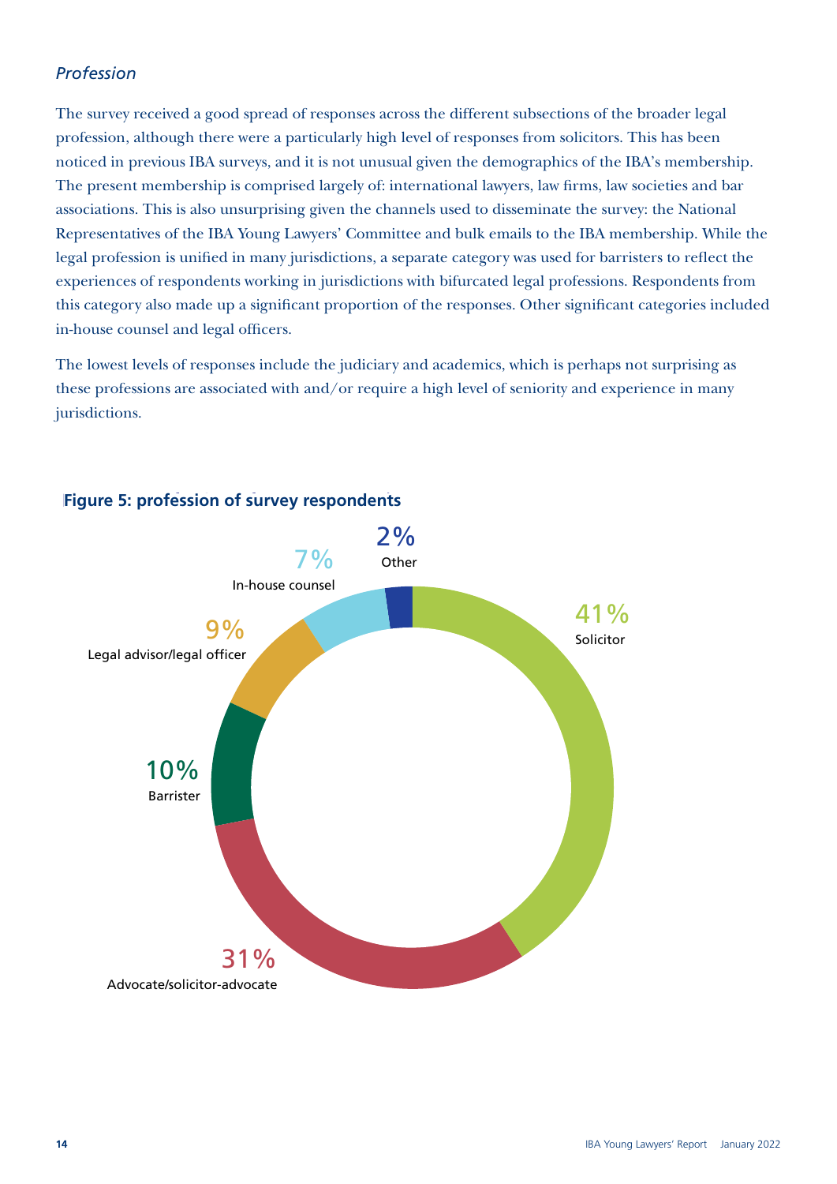*Profession*

The survey received a good spread of responses across the different subsections of the broader legal profession, although there were a particularly high level of responses from solicitors. This has been noticed in previous IBA surveys, and it is not unusual given the demographics of the IBA's membership. The present membership is comprised largely of: international lawyers, law firms, law societies and bar associations. This is also unsurprising given the channels used to disseminate the survey: the National Representatives of the IBA Young Lawyers' Committee and bulk emails to the IBA membership. While the legal profession is unified in many jurisdictions, a separate category was used for barristers to reflect the experiences of respondents working in jurisdictions with bifurcated legal professions. Respondents from this category also made up a significant proportion of the responses. Other significant categories included in-house counsel and legal officers.

The lowest levels of responses include the judiciary and academics, which is perhaps not surprising as these professions are associated with and/or require a high level of seniority and experience in many jurisdictions.

**Figure 5: profession of survey respondents**

| Profession | Percentage |
| --- | --- |
| Solicitor | 41% |
| Advocate/solicitor-advocate | 31% |
| Barrister | 10% |
| Legal advisor/legal officer | 9% |
| In-house counsel | 7% |
| Other | 2% |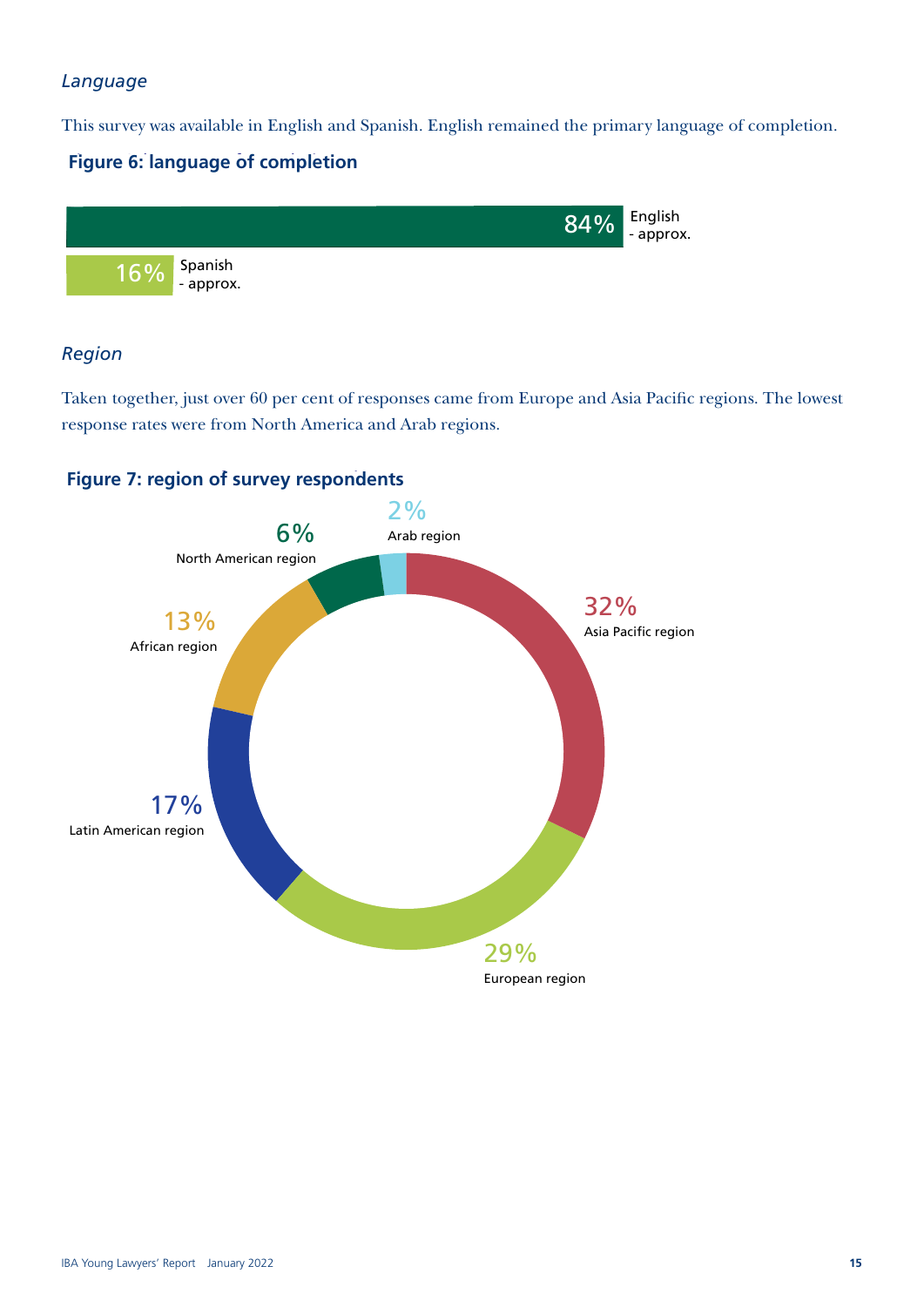*Language*

This survey was available in English and Spanish. English remained the primary language of completion.

**Figure 6: language of completion**

| Language | Percentage |
|---|---|
| English - approx. | 84% |
| Spanish - approx. | 16% |

*Region*

Taken together, just over 60 per cent of responses came from Europe and Asia Pacific regions. The lowest response rates were from North America and Arab regions.

**Figure 7: region of survey respondents**

| Region | Percentage |
|---|---|
| Asia Pacific region | 32% |
| European region | 29% |
| Latin American region | 17% |
| African region | 13% |
| North American region | 6% |
| Arab region | 2% |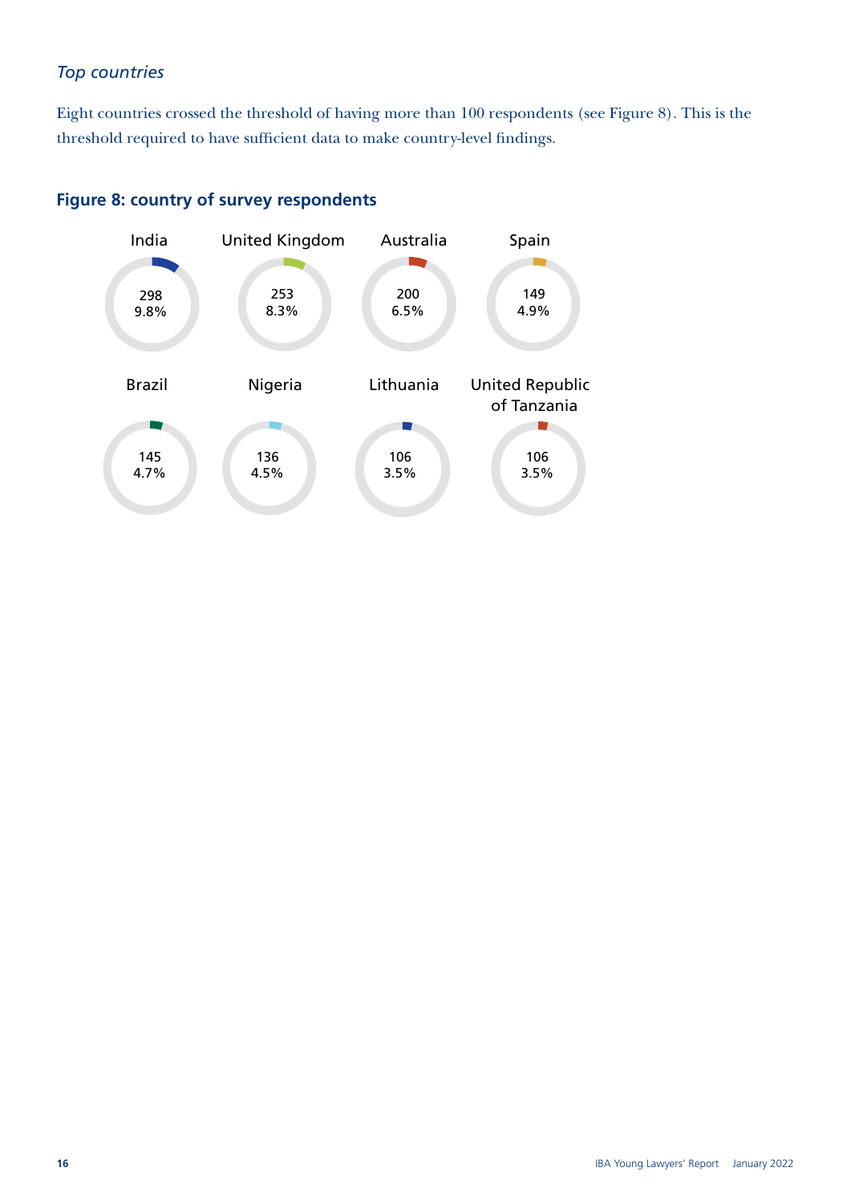*Top countries*

Eight countries crossed the threshold of having more than 100 respondents (see Figure 8). This is the threshold required to have sufficient data to make country-level findings.

### Figure 8: country of survey respondents

| Country | Respondents | Percentage |
| --- | --- | --- |
| India | 298 | 9.8% |
| United Kingdom | 253 | 8.3% |
| Australia | 200 | 6.5% |
| Spain | 149 | 4.9% |
| Brazil | 145 | 4.7% |
| Nigeria | 136 | 4.5% |
| Lithuania | 106 | 3.5% |
| United Republic of Tanzania | 106 | 3.5% |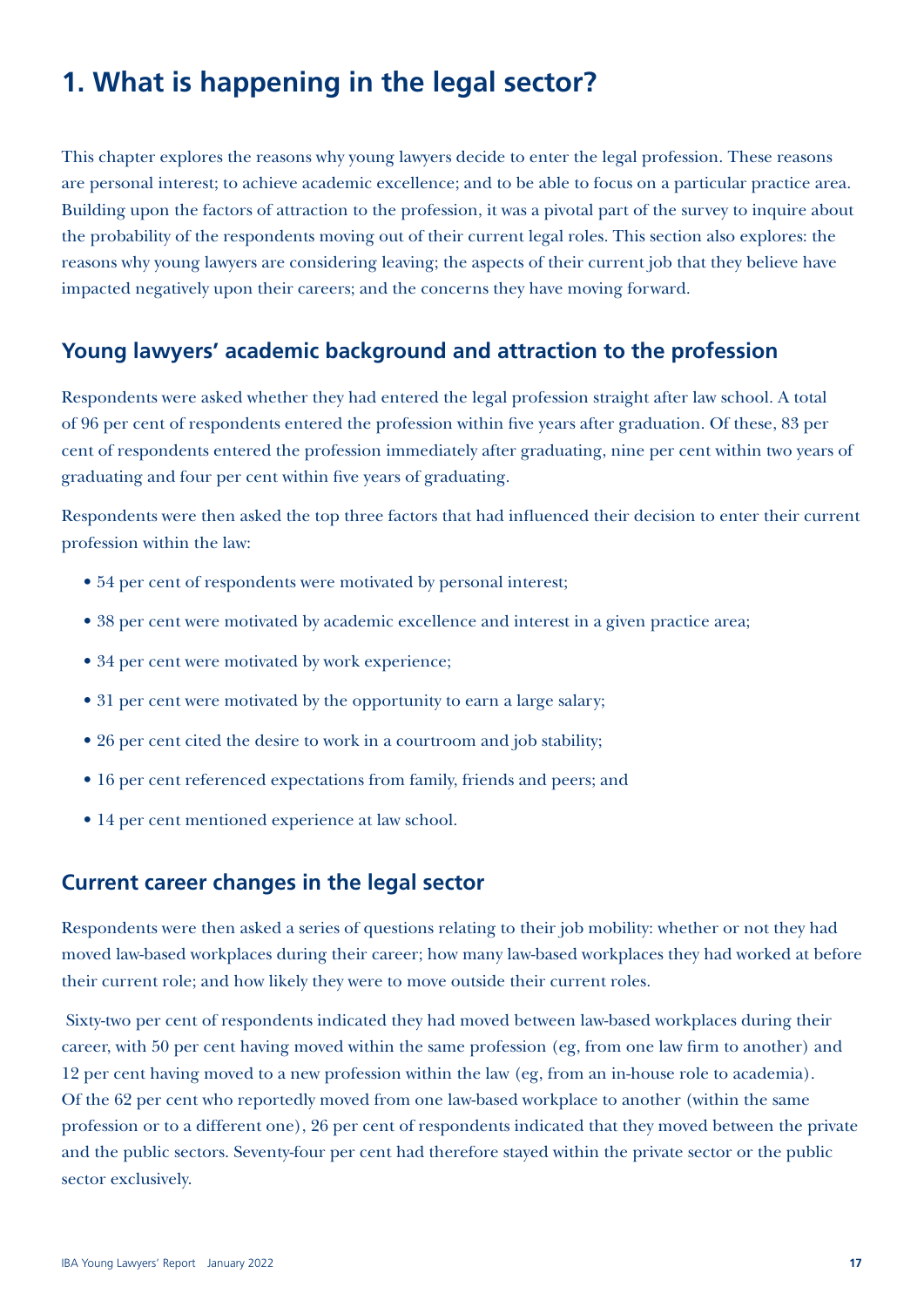# 1. What is happening in the legal sector?

This chapter explores the reasons why young lawyers decide to enter the legal profession. These reasons are personal interest; to achieve academic excellence; and to be able to focus on a particular practice area. Building upon the factors of attraction to the profession, it was a pivotal part of the survey to inquire about the probability of the respondents moving out of their current legal roles. This section also explores: the reasons why young lawyers are considering leaving; the aspects of their current job that they believe have impacted negatively upon their careers; and the concerns they have moving forward.

## Young lawyers' academic background and attraction to the profession

Respondents were asked whether they had entered the legal profession straight after law school. A total of 96 per cent of respondents entered the profession within five years after graduation. Of these, 83 per cent of respondents entered the profession immediately after graduating, nine per cent within two years of graduating and four per cent within five years of graduating.

Respondents were then asked the top three factors that had influenced their decision to enter their current profession within the law:

- 54 per cent of respondents were motivated by personal interest;
- 38 per cent were motivated by academic excellence and interest in a given practice area;
- 34 per cent were motivated by work experience;
- 31 per cent were motivated by the opportunity to earn a large salary;
- 26 per cent cited the desire to work in a courtroom and job stability;
- 16 per cent referenced expectations from family, friends and peers; and
- 14 per cent mentioned experience at law school.

## Current career changes in the legal sector

Respondents were then asked a series of questions relating to their job mobility: whether or not they had moved law-based workplaces during their career; how many law-based workplaces they had worked at before their current role; and how likely they were to move outside their current roles.

Sixty-two per cent of respondents indicated they had moved between law-based workplaces during their career, with 50 per cent having moved within the same profession (eg, from one law firm to another) and 12 per cent having moved to a new profession within the law (eg, from an in-house role to academia). Of the 62 per cent who reportedly moved from one law-based workplace to another (within the same profession or to a different one), 26 per cent of respondents indicated that they moved between the private and the public sectors. Seventy-four per cent had therefore stayed within the private sector or the public sector exclusively.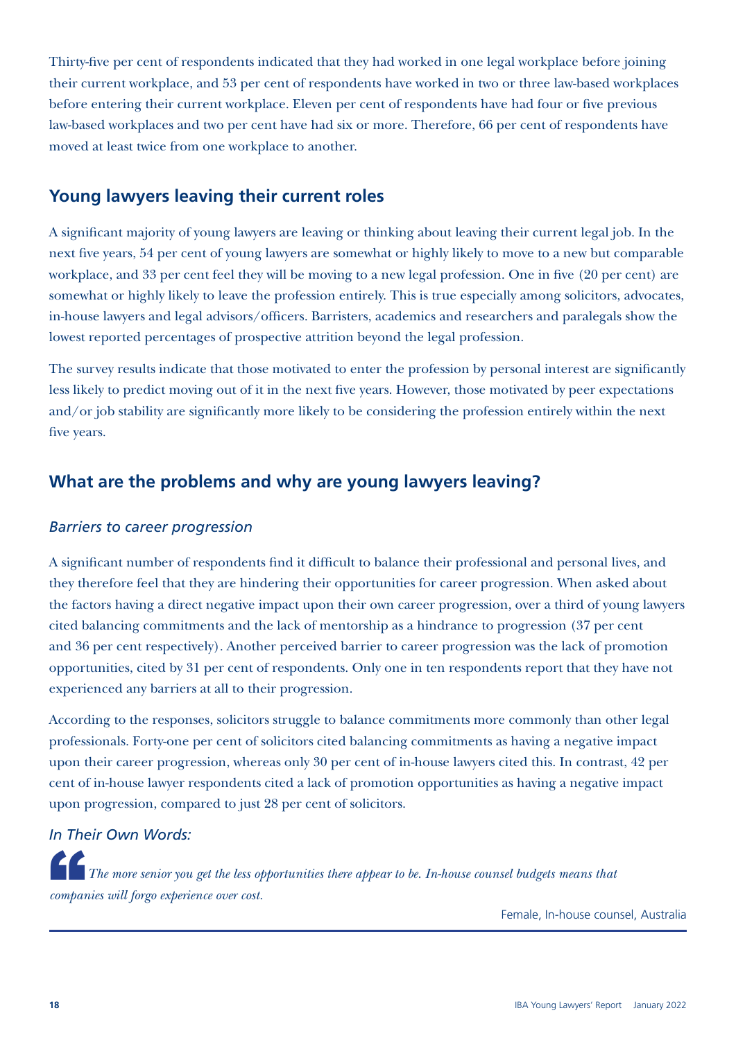Thirty-five per cent of respondents indicated that they had worked in one legal workplace before joining their current workplace, and 53 per cent of respondents have worked in two or three law-based workplaces before entering their current workplace. Eleven per cent of respondents have had four or five previous law-based workplaces and two per cent have had six or more. Therefore, 66 per cent of respondents have moved at least twice from one workplace to another.

## Young lawyers leaving their current roles

A significant majority of young lawyers are leaving or thinking about leaving their current legal job. In the next five years, 54 per cent of young lawyers are somewhat or highly likely to move to a new but comparable workplace, and 33 per cent feel they will be moving to a new legal profession. One in five (20 per cent) are somewhat or highly likely to leave the profession entirely. This is true especially among solicitors, advocates, in-house lawyers and legal advisors/officers. Barristers, academics and researchers and paralegals show the lowest reported percentages of prospective attrition beyond the legal profession.

The survey results indicate that those motivated to enter the profession by personal interest are significantly less likely to predict moving out of it in the next five years. However, those motivated by peer expectations and/or job stability are significantly more likely to be considering the profession entirely within the next five years.

## What are the problems and why are young lawyers leaving?

### *Barriers to career progression*

A significant number of respondents find it difficult to balance their professional and personal lives, and they therefore feel that they are hindering their opportunities for career progression. When asked about the factors having a direct negative impact upon their own career progression, over a third of young lawyers cited balancing commitments and the lack of mentorship as a hindrance to progression (37 per cent and 36 per cent respectively). Another perceived barrier to career progression was the lack of promotion opportunities, cited by 31 per cent of respondents. Only one in ten respondents report that they have not experienced any barriers at all to their progression.

According to the responses, solicitors struggle to balance commitments more commonly than other legal professionals. Forty-one per cent of solicitors cited balancing commitments as having a negative impact upon their career progression, whereas only 30 per cent of in-house lawyers cited this. In contrast, 42 per cent of in-house lawyer respondents cited a lack of promotion opportunities as having a negative impact upon progression, compared to just 28 per cent of solicitors.

### *In Their Own Words:*

> *The more senior you get the less opportunities there appear to be. In-house counsel budgets means that companies will forgo experience over cost.*
>
> Female, In-house counsel, Australia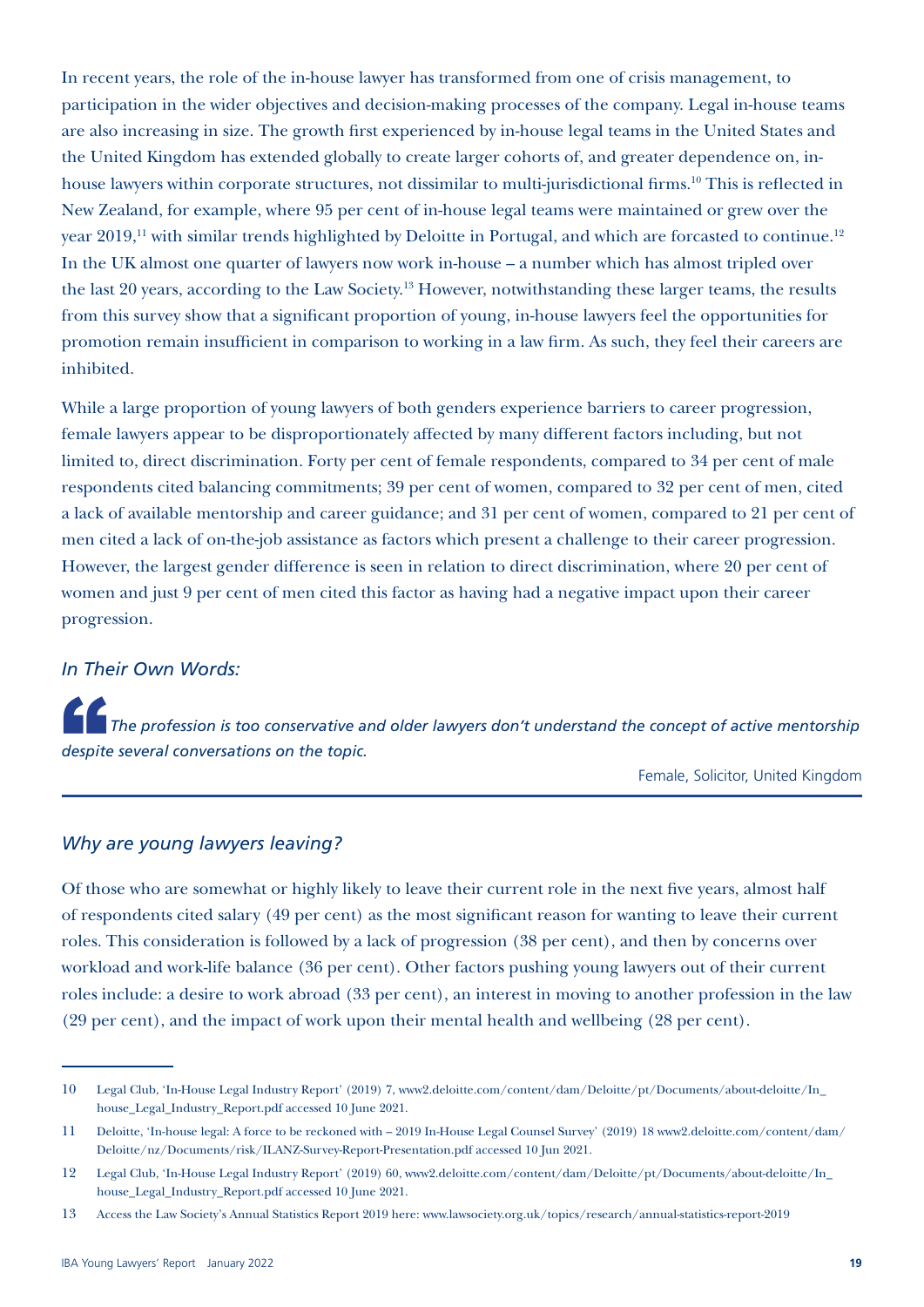In recent years, the role of the in-house lawyer has transformed from one of crisis management, to participation in the wider objectives and decision-making processes of the company. Legal in-house teams are also increasing in size. The growth first experienced by in-house legal teams in the United States and the United Kingdom has extended globally to create larger cohorts of, and greater dependence on, in-house lawyers within corporate structures, not dissimilar to multi-jurisdictional firms.[10] This is reflected in New Zealand, for example, where 95 per cent of in-house legal teams were maintained or grew over the year 2019,[11] with similar trends highlighted by Deloitte in Portugal, and which are forcasted to continue.[12] In the UK almost one quarter of lawyers now work in-house – a number which has almost tripled over the last 20 years, according to the Law Society.[13] However, notwithstanding these larger teams, the results from this survey show that a significant proportion of young, in-house lawyers feel the opportunities for promotion remain insufficient in comparison to working in a law firm. As such, they feel their careers are inhibited.

While a large proportion of young lawyers of both genders experience barriers to career progression, female lawyers appear to be disproportionately affected by many different factors including, but not limited to, direct discrimination. Forty per cent of female respondents, compared to 34 per cent of male respondents cited balancing commitments; 39 per cent of women, compared to 32 per cent of men, cited a lack of available mentorship and career guidance; and 31 per cent of women, compared to 21 per cent of men cited a lack of on-the-job assistance as factors which present a challenge to their career progression. However, the largest gender difference is seen in relation to direct discrimination, where 20 per cent of women and just 9 per cent of men cited this factor as having had a negative impact upon their career progression.

### *In Their Own Words:*

> *The profession is too conservative and older lawyers don't understand the concept of active mentorship despite several conversations on the topic.*
>
> Female, Solicitor, United Kingdom

### *Why are young lawyers leaving?*

Of those who are somewhat or highly likely to leave their current role in the next five years, almost half of respondents cited salary (49 per cent) as the most significant reason for wanting to leave their current roles. This consideration is followed by a lack of progression (38 per cent), and then by concerns over workload and work-life balance (36 per cent). Other factors pushing young lawyers out of their current roles include: a desire to work abroad (33 per cent), an interest in moving to another profession in the law (29 per cent), and the impact of work upon their mental health and wellbeing (28 per cent).

---

10 Legal Club, 'In-House Legal Industry Report' (2019) 7, www2.deloitte.com/content/dam/Deloitte/pt/Documents/about-deloitte/In_house_Legal_Industry_Report.pdf accessed 10 June 2021.

11 Deloitte, 'In-house legal: A force to be reckoned with – 2019 In-House Legal Counsel Survey' (2019) 18 www2.deloitte.com/content/dam/Deloitte/nz/Documents/risk/ILANZ-Survey-Report-Presentation.pdf accessed 10 Jun 2021.

12 Legal Club, 'In-House Legal Industry Report' (2019) 60, www2.deloitte.com/content/dam/Deloitte/pt/Documents/about-deloitte/In_house_Legal_Industry_Report.pdf accessed 10 June 2021.

13 Access the Law Society's Annual Statistics Report 2019 here: www.lawsociety.org.uk/topics/research/annual-statistics-report-2019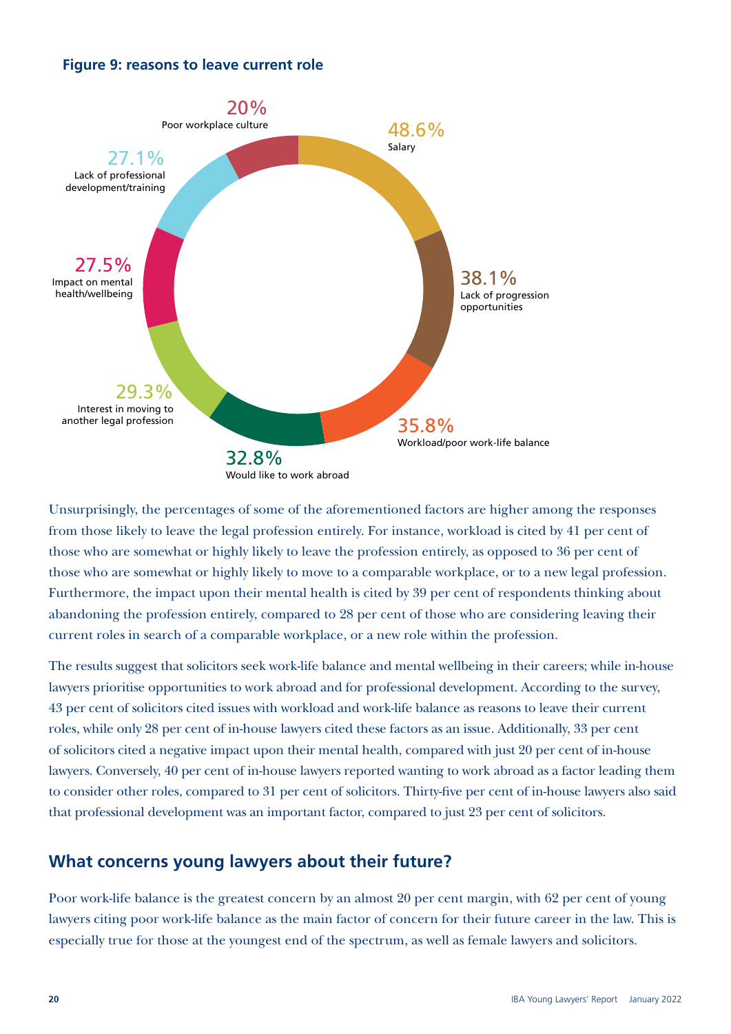**Figure 9: reasons to leave current role**

| Reason | Percentage |
| --- | --- |
| Salary | 48.6% |
| Lack of progression opportunities | 38.1% |
| Workload/poor work-life balance | 35.8% |
| Would like to work abroad | 32.8% |
| Interest in moving to another legal profession | 29.3% |
| Impact on mental health/wellbeing | 27.5% |
| Lack of professional development/training | 27.1% |
| Poor workplace culture | 20% |

Unsurprisingly, the percentages of some of the aforementioned factors are higher among the responses from those likely to leave the legal profession entirely. For instance, workload is cited by 41 per cent of those who are somewhat or highly likely to leave the profession entirely, as opposed to 36 per cent of those who are somewhat or highly likely to move to a comparable workplace, or to a new legal profession. Furthermore, the impact upon their mental health is cited by 39 per cent of respondents thinking about abandoning the profession entirely, compared to 28 per cent of those who are considering leaving their current roles in search of a comparable workplace, or a new role within the profession.

The results suggest that solicitors seek work-life balance and mental wellbeing in their careers; while in-house lawyers prioritise opportunities to work abroad and for professional development. According to the survey, 43 per cent of solicitors cited issues with workload and work-life balance as reasons to leave their current roles, while only 28 per cent of in-house lawyers cited these factors as an issue. Additionally, 33 per cent of solicitors cited a negative impact upon their mental health, compared with just 20 per cent of in-house lawyers. Conversely, 40 per cent of in-house lawyers reported wanting to work abroad as a factor leading them to consider other roles, compared to 31 per cent of solicitors. Thirty-five per cent of in-house lawyers also said that professional development was an important factor, compared to just 23 per cent of solicitors.

## What concerns young lawyers about their future?

Poor work-life balance is the greatest concern by an almost 20 per cent margin, with 62 per cent of young lawyers citing poor work-life balance as the main factor of concern for their future career in the law. This is especially true for those at the youngest end of the spectrum, as well as female lawyers and solicitors.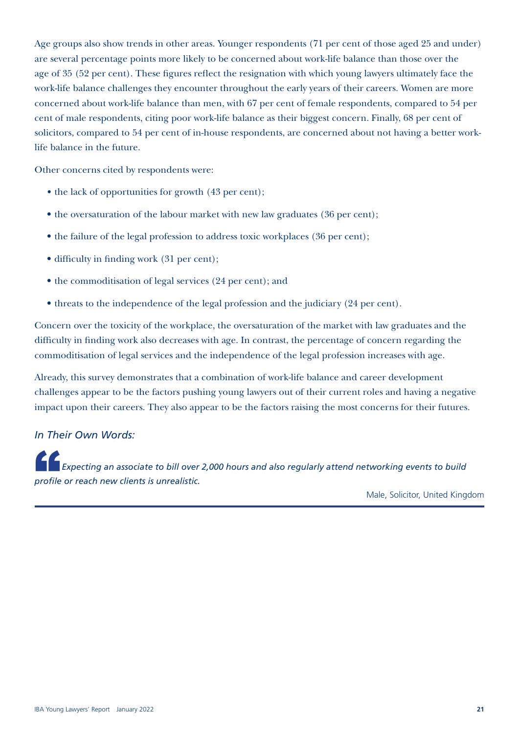Age groups also show trends in other areas. Younger respondents (71 per cent of those aged 25 and under) are several percentage points more likely to be concerned about work-life balance than those over the age of 35 (52 per cent). These figures reflect the resignation with which young lawyers ultimately face the work-life balance challenges they encounter throughout the early years of their careers. Women are more concerned about work-life balance than men, with 67 per cent of female respondents, compared to 54 per cent of male respondents, citing poor work-life balance as their biggest concern. Finally, 68 per cent of solicitors, compared to 54 per cent of in-house respondents, are concerned about not having a better work-life balance in the future.

Other concerns cited by respondents were:

- the lack of opportunities for growth (43 per cent);
- the oversaturation of the labour market with new law graduates (36 per cent);
- the failure of the legal profession to address toxic workplaces (36 per cent);
- difficulty in finding work (31 per cent);
- the commoditisation of legal services (24 per cent); and
- threats to the independence of the legal profession and the judiciary (24 per cent).

Concern over the toxicity of the workplace, the oversaturation of the market with law graduates and the difficulty in finding work also decreases with age. In contrast, the percentage of concern regarding the commoditisation of legal services and the independence of the legal profession increases with age.

Already, this survey demonstrates that a combination of work-life balance and career development challenges appear to be the factors pushing young lawyers out of their current roles and having a negative impact upon their careers. They also appear to be the factors raising the most concerns for their futures.

### *In Their Own Words:*

> *Expecting an associate to bill over 2,000 hours and also regularly attend networking events to build profile or reach new clients is unrealistic.*
>
> Male, Solicitor, United Kingdom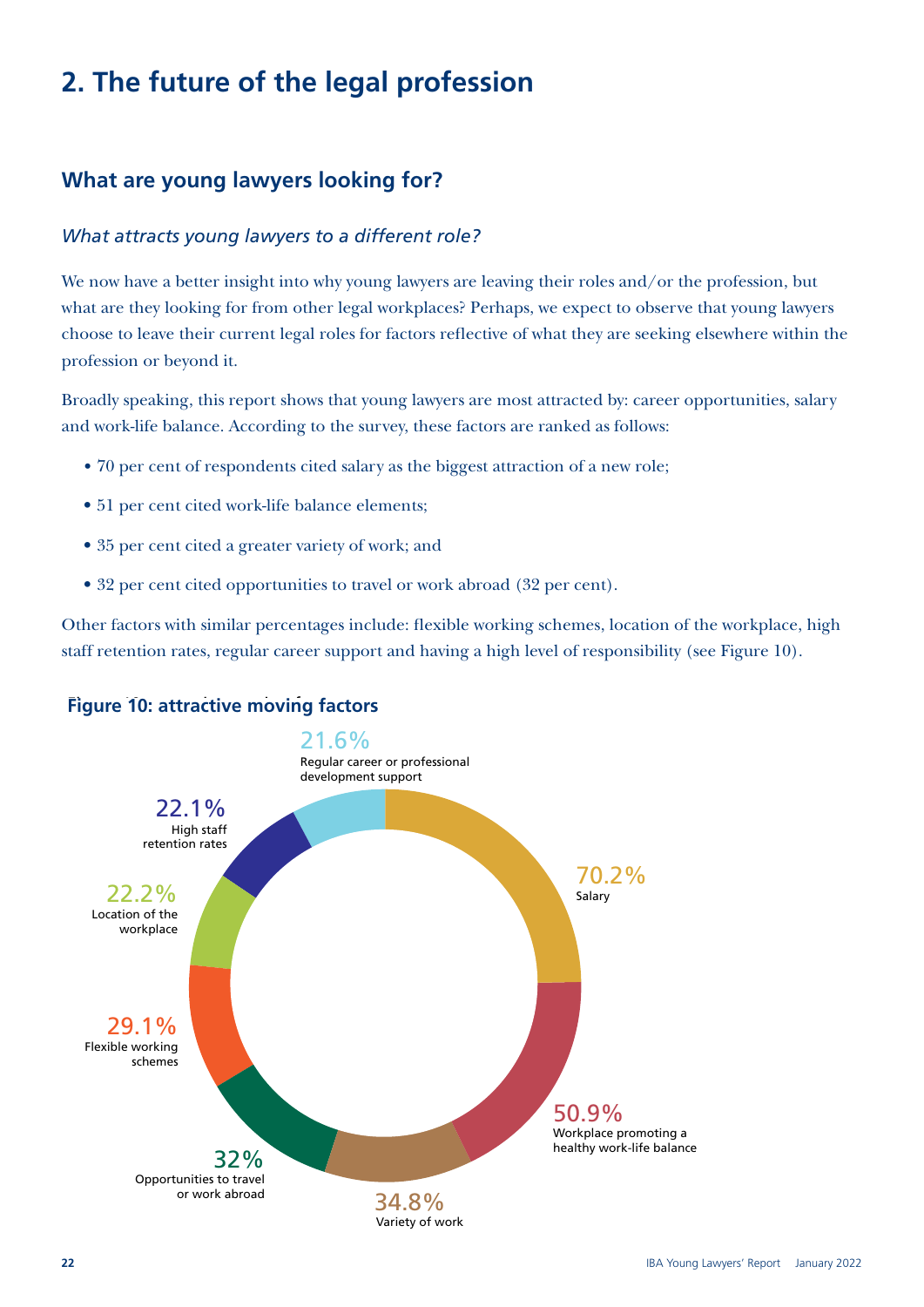# 2. The future of the legal profession

## What are young lawyers looking for?

### *What attracts young lawyers to a different role?*

We now have a better insight into why young lawyers are leaving their roles and/or the profession, but what are they looking for from other legal workplaces? Perhaps, we expect to observe that young lawyers choose to leave their current legal roles for factors reflective of what they are seeking elsewhere within the profession or beyond it.

Broadly speaking, this report shows that young lawyers are most attracted by: career opportunities, salary and work-life balance. According to the survey, these factors are ranked as follows:

- 70 per cent of respondents cited salary as the biggest attraction of a new role;
- 51 per cent cited work-life balance elements;
- 35 per cent cited a greater variety of work; and
- 32 per cent cited opportunities to travel or work abroad (32 per cent).

Other factors with similar percentages include: flexible working schemes, location of the workplace, high staff retention rates, regular career support and having a high level of responsibility (see Figure 10).

**Figure 10: attractive moving factors**

| Factor | Percentage |
| --- | --- |
| Salary | 70.2% |
| Workplace promoting a healthy work-life balance | 50.9% |
| Variety of work | 34.8% |
| Opportunities to travel or work abroad | 32% |
| Flexible working schemes | 29.1% |
| Location of the workplace | 22.2% |
| High staff retention rates | 22.1% |
| Regular career or professional development support | 21.6% |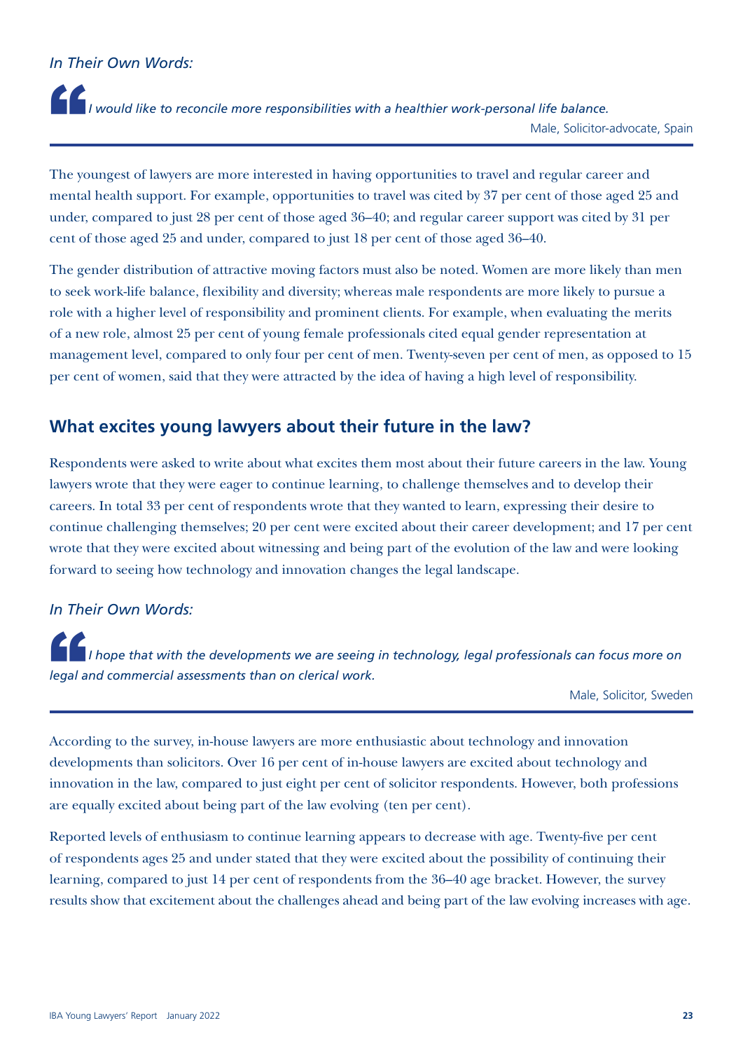*In Their Own Words:*

> *I would like to reconcile more responsibilities with a healthier work-personal life balance.*
>
> Male, Solicitor-advocate, Spain

The youngest of lawyers are more interested in having opportunities to travel and regular career and mental health support. For example, opportunities to travel was cited by 37 per cent of those aged 25 and under, compared to just 28 per cent of those aged 36–40; and regular career support was cited by 31 per cent of those aged 25 and under, compared to just 18 per cent of those aged 36–40.

The gender distribution of attractive moving factors must also be noted. Women are more likely than men to seek work-life balance, flexibility and diversity; whereas male respondents are more likely to pursue a role with a higher level of responsibility and prominent clients. For example, when evaluating the merits of a new role, almost 25 per cent of young female professionals cited equal gender representation at management level, compared to only four per cent of men. Twenty-seven per cent of men, as opposed to 15 per cent of women, said that they were attracted by the idea of having a high level of responsibility.

## What excites young lawyers about their future in the law?

Respondents were asked to write about what excites them most about their future careers in the law. Young lawyers wrote that they were eager to continue learning, to challenge themselves and to develop their careers. In total 33 per cent of respondents wrote that they wanted to learn, expressing their desire to continue challenging themselves; 20 per cent were excited about their career development; and 17 per cent wrote that they were excited about witnessing and being part of the evolution of the law and were looking forward to seeing how technology and innovation changes the legal landscape.

*In Their Own Words:*

> *I hope that with the developments we are seeing in technology, legal professionals can focus more on legal and commercial assessments than on clerical work.*
>
> Male, Solicitor, Sweden

According to the survey, in-house lawyers are more enthusiastic about technology and innovation developments than solicitors. Over 16 per cent of in-house lawyers are excited about technology and innovation in the law, compared to just eight per cent of solicitor respondents. However, both professions are equally excited about being part of the law evolving (ten per cent).

Reported levels of enthusiasm to continue learning appears to decrease with age. Twenty-five per cent of respondents ages 25 and under stated that they were excited about the possibility of continuing their learning, compared to just 14 per cent of respondents from the 36–40 age bracket. However, the survey results show that excitement about the challenges ahead and being part of the law evolving increases with age.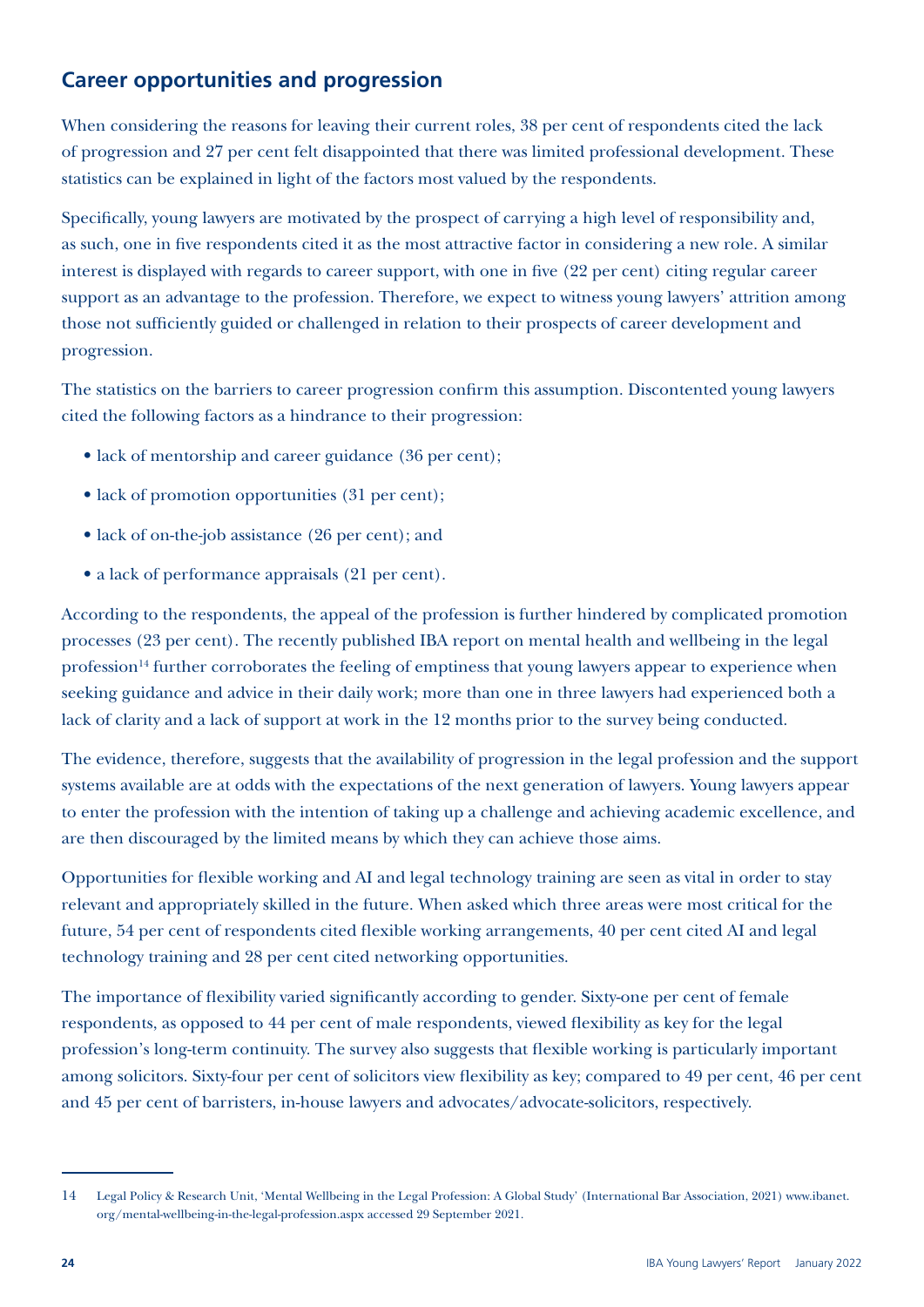## Career opportunities and progression

When considering the reasons for leaving their current roles, 38 per cent of respondents cited the lack of progression and 27 per cent felt disappointed that there was limited professional development. These statistics can be explained in light of the factors most valued by the respondents.

Specifically, young lawyers are motivated by the prospect of carrying a high level of responsibility and, as such, one in five respondents cited it as the most attractive factor in considering a new role. A similar interest is displayed with regards to career support, with one in five (22 per cent) citing regular career support as an advantage to the profession. Therefore, we expect to witness young lawyers' attrition among those not sufficiently guided or challenged in relation to their prospects of career development and progression.

The statistics on the barriers to career progression confirm this assumption. Discontented young lawyers cited the following factors as a hindrance to their progression:

- lack of mentorship and career guidance (36 per cent);
- lack of promotion opportunities (31 per cent);
- lack of on-the-job assistance (26 per cent); and
- a lack of performance appraisals (21 per cent).

According to the respondents, the appeal of the profession is further hindered by complicated promotion processes (23 per cent). The recently published IBA report on mental health and wellbeing in the legal profession[14] further corroborates the feeling of emptiness that young lawyers appear to experience when seeking guidance and advice in their daily work; more than one in three lawyers had experienced both a lack of clarity and a lack of support at work in the 12 months prior to the survey being conducted.

The evidence, therefore, suggests that the availability of progression in the legal profession and the support systems available are at odds with the expectations of the next generation of lawyers. Young lawyers appear to enter the profession with the intention of taking up a challenge and achieving academic excellence, and are then discouraged by the limited means by which they can achieve those aims.

Opportunities for flexible working and AI and legal technology training are seen as vital in order to stay relevant and appropriately skilled in the future. When asked which three areas were most critical for the future, 54 per cent of respondents cited flexible working arrangements, 40 per cent cited AI and legal technology training and 28 per cent cited networking opportunities.

The importance of flexibility varied significantly according to gender. Sixty-one per cent of female respondents, as opposed to 44 per cent of male respondents, viewed flexibility as key for the legal profession's long-term continuity. The survey also suggests that flexible working is particularly important among solicitors. Sixty-four per cent of solicitors view flexibility as key; compared to 49 per cent, 46 per cent and 45 per cent of barristers, in-house lawyers and advocates/advocate-solicitors, respectively.

---

14 Legal Policy & Research Unit, 'Mental Wellbeing in the Legal Profession: A Global Study' (International Bar Association, 2021) www.ibanet.org/mental-wellbeing-in-the-legal-profession.aspx accessed 29 September 2021.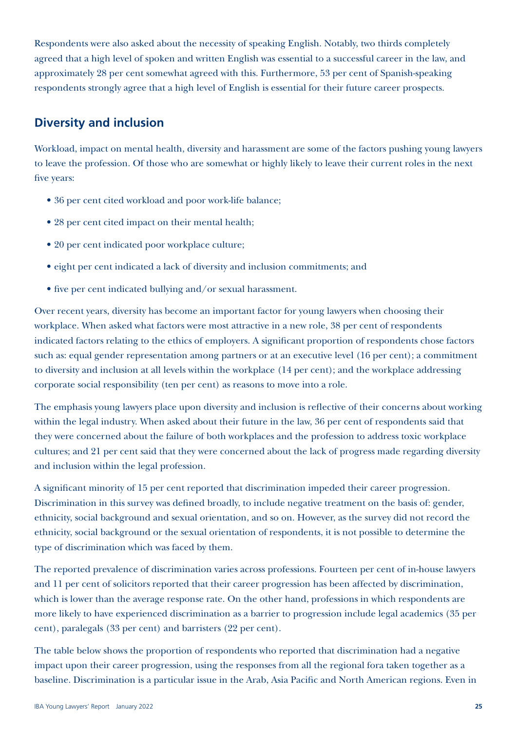Respondents were also asked about the necessity of speaking English. Notably, two thirds completely agreed that a high level of spoken and written English was essential to a successful career in the law, and approximately 28 per cent somewhat agreed with this. Furthermore, 53 per cent of Spanish-speaking respondents strongly agree that a high level of English is essential for their future career prospects.

## Diversity and inclusion

Workload, impact on mental health, diversity and harassment are some of the factors pushing young lawyers to leave the profession. Of those who are somewhat or highly likely to leave their current roles in the next five years:

- 36 per cent cited workload and poor work-life balance;
- 28 per cent cited impact on their mental health;
- 20 per cent indicated poor workplace culture;
- eight per cent indicated a lack of diversity and inclusion commitments; and
- five per cent indicated bullying and/or sexual harassment.

Over recent years, diversity has become an important factor for young lawyers when choosing their workplace. When asked what factors were most attractive in a new role, 38 per cent of respondents indicated factors relating to the ethics of employers. A significant proportion of respondents chose factors such as: equal gender representation among partners or at an executive level (16 per cent); a commitment to diversity and inclusion at all levels within the workplace (14 per cent); and the workplace addressing corporate social responsibility (ten per cent) as reasons to move into a role.

The emphasis young lawyers place upon diversity and inclusion is reflective of their concerns about working within the legal industry. When asked about their future in the law, 36 per cent of respondents said that they were concerned about the failure of both workplaces and the profession to address toxic workplace cultures; and 21 per cent said that they were concerned about the lack of progress made regarding diversity and inclusion within the legal profession.

A significant minority of 15 per cent reported that discrimination impeded their career progression. Discrimination in this survey was defined broadly, to include negative treatment on the basis of: gender, ethnicity, social background and sexual orientation, and so on. However, as the survey did not record the ethnicity, social background or the sexual orientation of respondents, it is not possible to determine the type of discrimination which was faced by them.

The reported prevalence of discrimination varies across professions. Fourteen per cent of in-house lawyers and 11 per cent of solicitors reported that their career progression has been affected by discrimination, which is lower than the average response rate. On the other hand, professions in which respondents are more likely to have experienced discrimination as a barrier to progression include legal academics (35 per cent), paralegals (33 per cent) and barristers (22 per cent).

The table below shows the proportion of respondents who reported that discrimination had a negative impact upon their career progression, using the responses from all the regional fora taken together as a baseline. Discrimination is a particular issue in the Arab, Asia Pacific and North American regions. Even in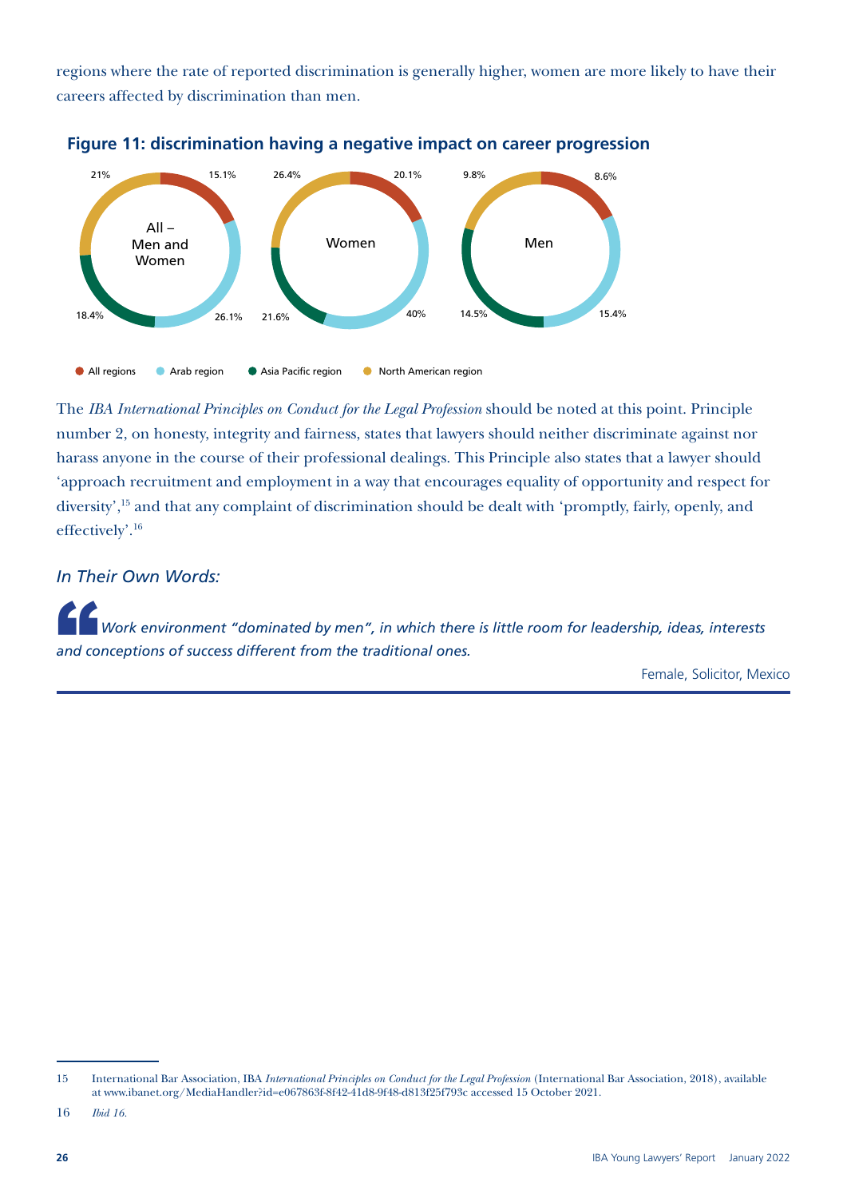regions where the rate of reported discrimination is generally higher, women are more likely to have their careers affected by discrimination than men.

**Figure 11: discrimination having a negative impact on career progression**

| | All – Men and Women | Women | Men |
|---|---|---|---|
| All regions | 15.1% | 20.1% | 8.6% |
| Arab region | 26.1% | 40% | 15.4% |
| Asia Pacific region | 18.4% | 21.6% | 14.5% |
| North American region | 21% | 26.4% | 9.8% |

The *IBA International Principles on Conduct for the Legal Profession* should be noted at this point. Principle number 2, on honesty, integrity and fairness, states that lawyers should neither discriminate against nor harass anyone in the course of their professional dealings. This Principle also states that a lawyer should 'approach recruitment and employment in a way that encourages equality of opportunity and respect for diversity',[15] and that any complaint of discrimination should be dealt with 'promptly, fairly, openly, and effectively'.[16]

### *In Their Own Words:*

> *Work environment "dominated by men", in which there is little room for leadership, ideas, interests and conceptions of success different from the traditional ones.*
>
> Female, Solicitor, Mexico

---

15 International Bar Association, IBA *International Principles on Conduct for the Legal Profession* (International Bar Association, 2018), available at www.ibanet.org/MediaHandler?id=e067863f-8f42-41d8-9f48-d813f25f793c accessed 15 October 2021.

16 *Ibid 16.*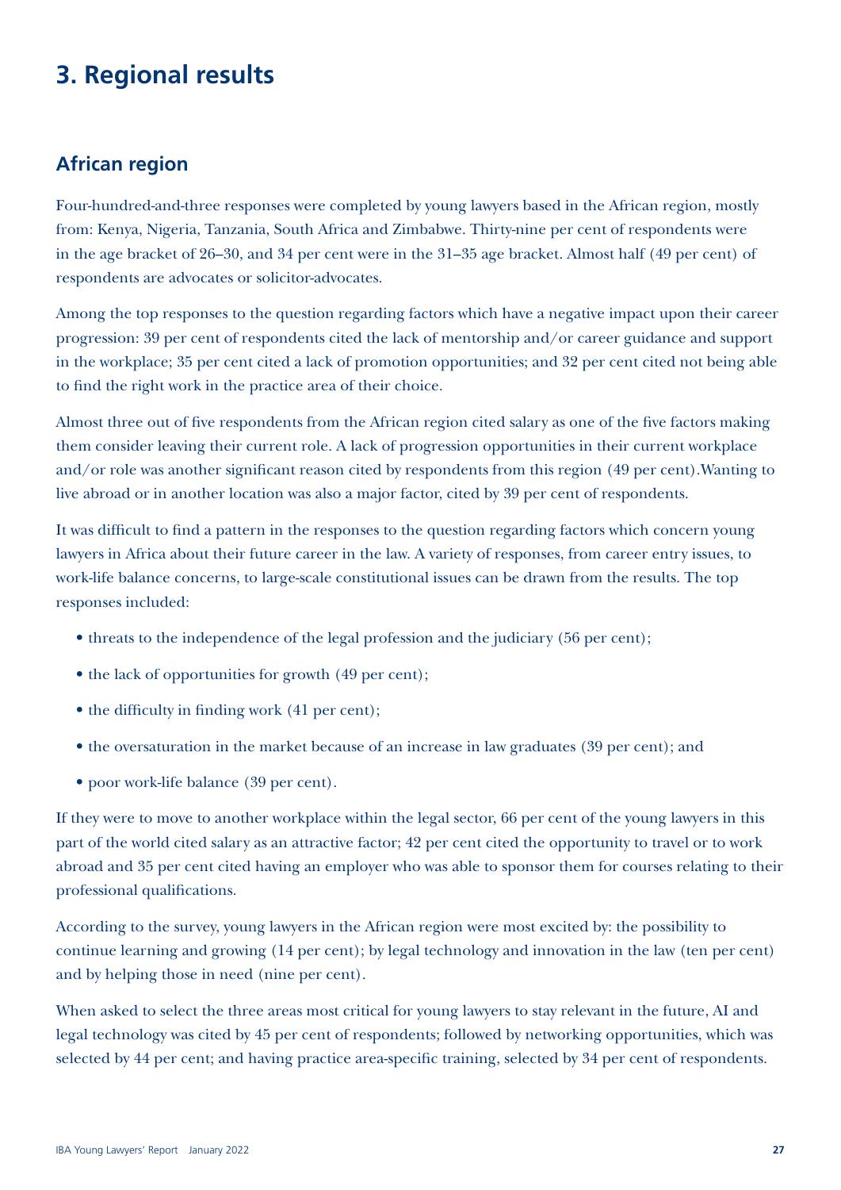# 3. Regional results

## African region

Four-hundred-and-three responses were completed by young lawyers based in the African region, mostly from: Kenya, Nigeria, Tanzania, South Africa and Zimbabwe. Thirty-nine per cent of respondents were in the age bracket of 26–30, and 34 per cent were in the 31–35 age bracket. Almost half (49 per cent) of respondents are advocates or solicitor-advocates.

Among the top responses to the question regarding factors which have a negative impact upon their career progression: 39 per cent of respondents cited the lack of mentorship and/or career guidance and support in the workplace; 35 per cent cited a lack of promotion opportunities; and 32 per cent cited not being able to find the right work in the practice area of their choice.

Almost three out of five respondents from the African region cited salary as one of the five factors making them consider leaving their current role. A lack of progression opportunities in their current workplace and/or role was another significant reason cited by respondents from this region (49 per cent).Wanting to live abroad or in another location was also a major factor, cited by 39 per cent of respondents.

It was difficult to find a pattern in the responses to the question regarding factors which concern young lawyers in Africa about their future career in the law. A variety of responses, from career entry issues, to work-life balance concerns, to large-scale constitutional issues can be drawn from the results. The top responses included:

- threats to the independence of the legal profession and the judiciary (56 per cent);
- the lack of opportunities for growth (49 per cent);
- the difficulty in finding work (41 per cent);
- the oversaturation in the market because of an increase in law graduates (39 per cent); and
- poor work-life balance (39 per cent).

If they were to move to another workplace within the legal sector, 66 per cent of the young lawyers in this part of the world cited salary as an attractive factor; 42 per cent cited the opportunity to travel or to work abroad and 35 per cent cited having an employer who was able to sponsor them for courses relating to their professional qualifications.

According to the survey, young lawyers in the African region were most excited by: the possibility to continue learning and growing (14 per cent); by legal technology and innovation in the law (ten per cent) and by helping those in need (nine per cent).

When asked to select the three areas most critical for young lawyers to stay relevant in the future, AI and legal technology was cited by 45 per cent of respondents; followed by networking opportunities, which was selected by 44 per cent; and having practice area-specific training, selected by 34 per cent of respondents.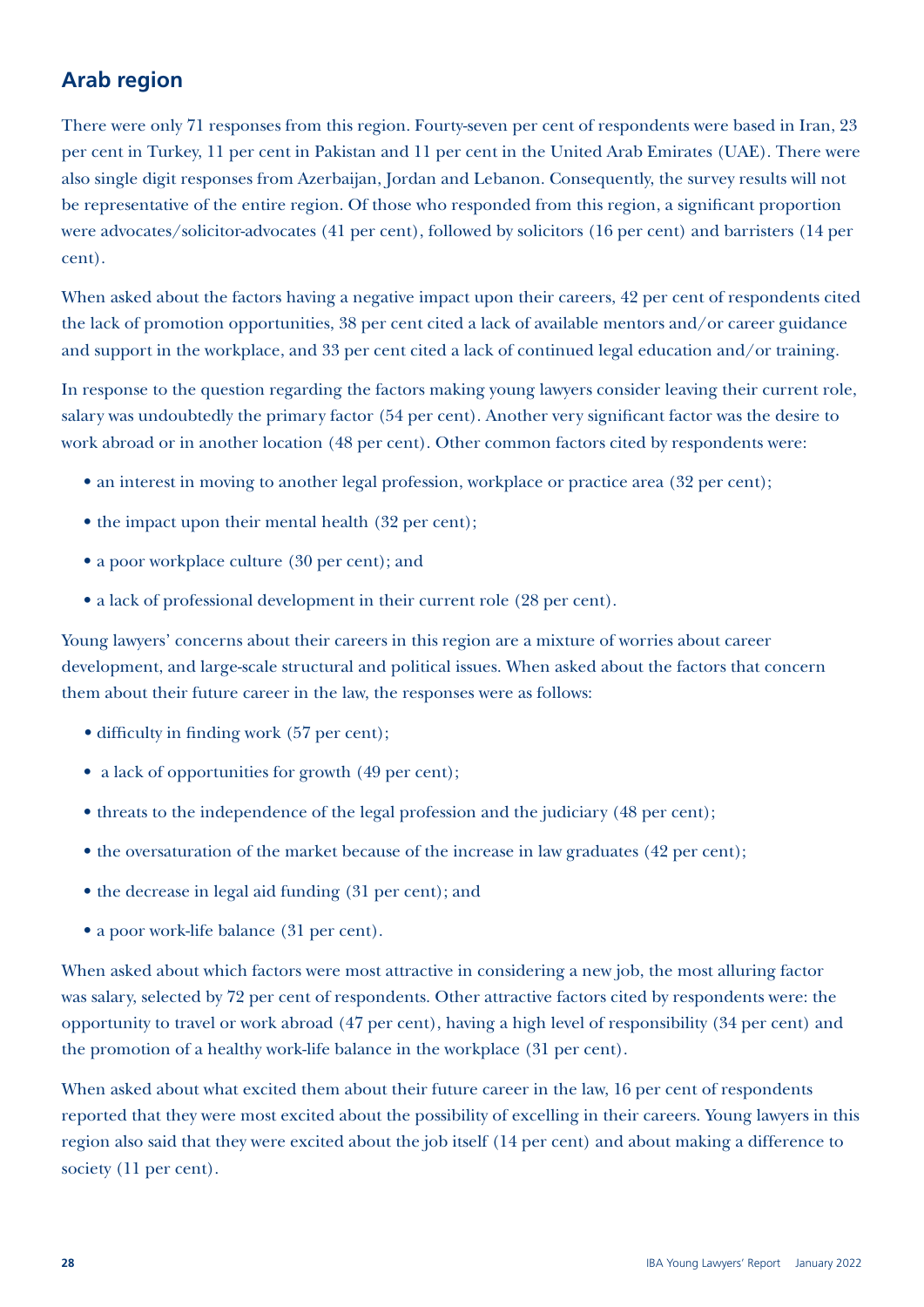## Arab region

There were only 71 responses from this region. Fourty-seven per cent of respondents were based in Iran, 23 per cent in Turkey, 11 per cent in Pakistan and 11 per cent in the United Arab Emirates (UAE). There were also single digit responses from Azerbaijan, Jordan and Lebanon. Consequently, the survey results will not be representative of the entire region. Of those who responded from this region, a significant proportion were advocates/solicitor-advocates (41 per cent), followed by solicitors (16 per cent) and barristers (14 per cent).

When asked about the factors having a negative impact upon their careers, 42 per cent of respondents cited the lack of promotion opportunities, 38 per cent cited a lack of available mentors and/or career guidance and support in the workplace, and 33 per cent cited a lack of continued legal education and/or training.

In response to the question regarding the factors making young lawyers consider leaving their current role, salary was undoubtedly the primary factor (54 per cent). Another very significant factor was the desire to work abroad or in another location (48 per cent). Other common factors cited by respondents were:

- an interest in moving to another legal profession, workplace or practice area (32 per cent);
- the impact upon their mental health (32 per cent);
- a poor workplace culture (30 per cent); and
- a lack of professional development in their current role (28 per cent).

Young lawyers' concerns about their careers in this region are a mixture of worries about career development, and large-scale structural and political issues. When asked about the factors that concern them about their future career in the law, the responses were as follows:

- difficulty in finding work (57 per cent);
- a lack of opportunities for growth (49 per cent);
- threats to the independence of the legal profession and the judiciary (48 per cent);
- the oversaturation of the market because of the increase in law graduates (42 per cent);
- the decrease in legal aid funding (31 per cent); and
- a poor work-life balance (31 per cent).

When asked about which factors were most attractive in considering a new job, the most alluring factor was salary, selected by 72 per cent of respondents. Other attractive factors cited by respondents were: the opportunity to travel or work abroad (47 per cent), having a high level of responsibility (34 per cent) and the promotion of a healthy work-life balance in the workplace (31 per cent).

When asked about what excited them about their future career in the law, 16 per cent of respondents reported that they were most excited about the possibility of excelling in their careers. Young lawyers in this region also said that they were excited about the job itself (14 per cent) and about making a difference to society (11 per cent).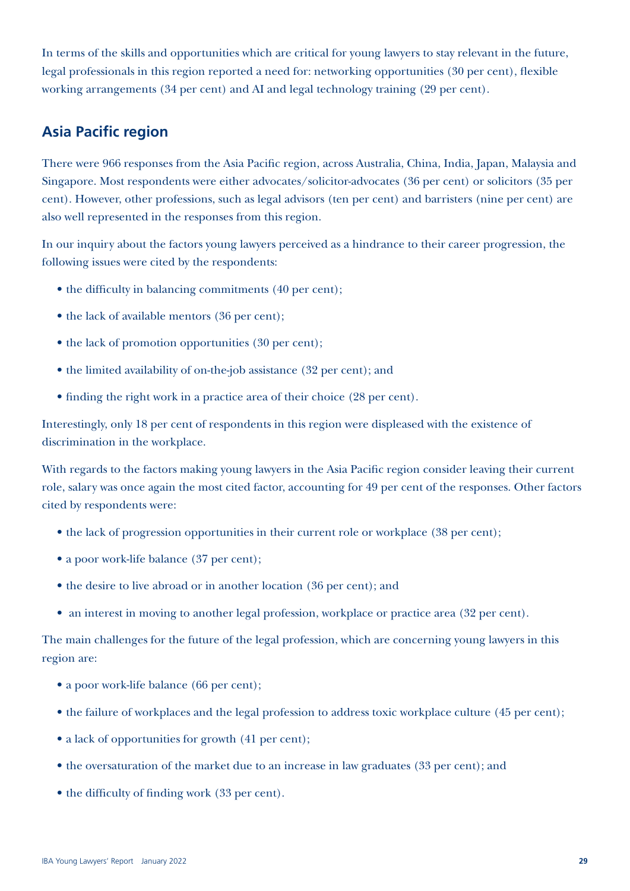In terms of the skills and opportunities which are critical for young lawyers to stay relevant in the future, legal professionals in this region reported a need for: networking opportunities (30 per cent), flexible working arrangements (34 per cent) and AI and legal technology training (29 per cent).

## Asia Pacific region

There were 966 responses from the Asia Pacific region, across Australia, China, India, Japan, Malaysia and Singapore. Most respondents were either advocates/solicitor-advocates (36 per cent) or solicitors (35 per cent). However, other professions, such as legal advisors (ten per cent) and barristers (nine per cent) are also well represented in the responses from this region.

In our inquiry about the factors young lawyers perceived as a hindrance to their career progression, the following issues were cited by the respondents:

- the difficulty in balancing commitments (40 per cent);
- the lack of available mentors (36 per cent);
- the lack of promotion opportunities (30 per cent);
- the limited availability of on-the-job assistance (32 per cent); and
- finding the right work in a practice area of their choice (28 per cent).

Interestingly, only 18 per cent of respondents in this region were displeased with the existence of discrimination in the workplace.

With regards to the factors making young lawyers in the Asia Pacific region consider leaving their current role, salary was once again the most cited factor, accounting for 49 per cent of the responses. Other factors cited by respondents were:

- the lack of progression opportunities in their current role or workplace (38 per cent);
- a poor work-life balance (37 per cent);
- the desire to live abroad or in another location (36 per cent); and
- an interest in moving to another legal profession, workplace or practice area (32 per cent).

The main challenges for the future of the legal profession, which are concerning young lawyers in this region are:

- a poor work-life balance (66 per cent);
- the failure of workplaces and the legal profession to address toxic workplace culture (45 per cent);
- a lack of opportunities for growth (41 per cent);
- the oversaturation of the market due to an increase in law graduates (33 per cent); and
- the difficulty of finding work (33 per cent).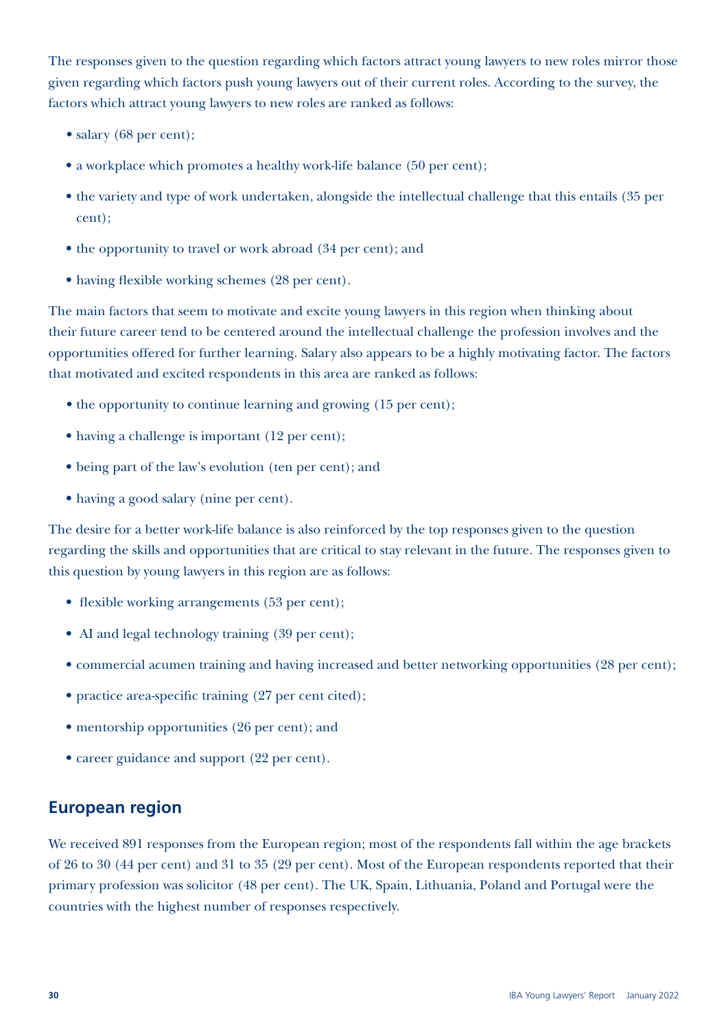The responses given to the question regarding which factors attract young lawyers to new roles mirror those given regarding which factors push young lawyers out of their current roles. According to the survey, the factors which attract young lawyers to new roles are ranked as follows:

- salary (68 per cent);
- a workplace which promotes a healthy work-life balance (50 per cent);
- the variety and type of work undertaken, alongside the intellectual challenge that this entails (35 per cent);
- the opportunity to travel or work abroad (34 per cent); and
- having flexible working schemes (28 per cent).

The main factors that seem to motivate and excite young lawyers in this region when thinking about their future career tend to be centered around the intellectual challenge the profession involves and the opportunities offered for further learning. Salary also appears to be a highly motivating factor. The factors that motivated and excited respondents in this area are ranked as follows:

- the opportunity to continue learning and growing (15 per cent);
- having a challenge is important (12 per cent);
- being part of the law's evolution (ten per cent); and
- having a good salary (nine per cent).

The desire for a better work-life balance is also reinforced by the top responses given to the question regarding the skills and opportunities that are critical to stay relevant in the future. The responses given to this question by young lawyers in this region are as follows:

- flexible working arrangements (53 per cent);
- AI and legal technology training (39 per cent);
- commercial acumen training and having increased and better networking opportunities (28 per cent);
- practice area-specific training (27 per cent cited);
- mentorship opportunities (26 per cent); and
- career guidance and support (22 per cent).

## European region

We received 891 responses from the European region; most of the respondents fall within the age brackets of 26 to 30 (44 per cent) and 31 to 35 (29 per cent). Most of the European respondents reported that their primary profession was solicitor (48 per cent). The UK, Spain, Lithuania, Poland and Portugal were the countries with the highest number of responses respectively.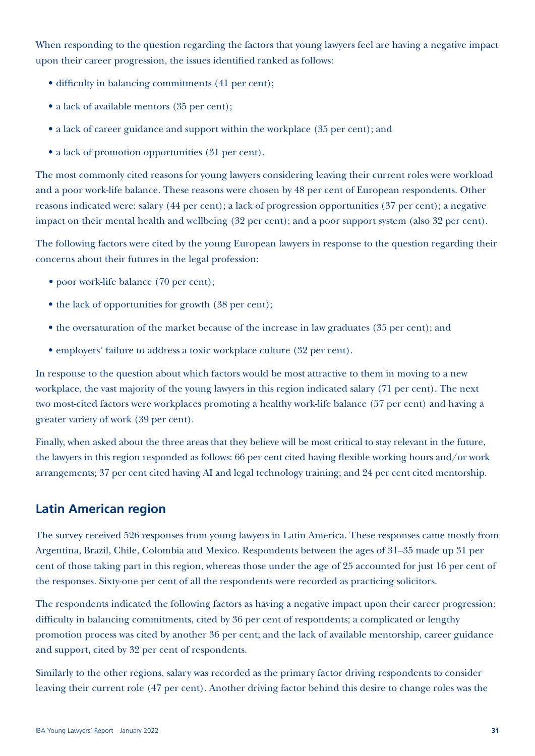When responding to the question regarding the factors that young lawyers feel are having a negative impact upon their career progression, the issues identified ranked as follows:

- difficulty in balancing commitments (41 per cent);
- a lack of available mentors (35 per cent);
- a lack of career guidance and support within the workplace (35 per cent); and
- a lack of promotion opportunities (31 per cent).

The most commonly cited reasons for young lawyers considering leaving their current roles were workload and a poor work-life balance. These reasons were chosen by 48 per cent of European respondents. Other reasons indicated were: salary (44 per cent); a lack of progression opportunities (37 per cent); a negative impact on their mental health and wellbeing (32 per cent); and a poor support system (also 32 per cent).

The following factors were cited by the young European lawyers in response to the question regarding their concerns about their futures in the legal profession:

- poor work-life balance (70 per cent);
- the lack of opportunities for growth (38 per cent);
- the oversaturation of the market because of the increase in law graduates (35 per cent); and
- employers' failure to address a toxic workplace culture (32 per cent).

In response to the question about which factors would be most attractive to them in moving to a new workplace, the vast majority of the young lawyers in this region indicated salary (71 per cent). The next two most-cited factors were workplaces promoting a healthy work-life balance (57 per cent) and having a greater variety of work (39 per cent).

Finally, when asked about the three areas that they believe will be most critical to stay relevant in the future, the lawyers in this region responded as follows: 66 per cent cited having flexible working hours and/or work arrangements; 37 per cent cited having AI and legal technology training; and 24 per cent cited mentorship.

## Latin American region

The survey received 526 responses from young lawyers in Latin America. These responses came mostly from Argentina, Brazil, Chile, Colombia and Mexico. Respondents between the ages of 31–35 made up 31 per cent of those taking part in this region, whereas those under the age of 25 accounted for just 16 per cent of the responses. Sixty-one per cent of all the respondents were recorded as practicing solicitors.

The respondents indicated the following factors as having a negative impact upon their career progression: difficulty in balancing commitments, cited by 36 per cent of respondents; a complicated or lengthy promotion process was cited by another 36 per cent; and the lack of available mentorship, career guidance and support, cited by 32 per cent of respondents.

Similarly to the other regions, salary was recorded as the primary factor driving respondents to consider leaving their current role (47 per cent). Another driving factor behind this desire to change roles was the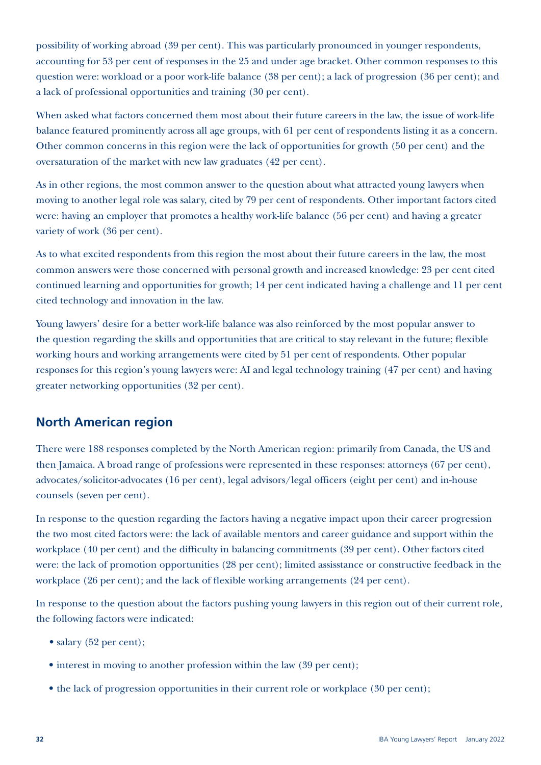possibility of working abroad (39 per cent). This was particularly pronounced in younger respondents, accounting for 53 per cent of responses in the 25 and under age bracket. Other common responses to this question were: workload or a poor work-life balance (38 per cent); a lack of progression (36 per cent); and a lack of professional opportunities and training (30 per cent).

When asked what factors concerned them most about their future careers in the law, the issue of work-life balance featured prominently across all age groups, with 61 per cent of respondents listing it as a concern. Other common concerns in this region were the lack of opportunities for growth (50 per cent) and the oversaturation of the market with new law graduates (42 per cent).

As in other regions, the most common answer to the question about what attracted young lawyers when moving to another legal role was salary, cited by 79 per cent of respondents. Other important factors cited were: having an employer that promotes a healthy work-life balance (56 per cent) and having a greater variety of work (36 per cent).

As to what excited respondents from this region the most about their future careers in the law, the most common answers were those concerned with personal growth and increased knowledge: 23 per cent cited continued learning and opportunities for growth; 14 per cent indicated having a challenge and 11 per cent cited technology and innovation in the law.

Young lawyers' desire for a better work-life balance was also reinforced by the most popular answer to the question regarding the skills and opportunities that are critical to stay relevant in the future; flexible working hours and working arrangements were cited by 51 per cent of respondents. Other popular responses for this region's young lawyers were: AI and legal technology training (47 per cent) and having greater networking opportunities (32 per cent).

## North American region

There were 188 responses completed by the North American region: primarily from Canada, the US and then Jamaica. A broad range of professions were represented in these responses: attorneys (67 per cent), advocates/solicitor-advocates (16 per cent), legal advisors/legal officers (eight per cent) and in-house counsels (seven per cent).

In response to the question regarding the factors having a negative impact upon their career progression the two most cited factors were: the lack of available mentors and career guidance and support within the workplace (40 per cent) and the difficulty in balancing commitments (39 per cent). Other factors cited were: the lack of promotion opportunities (28 per cent); limited assisstance or constructive feedback in the workplace (26 per cent); and the lack of flexible working arrangements (24 per cent).

In response to the question about the factors pushing young lawyers in this region out of their current role, the following factors were indicated:

- salary (52 per cent);
- interest in moving to another profession within the law (39 per cent);
- the lack of progression opportunities in their current role or workplace (30 per cent);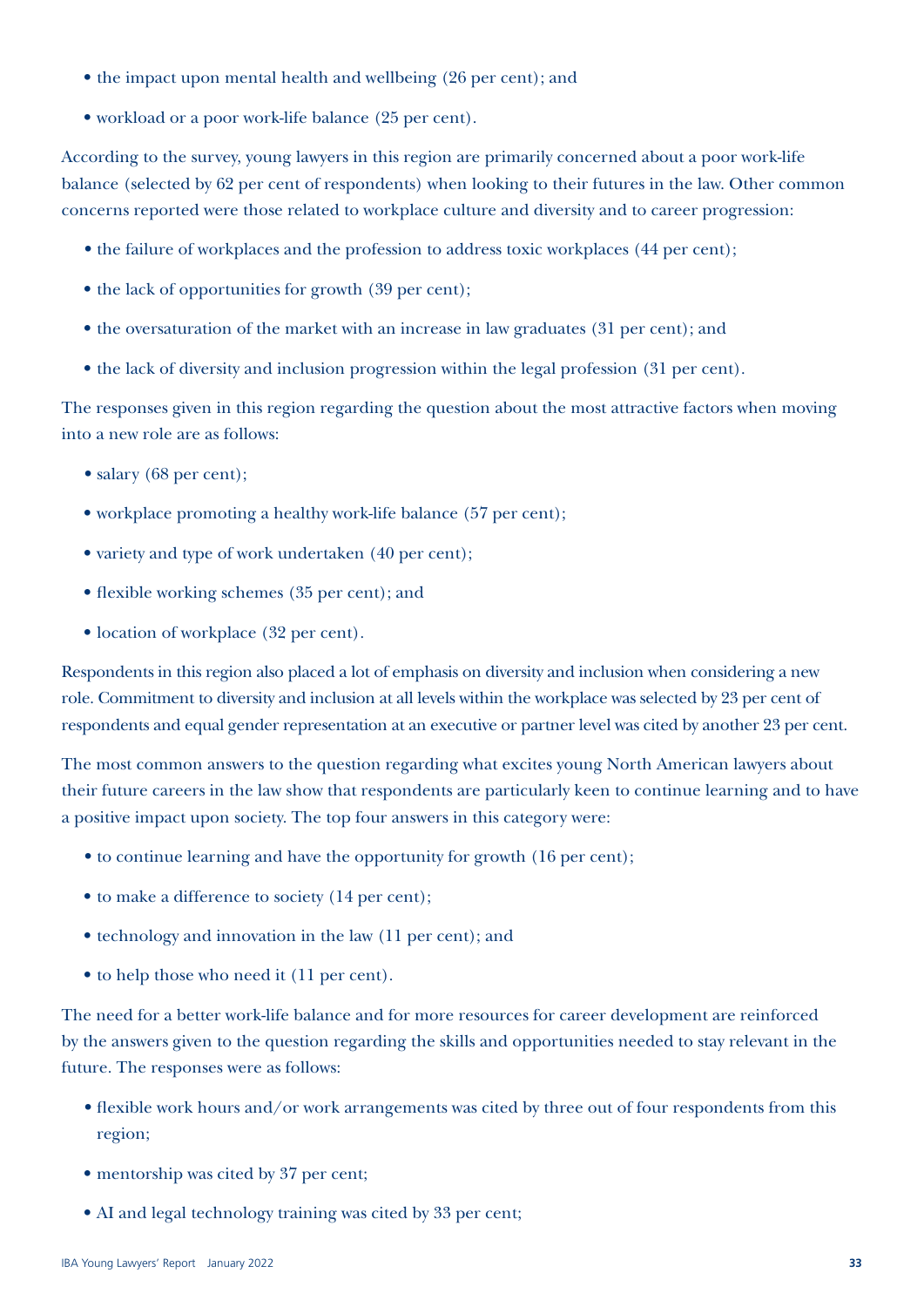- the impact upon mental health and wellbeing (26 per cent); and
- workload or a poor work-life balance (25 per cent).

According to the survey, young lawyers in this region are primarily concerned about a poor work-life balance (selected by 62 per cent of respondents) when looking to their futures in the law. Other common concerns reported were those related to workplace culture and diversity and to career progression:

- the failure of workplaces and the profession to address toxic workplaces (44 per cent);
- the lack of opportunities for growth (39 per cent);
- the oversaturation of the market with an increase in law graduates (31 per cent); and
- the lack of diversity and inclusion progression within the legal profession (31 per cent).

The responses given in this region regarding the question about the most attractive factors when moving into a new role are as follows:

- salary (68 per cent);
- workplace promoting a healthy work-life balance (57 per cent);
- variety and type of work undertaken (40 per cent);
- flexible working schemes (35 per cent); and
- location of workplace (32 per cent).

Respondents in this region also placed a lot of emphasis on diversity and inclusion when considering a new role. Commitment to diversity and inclusion at all levels within the workplace was selected by 23 per cent of respondents and equal gender representation at an executive or partner level was cited by another 23 per cent.

The most common answers to the question regarding what excites young North American lawyers about their future careers in the law show that respondents are particularly keen to continue learning and to have a positive impact upon society. The top four answers in this category were:

- to continue learning and have the opportunity for growth (16 per cent);
- to make a difference to society (14 per cent);
- technology and innovation in the law (11 per cent); and
- to help those who need it (11 per cent).

The need for a better work-life balance and for more resources for career development are reinforced by the answers given to the question regarding the skills and opportunities needed to stay relevant in the future. The responses were as follows:

- flexible work hours and/or work arrangements was cited by three out of four respondents from this region;
- mentorship was cited by 37 per cent;
- AI and legal technology training was cited by 33 per cent;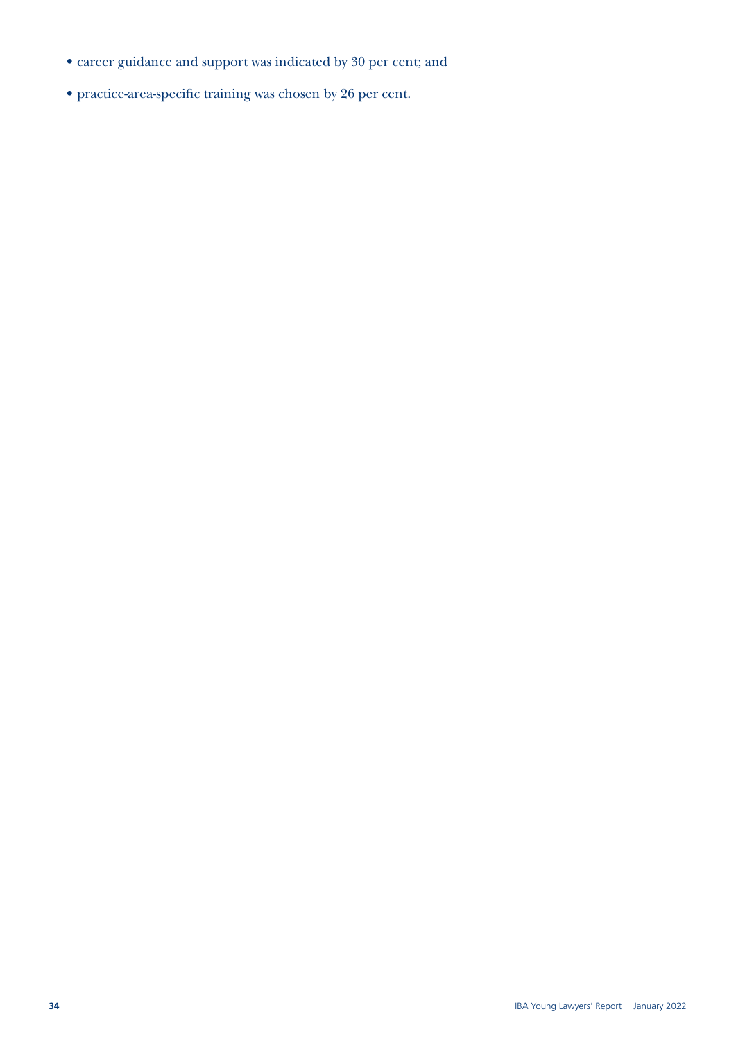- career guidance and support was indicated by 30 per cent; and
- practice-area-specific training was chosen by 26 per cent.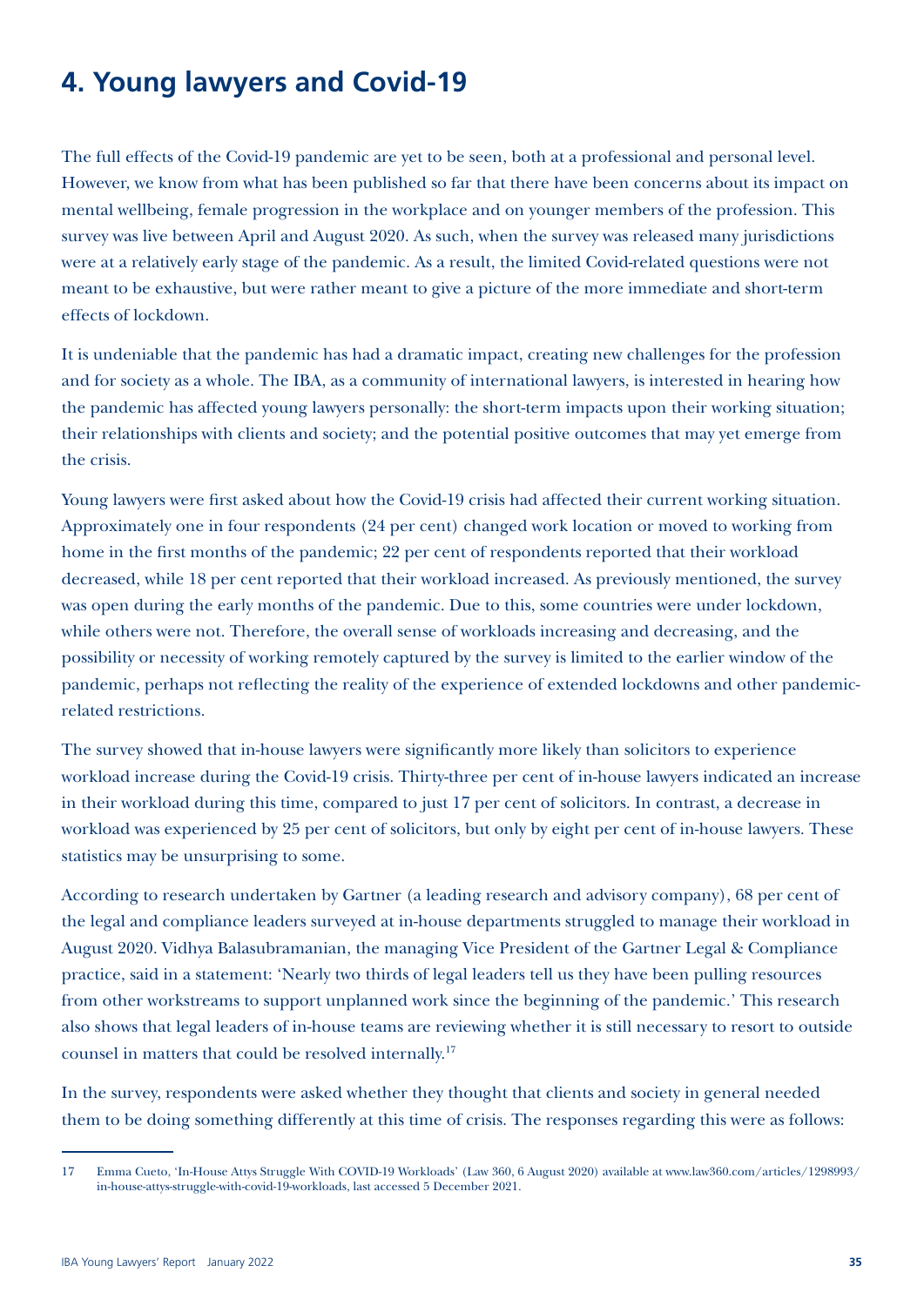# 4. Young lawyers and Covid-19

The full effects of the Covid-19 pandemic are yet to be seen, both at a professional and personal level. However, we know from what has been published so far that there have been concerns about its impact on mental wellbeing, female progression in the workplace and on younger members of the profession. This survey was live between April and August 2020. As such, when the survey was released many jurisdictions were at a relatively early stage of the pandemic. As a result, the limited Covid-related questions were not meant to be exhaustive, but were rather meant to give a picture of the more immediate and short-term effects of lockdown.

It is undeniable that the pandemic has had a dramatic impact, creating new challenges for the profession and for society as a whole. The IBA, as a community of international lawyers, is interested in hearing how the pandemic has affected young lawyers personally: the short-term impacts upon their working situation; their relationships with clients and society; and the potential positive outcomes that may yet emerge from the crisis.

Young lawyers were first asked about how the Covid-19 crisis had affected their current working situation. Approximately one in four respondents (24 per cent) changed work location or moved to working from home in the first months of the pandemic; 22 per cent of respondents reported that their workload decreased, while 18 per cent reported that their workload increased. As previously mentioned, the survey was open during the early months of the pandemic. Due to this, some countries were under lockdown, while others were not. Therefore, the overall sense of workloads increasing and decreasing, and the possibility or necessity of working remotely captured by the survey is limited to the earlier window of the pandemic, perhaps not reflecting the reality of the experience of extended lockdowns and other pandemic-related restrictions.

The survey showed that in-house lawyers were significantly more likely than solicitors to experience workload increase during the Covid-19 crisis. Thirty-three per cent of in-house lawyers indicated an increase in their workload during this time, compared to just 17 per cent of solicitors. In contrast, a decrease in workload was experienced by 25 per cent of solicitors, but only by eight per cent of in-house lawyers. These statistics may be unsurprising to some.

According to research undertaken by Gartner (a leading research and advisory company), 68 per cent of the legal and compliance leaders surveyed at in-house departments struggled to manage their workload in August 2020. Vidhya Balasubramanian, the managing Vice President of the Gartner Legal & Compliance practice, said in a statement: 'Nearly two thirds of legal leaders tell us they have been pulling resources from other workstreams to support unplanned work since the beginning of the pandemic.' This research also shows that legal leaders of in-house teams are reviewing whether it is still necessary to resort to outside counsel in matters that could be resolved internally.[17]

In the survey, respondents were asked whether they thought that clients and society in general needed them to be doing something differently at this time of crisis. The responses regarding this were as follows:

---

17 Emma Cueto, 'In-House Attys Struggle With COVID-19 Workloads' (Law 360, 6 August 2020) available at www.law360.com/articles/1298993/in-house-attys-struggle-with-covid-19-workloads, last accessed 5 December 2021.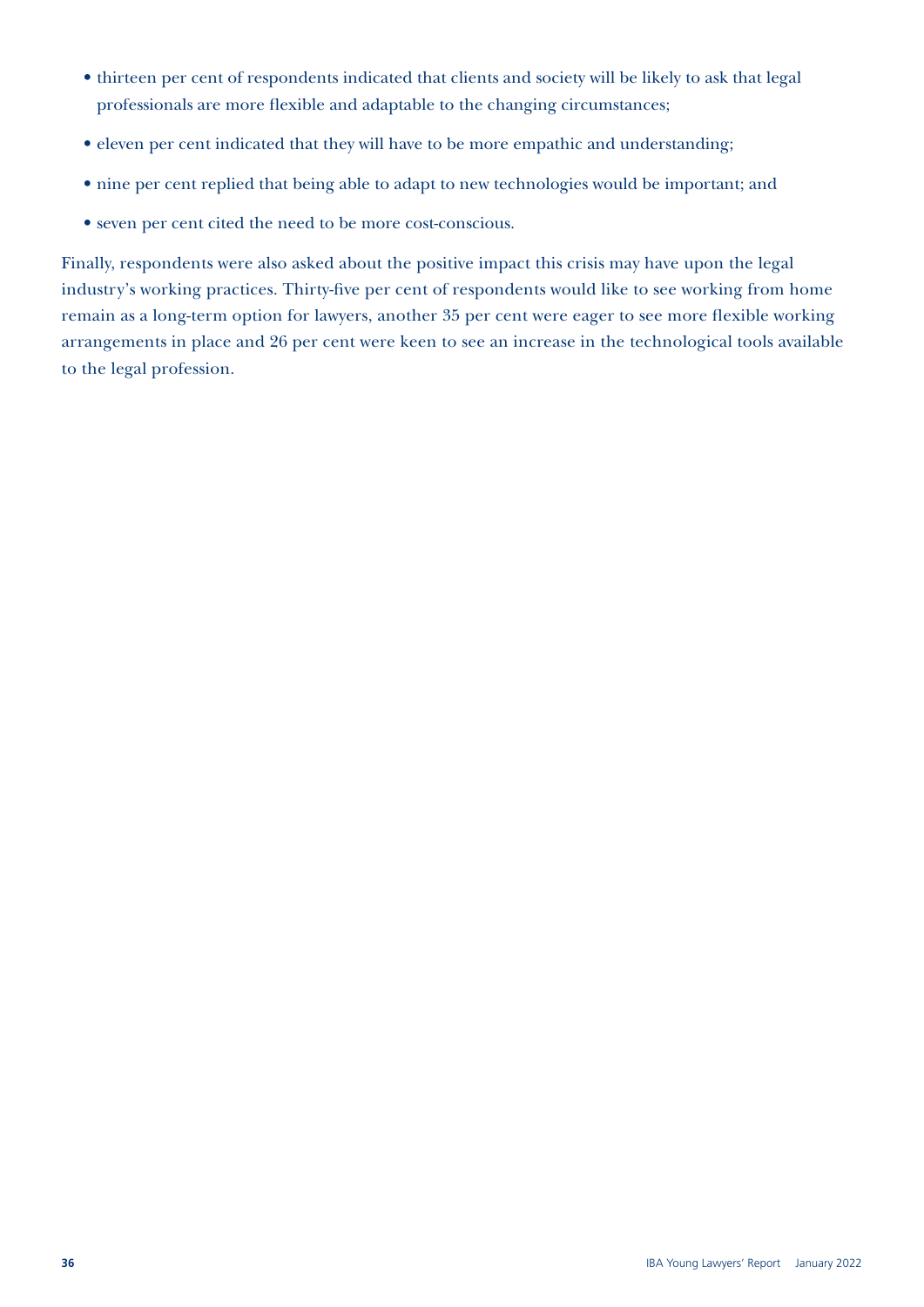- thirteen per cent of respondents indicated that clients and society will be likely to ask that legal professionals are more flexible and adaptable to the changing circumstances;
- eleven per cent indicated that they will have to be more empathic and understanding;
- nine per cent replied that being able to adapt to new technologies would be important; and
- seven per cent cited the need to be more cost-conscious.

Finally, respondents were also asked about the positive impact this crisis may have upon the legal industry's working practices. Thirty-five per cent of respondents would like to see working from home remain as a long-term option for lawyers, another 35 per cent were eager to see more flexible working arrangements in place and 26 per cent were keen to see an increase in the technological tools available to the legal profession.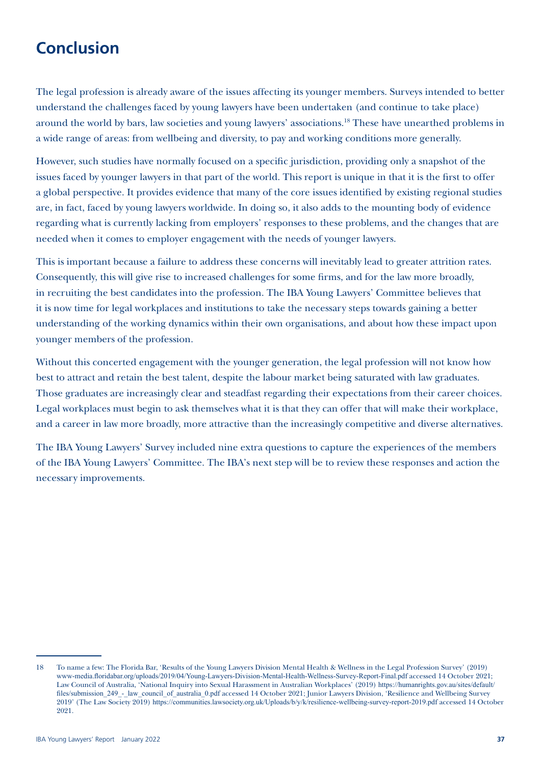# Conclusion

The legal profession is already aware of the issues affecting its younger members. Surveys intended to better understand the challenges faced by young lawyers have been undertaken (and continue to take place) around the world by bars, law societies and young lawyers' associations.[18] These have unearthed problems in a wide range of areas: from wellbeing and diversity, to pay and working conditions more generally.

However, such studies have normally focused on a specific jurisdiction, providing only a snapshot of the issues faced by younger lawyers in that part of the world. This report is unique in that it is the first to offer a global perspective. It provides evidence that many of the core issues identified by existing regional studies are, in fact, faced by young lawyers worldwide. In doing so, it also adds to the mounting body of evidence regarding what is currently lacking from employers' responses to these problems, and the changes that are needed when it comes to employer engagement with the needs of younger lawyers.

This is important because a failure to address these concerns will inevitably lead to greater attrition rates. Consequently, this will give rise to increased challenges for some firms, and for the law more broadly, in recruiting the best candidates into the profession. The IBA Young Lawyers' Committee believes that it is now time for legal workplaces and institutions to take the necessary steps towards gaining a better understanding of the working dynamics within their own organisations, and about how these impact upon younger members of the profession.

Without this concerted engagement with the younger generation, the legal profession will not know how best to attract and retain the best talent, despite the labour market being saturated with law graduates. Those graduates are increasingly clear and steadfast regarding their expectations from their career choices. Legal workplaces must begin to ask themselves what it is that they can offer that will make their workplace, and a career in law more broadly, more attractive than the increasingly competitive and diverse alternatives.

The IBA Young Lawyers' Survey included nine extra questions to capture the experiences of the members of the IBA Young Lawyers' Committee. The IBA's next step will be to review these responses and action the necessary improvements.

---

18 To name a few: The Florida Bar, 'Results of the Young Lawyers Division Mental Health & Wellness in the Legal Profession Survey' (2019) www-media.floridabar.org/uploads/2019/04/Young-Lawyers-Division-Mental-Health-Wellness-Survey-Report-Final.pdf accessed 14 October 2021; Law Council of Australia, 'National Inquiry into Sexual Harassment in Australian Workplaces' (2019) https://humanrights.gov.au/sites/default/files/submission_249_-_law_council_of_australia_0.pdf accessed 14 October 2021; Junior Lawyers Division, 'Resilience and Wellbeing Survey 2019' (The Law Society 2019) https://communities.lawsociety.org.uk/Uploads/b/y/k/resilience-wellbeing-survey-report-2019.pdf accessed 14 October 2021.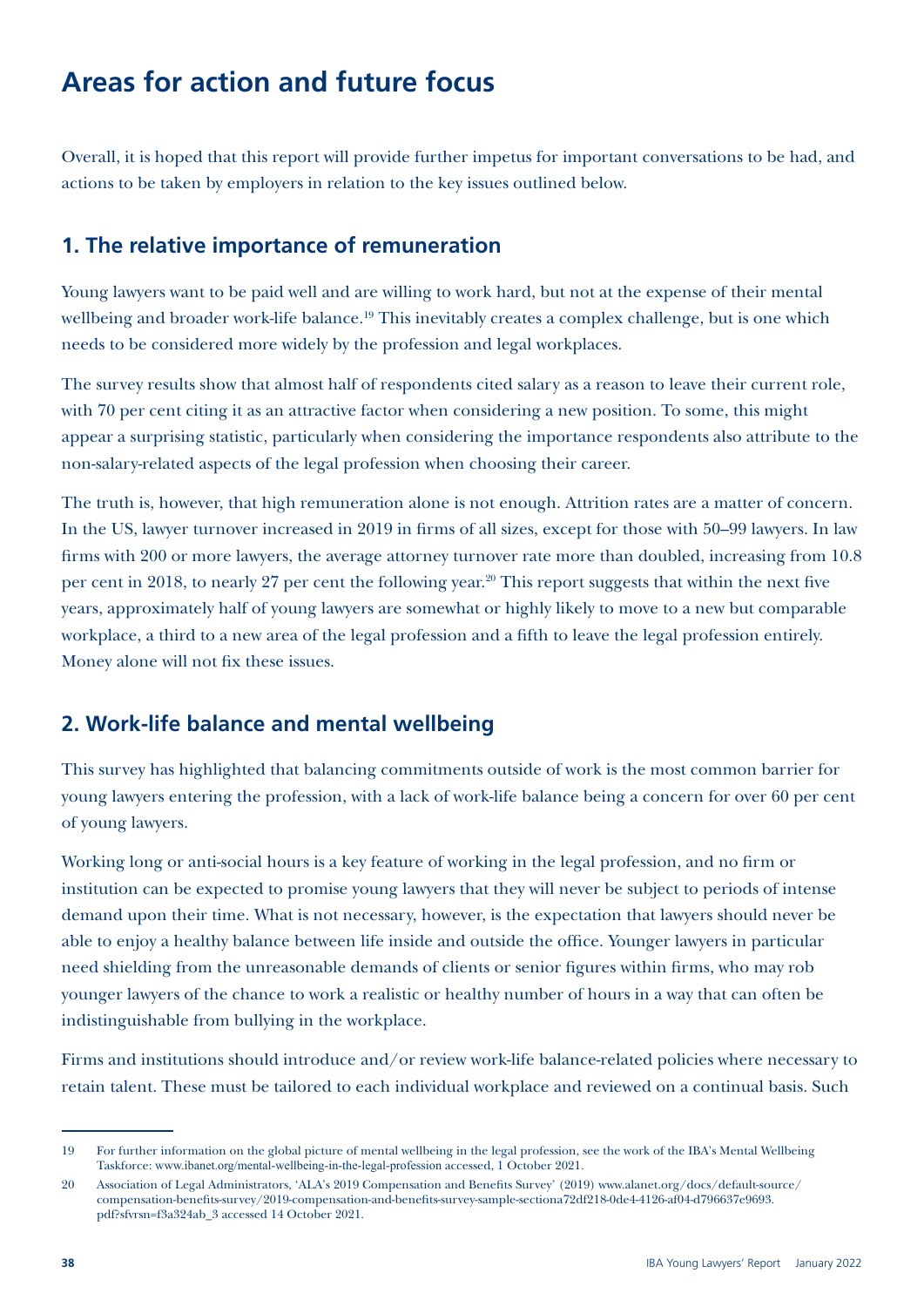# Areas for action and future focus

Overall, it is hoped that this report will provide further impetus for important conversations to be had, and actions to be taken by employers in relation to the key issues outlined below.

## 1. The relative importance of remuneration

Young lawyers want to be paid well and are willing to work hard, but not at the expense of their mental wellbeing and broader work-life balance.[19] This inevitably creates a complex challenge, but is one which needs to be considered more widely by the profession and legal workplaces.

The survey results show that almost half of respondents cited salary as a reason to leave their current role, with 70 per cent citing it as an attractive factor when considering a new position. To some, this might appear a surprising statistic, particularly when considering the importance respondents also attribute to the non-salary-related aspects of the legal profession when choosing their career.

The truth is, however, that high remuneration alone is not enough. Attrition rates are a matter of concern. In the US, lawyer turnover increased in 2019 in firms of all sizes, except for those with 50–99 lawyers. In law firms with 200 or more lawyers, the average attorney turnover rate more than doubled, increasing from 10.8 per cent in 2018, to nearly 27 per cent the following year.[20] This report suggests that within the next five years, approximately half of young lawyers are somewhat or highly likely to move to a new but comparable workplace, a third to a new area of the legal profession and a fifth to leave the legal profession entirely. Money alone will not fix these issues.

## 2. Work-life balance and mental wellbeing

This survey has highlighted that balancing commitments outside of work is the most common barrier for young lawyers entering the profession, with a lack of work-life balance being a concern for over 60 per cent of young lawyers.

Working long or anti-social hours is a key feature of working in the legal profession, and no firm or institution can be expected to promise young lawyers that they will never be subject to periods of intense demand upon their time. What is not necessary, however, is the expectation that lawyers should never be able to enjoy a healthy balance between life inside and outside the office. Younger lawyers in particular need shielding from the unreasonable demands of clients or senior figures within firms, who may rob younger lawyers of the chance to work a realistic or healthy number of hours in a way that can often be indistinguishable from bullying in the workplace.

Firms and institutions should introduce and/or review work-life balance-related policies where necessary to retain talent. These must be tailored to each individual workplace and reviewed on a continual basis. Such

---

19 For further information on the global picture of mental wellbeing in the legal profession, see the work of the IBA's Mental Wellbeing Taskforce: www.ibanet.org/mental-wellbeing-in-the-legal-profession accessed, 1 October 2021.

20 Association of Legal Administrators, 'ALA's 2019 Compensation and Benefits Survey' (2019) www.alanet.org/docs/default-source/compensation-benefits-survey/2019-compensation-and-benefits-survey-sample-sectiona72df218-0de4-4126-af04-d796637e9693.pdf?sfvrsn=f3a324ab_3 accessed 14 October 2021.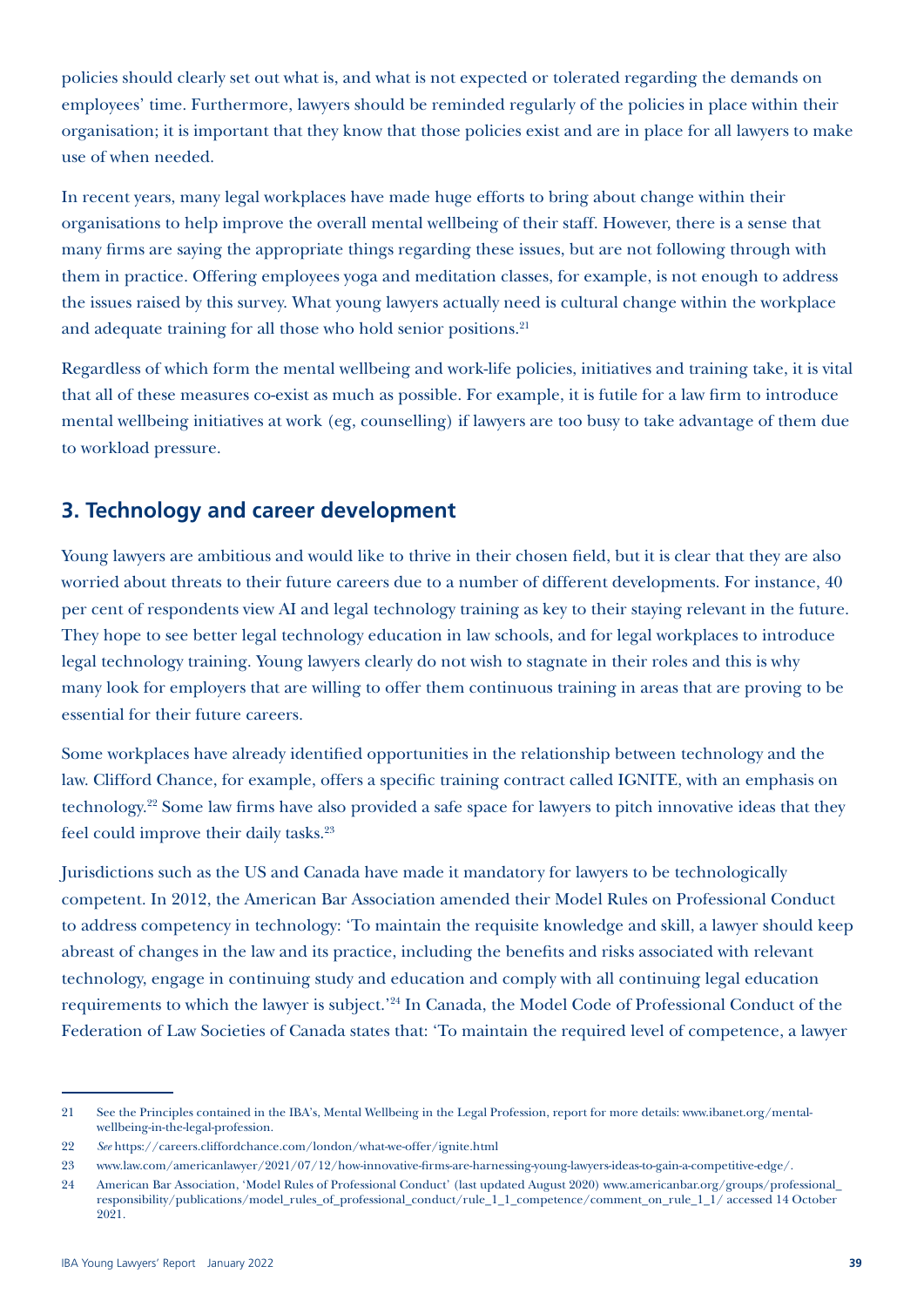policies should clearly set out what is, and what is not expected or tolerated regarding the demands on employees' time. Furthermore, lawyers should be reminded regularly of the policies in place within their organisation; it is important that they know that those policies exist and are in place for all lawyers to make use of when needed.

In recent years, many legal workplaces have made huge efforts to bring about change within their organisations to help improve the overall mental wellbeing of their staff. However, there is a sense that many firms are saying the appropriate things regarding these issues, but are not following through with them in practice. Offering employees yoga and meditation classes, for example, is not enough to address the issues raised by this survey. What young lawyers actually need is cultural change within the workplace and adequate training for all those who hold senior positions.[21]

Regardless of which form the mental wellbeing and work-life policies, initiatives and training take, it is vital that all of these measures co-exist as much as possible. For example, it is futile for a law firm to introduce mental wellbeing initiatives at work (eg, counselling) if lawyers are too busy to take advantage of them due to workload pressure.

## 3. Technology and career development

Young lawyers are ambitious and would like to thrive in their chosen field, but it is clear that they are also worried about threats to their future careers due to a number of different developments. For instance, 40 per cent of respondents view AI and legal technology training as key to their staying relevant in the future. They hope to see better legal technology education in law schools, and for legal workplaces to introduce legal technology training. Young lawyers clearly do not wish to stagnate in their roles and this is why many look for employers that are willing to offer them continuous training in areas that are proving to be essential for their future careers.

Some workplaces have already identified opportunities in the relationship between technology and the law. Clifford Chance, for example, offers a specific training contract called IGNITE, with an emphasis on technology.[22] Some law firms have also provided a safe space for lawyers to pitch innovative ideas that they feel could improve their daily tasks.[23]

Jurisdictions such as the US and Canada have made it mandatory for lawyers to be technologically competent. In 2012, the American Bar Association amended their Model Rules on Professional Conduct to address competency in technology: 'To maintain the requisite knowledge and skill, a lawyer should keep abreast of changes in the law and its practice, including the benefits and risks associated with relevant technology, engage in continuing study and education and comply with all continuing legal education requirements to which the lawyer is subject.'[24] In Canada, the Model Code of Professional Conduct of the Federation of Law Societies of Canada states that: 'To maintain the required level of competence, a lawyer

---

21 See the Principles contained in the IBA's, Mental Wellbeing in the Legal Profession, report for more details: www.ibanet.org/mental-wellbeing-in-the-legal-profession.

22 *See* https://careers.cliffordchance.com/london/what-we-offer/ignite.html

23 www.law.com/americanlawyer/2021/07/12/how-innovative-firms-are-harnessing-young-lawyers-ideas-to-gain-a-competitive-edge/.

24 American Bar Association, 'Model Rules of Professional Conduct' (last updated August 2020) www.americanbar.org/groups/professional_responsibility/publications/model_rules_of_professional_conduct/rule_1_1_competence/comment_on_rule_1_1/ accessed 14 October 2021.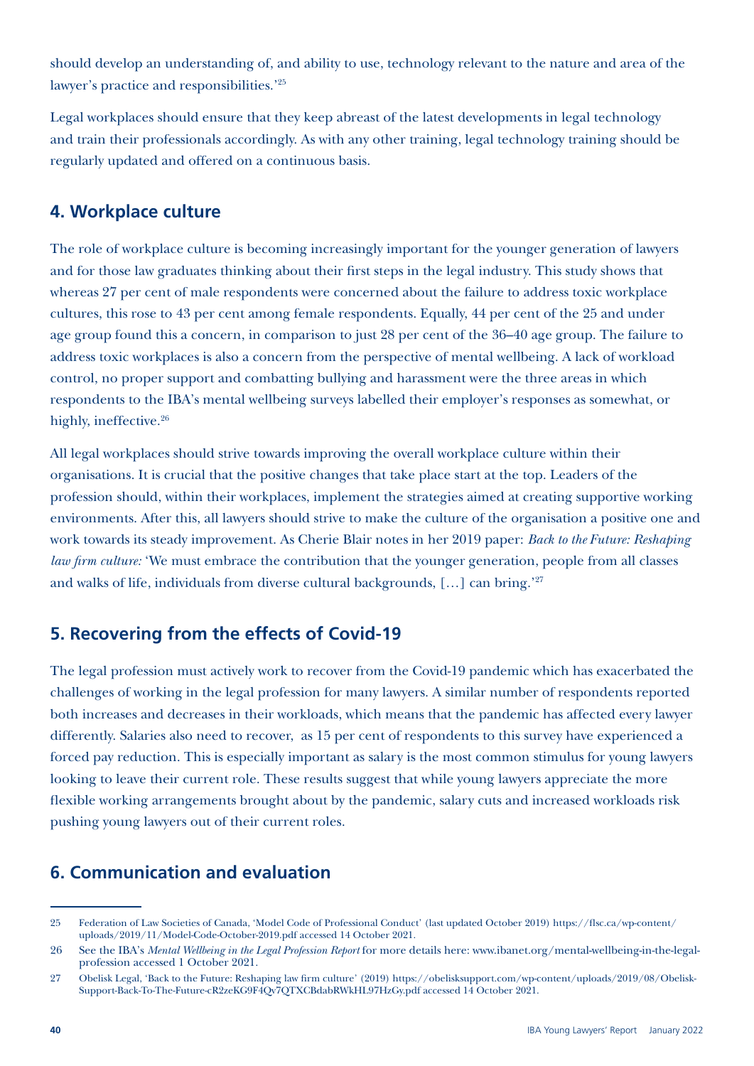should develop an understanding of, and ability to use, technology relevant to the nature and area of the lawyer's practice and responsibilities.'[25]

Legal workplaces should ensure that they keep abreast of the latest developments in legal technology and train their professionals accordingly. As with any other training, legal technology training should be regularly updated and offered on a continuous basis.

## 4. Workplace culture

The role of workplace culture is becoming increasingly important for the younger generation of lawyers and for those law graduates thinking about their first steps in the legal industry. This study shows that whereas 27 per cent of male respondents were concerned about the failure to address toxic workplace cultures, this rose to 43 per cent among female respondents. Equally, 44 per cent of the 25 and under age group found this a concern, in comparison to just 28 per cent of the 36–40 age group. The failure to address toxic workplaces is also a concern from the perspective of mental wellbeing. A lack of workload control, no proper support and combatting bullying and harassment were the three areas in which respondents to the IBA's mental wellbeing surveys labelled their employer's responses as somewhat, or highly, ineffective.[26]

All legal workplaces should strive towards improving the overall workplace culture within their organisations. It is crucial that the positive changes that take place start at the top. Leaders of the profession should, within their workplaces, implement the strategies aimed at creating supportive working environments. After this, all lawyers should strive to make the culture of the organisation a positive one and work towards its steady improvement. As Cherie Blair notes in her 2019 paper: *Back to the Future: Reshaping law firm culture:* 'We must embrace the contribution that the younger generation, people from all classes and walks of life, individuals from diverse cultural backgrounds, […] can bring.'[27]

## 5. Recovering from the effects of Covid-19

The legal profession must actively work to recover from the Covid-19 pandemic which has exacerbated the challenges of working in the legal profession for many lawyers. A similar number of respondents reported both increases and decreases in their workloads, which means that the pandemic has affected every lawyer differently. Salaries also need to recover, as 15 per cent of respondents to this survey have experienced a forced pay reduction. This is especially important as salary is the most common stimulus for young lawyers looking to leave their current role. These results suggest that while young lawyers appreciate the more flexible working arrangements brought about by the pandemic, salary cuts and increased workloads risk pushing young lawyers out of their current roles.

## 6. Communication and evaluation

---

25 Federation of Law Societies of Canada, 'Model Code of Professional Conduct' (last updated October 2019) https://flsc.ca/wp-content/uploads/2019/11/Model-Code-October-2019.pdf accessed 14 October 2021.

26 See the IBA's *Mental Wellbeing in the Legal Profession Report* for more details here: www.ibanet.org/mental-wellbeing-in-the-legal-profession accessed 1 October 2021.

27 Obelisk Legal, 'Back to the Future: Reshaping law firm culture' (2019) https://obelisksupport.com/wp-content/uploads/2019/08/Obelisk-Support-Back-To-The-Future-cR2zeKG9F4Qv7QTXCBdabRWkHL97HzGy.pdf accessed 14 October 2021.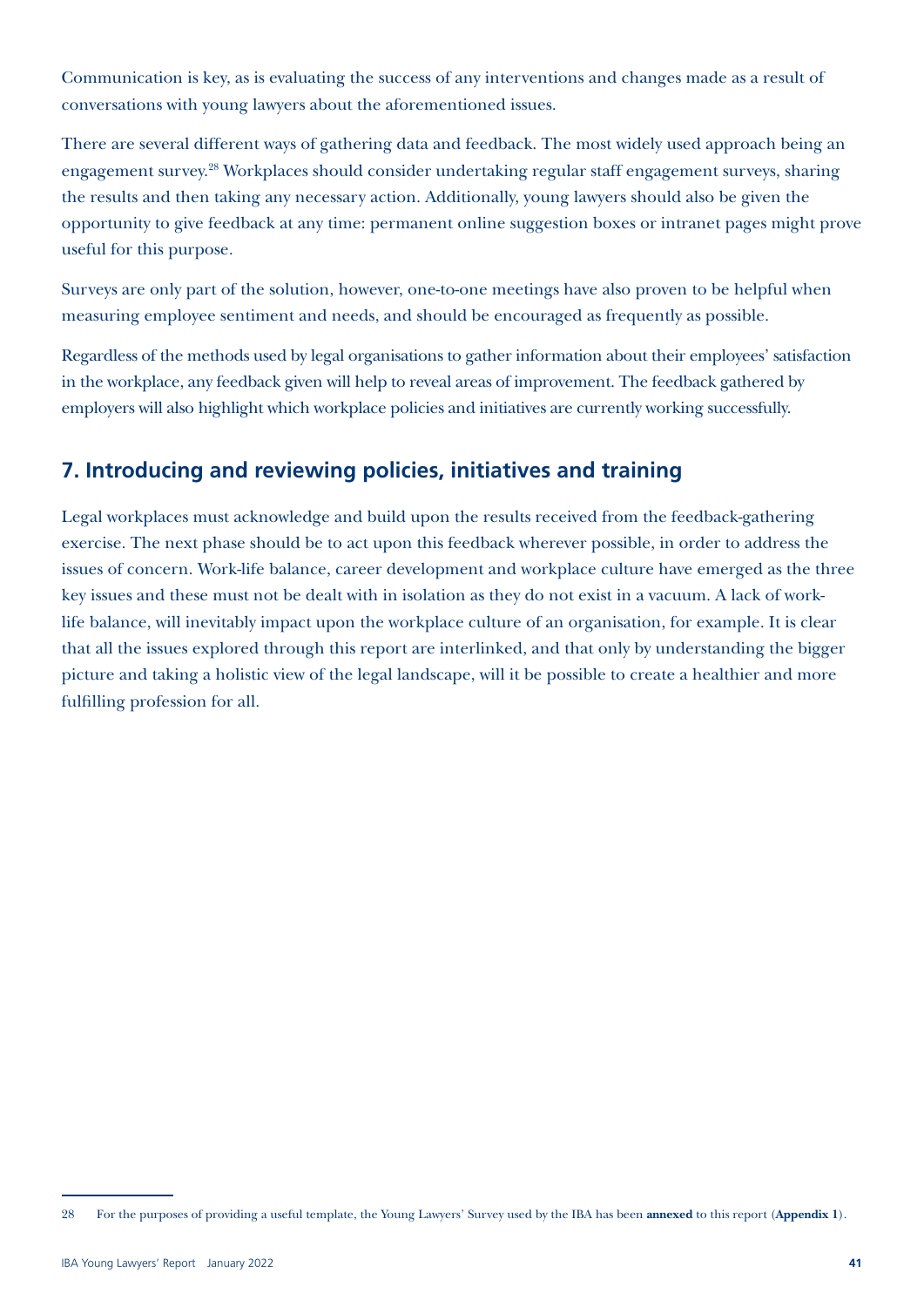Communication is key, as is evaluating the success of any interventions and changes made as a result of conversations with young lawyers about the aforementioned issues.

There are several different ways of gathering data and feedback. The most widely used approach being an engagement survey.[28] Workplaces should consider undertaking regular staff engagement surveys, sharing the results and then taking any necessary action. Additionally, young lawyers should also be given the opportunity to give feedback at any time: permanent online suggestion boxes or intranet pages might prove useful for this purpose.

Surveys are only part of the solution, however, one-to-one meetings have also proven to be helpful when measuring employee sentiment and needs, and should be encouraged as frequently as possible.

Regardless of the methods used by legal organisations to gather information about their employees' satisfaction in the workplace, any feedback given will help to reveal areas of improvement. The feedback gathered by employers will also highlight which workplace policies and initiatives are currently working successfully.

## 7. Introducing and reviewing policies, initiatives and training

Legal workplaces must acknowledge and build upon the results received from the feedback-gathering exercise. The next phase should be to act upon this feedback wherever possible, in order to address the issues of concern. Work-life balance, career development and workplace culture have emerged as the three key issues and these must not be dealt with in isolation as they do not exist in a vacuum. A lack of work-life balance, will inevitably impact upon the workplace culture of an organisation, for example. It is clear that all the issues explored through this report are interlinked, and that only by understanding the bigger picture and taking a holistic view of the legal landscape, will it be possible to create a healthier and more fulfilling profession for all.

---

28 For the purposes of providing a useful template, the Young Lawyers' Survey used by the IBA has been **annexed** to this report (**Appendix 1**).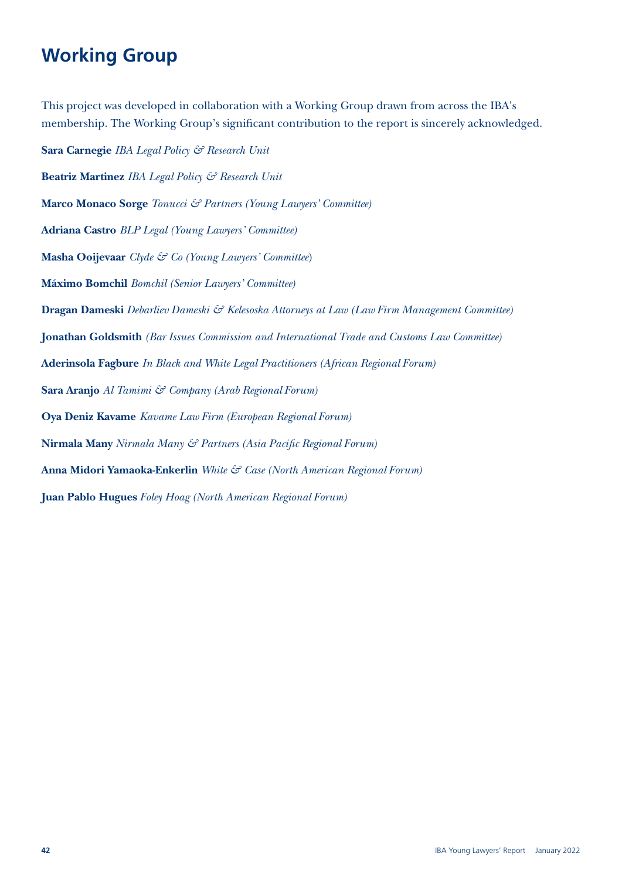# Working Group

This project was developed in collaboration with a Working Group drawn from across the IBA's membership. The Working Group's significant contribution to the report is sincerely acknowledged.

**Sara Carnegie** *IBA Legal Policy & Research Unit*

**Beatriz Martinez** *IBA Legal Policy & Research Unit*

**Marco Monaco Sorge** *Tonucci & Partners (Young Lawyers' Committee)*

**Adriana Castro** *BLP Legal (Young Lawyers' Committee)*

**Masha Ooijevaar** *Clyde & Co (Young Lawyers' Committee)*

**Máximo Bomchil** *Bomchil (Senior Lawyers' Committee)*

**Dragan Dameski** *Debarliev Dameski & Kelesoska Attorneys at Law (Law Firm Management Committee)*

**Jonathan Goldsmith** *(Bar Issues Commission and International Trade and Customs Law Committee)*

**Aderinsola Fagbure** *In Black and White Legal Practitioners (African Regional Forum)*

**Sara Aranjo** *Al Tamimi & Company (Arab Regional Forum)*

**Oya Deniz Kavame** *Kavame Law Firm (European Regional Forum)*

**Nirmala Many** *Nirmala Many & Partners (Asia Pacific Regional Forum)*

**Anna Midori Yamaoka-Enkerlin** *White & Case (North American Regional Forum)*

**Juan Pablo Hugues** *Foley Hoag (North American Regional Forum)*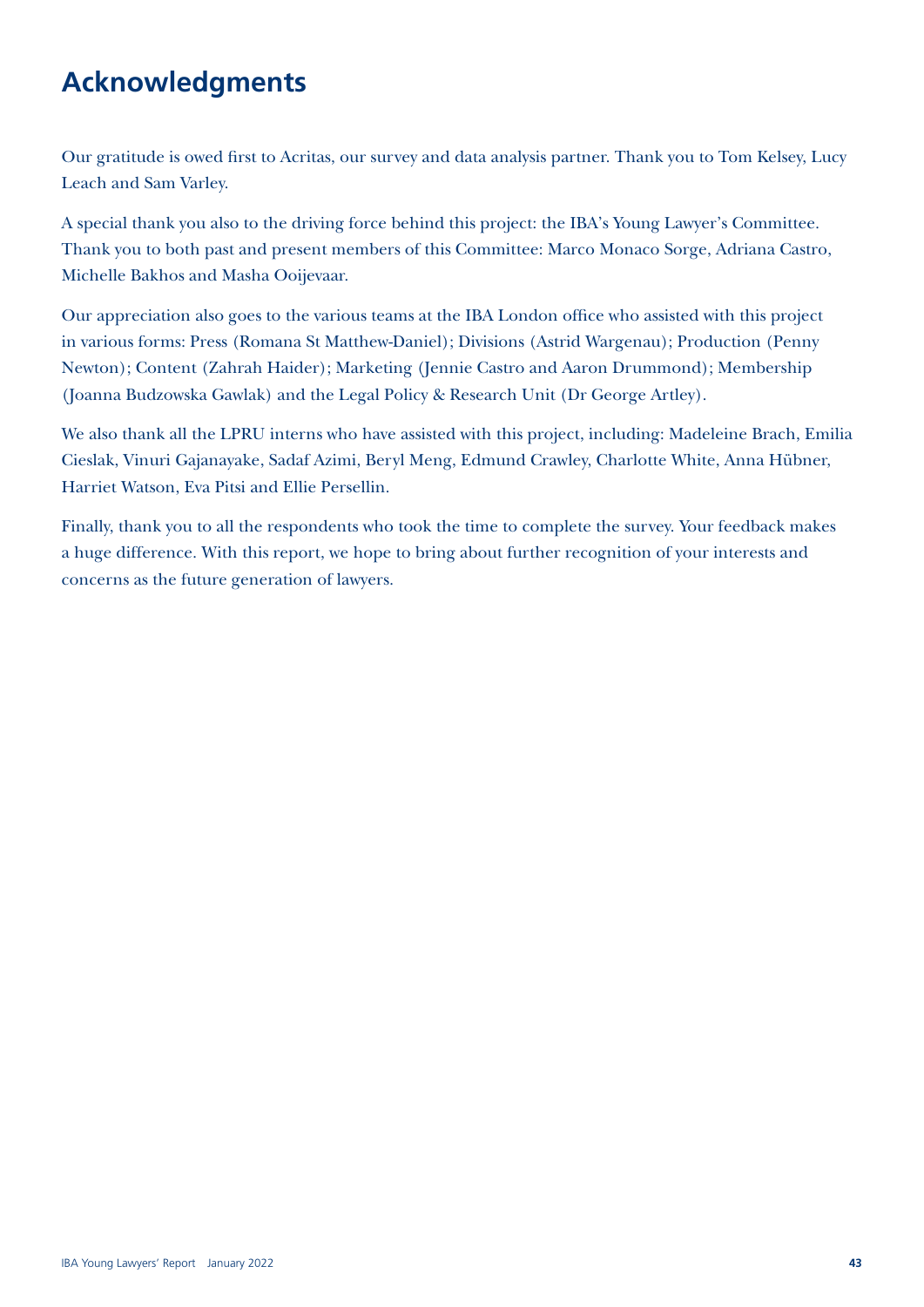# Acknowledgments

Our gratitude is owed first to Acritas, our survey and data analysis partner. Thank you to Tom Kelsey, Lucy Leach and Sam Varley.

A special thank you also to the driving force behind this project: the IBA's Young Lawyer's Committee. Thank you to both past and present members of this Committee: Marco Monaco Sorge, Adriana Castro, Michelle Bakhos and Masha Ooijevaar.

Our appreciation also goes to the various teams at the IBA London office who assisted with this project in various forms: Press (Romana St Matthew-Daniel); Divisions (Astrid Wargenau); Production (Penny Newton); Content (Zahrah Haider); Marketing (Jennie Castro and Aaron Drummond); Membership (Joanna Budzowska Gawlak) and the Legal Policy & Research Unit (Dr George Artley).

We also thank all the LPRU interns who have assisted with this project, including: Madeleine Brach, Emilia Cieslak, Vinuri Gajanayake, Sadaf Azimi, Beryl Meng, Edmund Crawley, Charlotte White, Anna Hübner, Harriet Watson, Eva Pitsi and Ellie Persellin.

Finally, thank you to all the respondents who took the time to complete the survey. Your feedback makes a huge difference. With this report, we hope to bring about further recognition of your interests and concerns as the future generation of lawyers.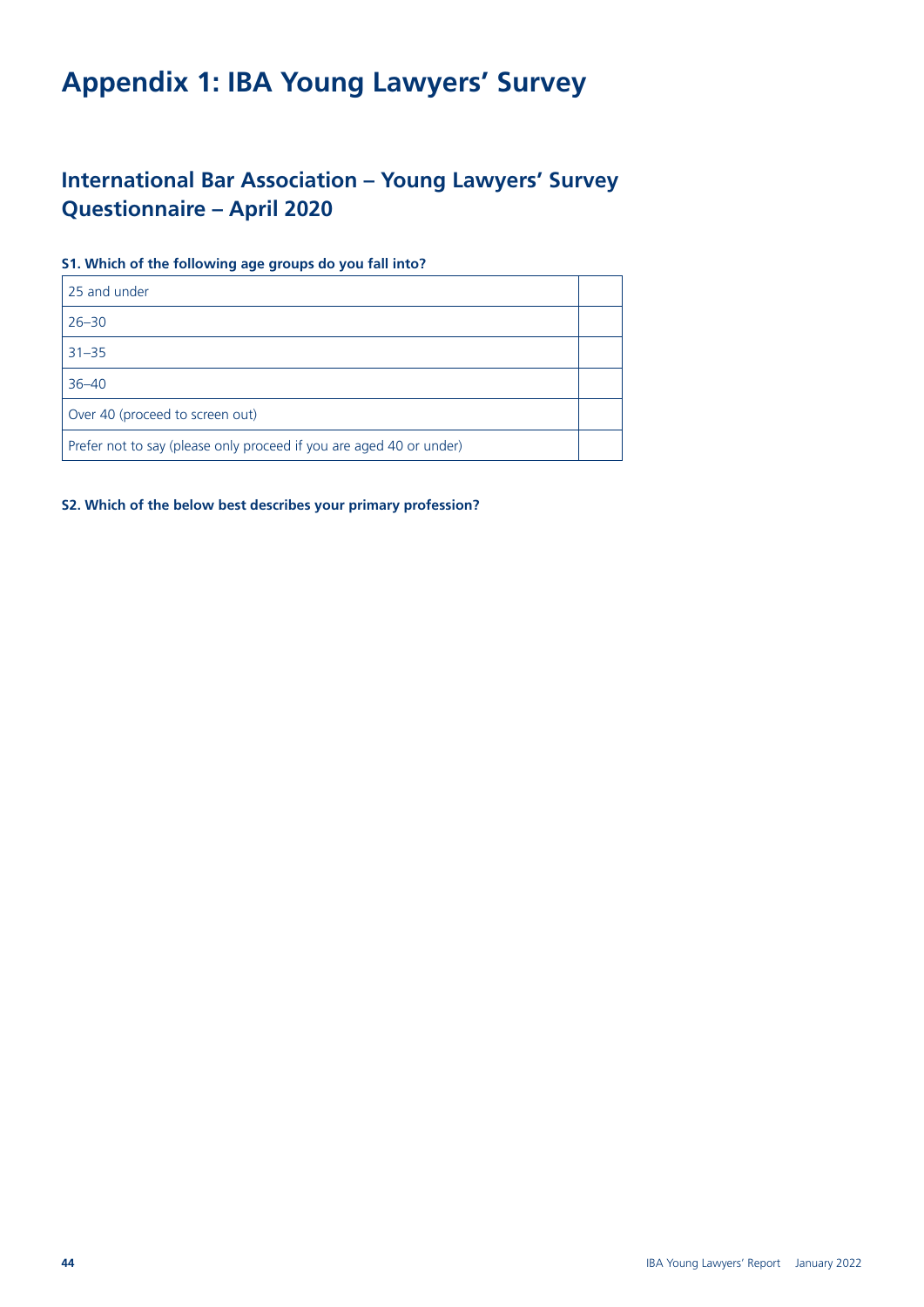# Appendix 1: IBA Young Lawyers' Survey

## International Bar Association – Young Lawyers' Survey Questionnaire – April 2020

**S1. Which of the following age groups do you fall into?**

| | |
|---|---|
| 25 and under | |
| 26–30 | |
| 31–35 | |
| 36–40 | |
| Over 40 (proceed to screen out) | |
| Prefer not to say (please only proceed if you are aged 40 or under) | |

**S2. Which of the below best describes your primary profession?**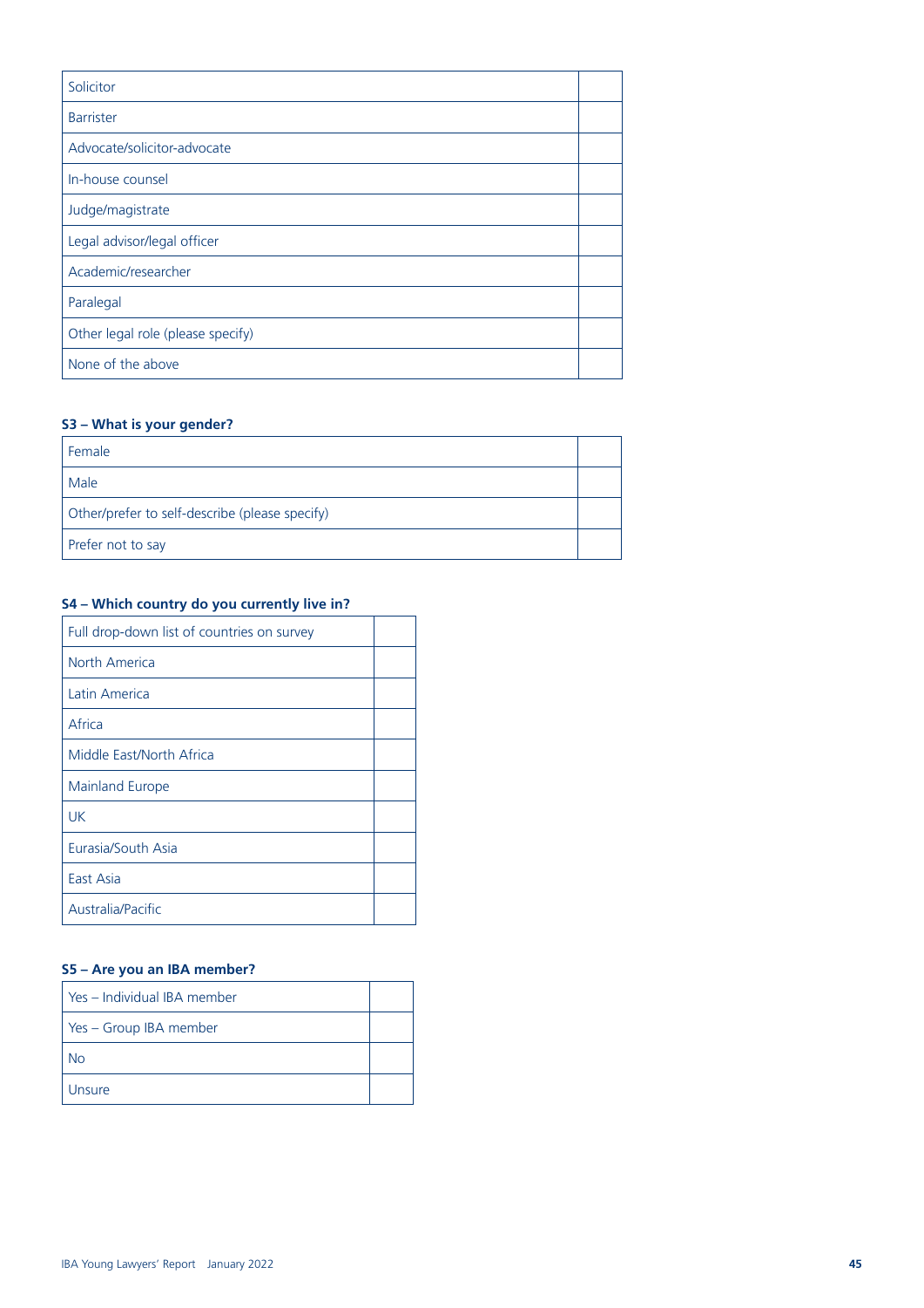| Solicitor | |
|---|---|
| Barrister | |
| Advocate/solicitor-advocate | |
| In-house counsel | |
| Judge/magistrate | |
| Legal advisor/legal officer | |
| Academic/researcher | |
| Paralegal | |
| Other legal role (please specify) | |
| None of the above | |

### S3 – What is your gender?

| Female | |
|---|---|
| Male | |
| Other/prefer to self-describe (please specify) | |
| Prefer not to say | |

### S4 – Which country do you currently live in?

| Full drop-down list of countries on survey | |
|---|---|
| North America | |
| Latin America | |
| Africa | |
| Middle East/North Africa | |
| Mainland Europe | |
| UK | |
| Eurasia/South Asia | |
| East Asia | |
| Australia/Pacific | |

### S5 – Are you an IBA member?

| Yes – Individual IBA member | |
|---|---|
| Yes – Group IBA member | |
| No | |
| Unsure | |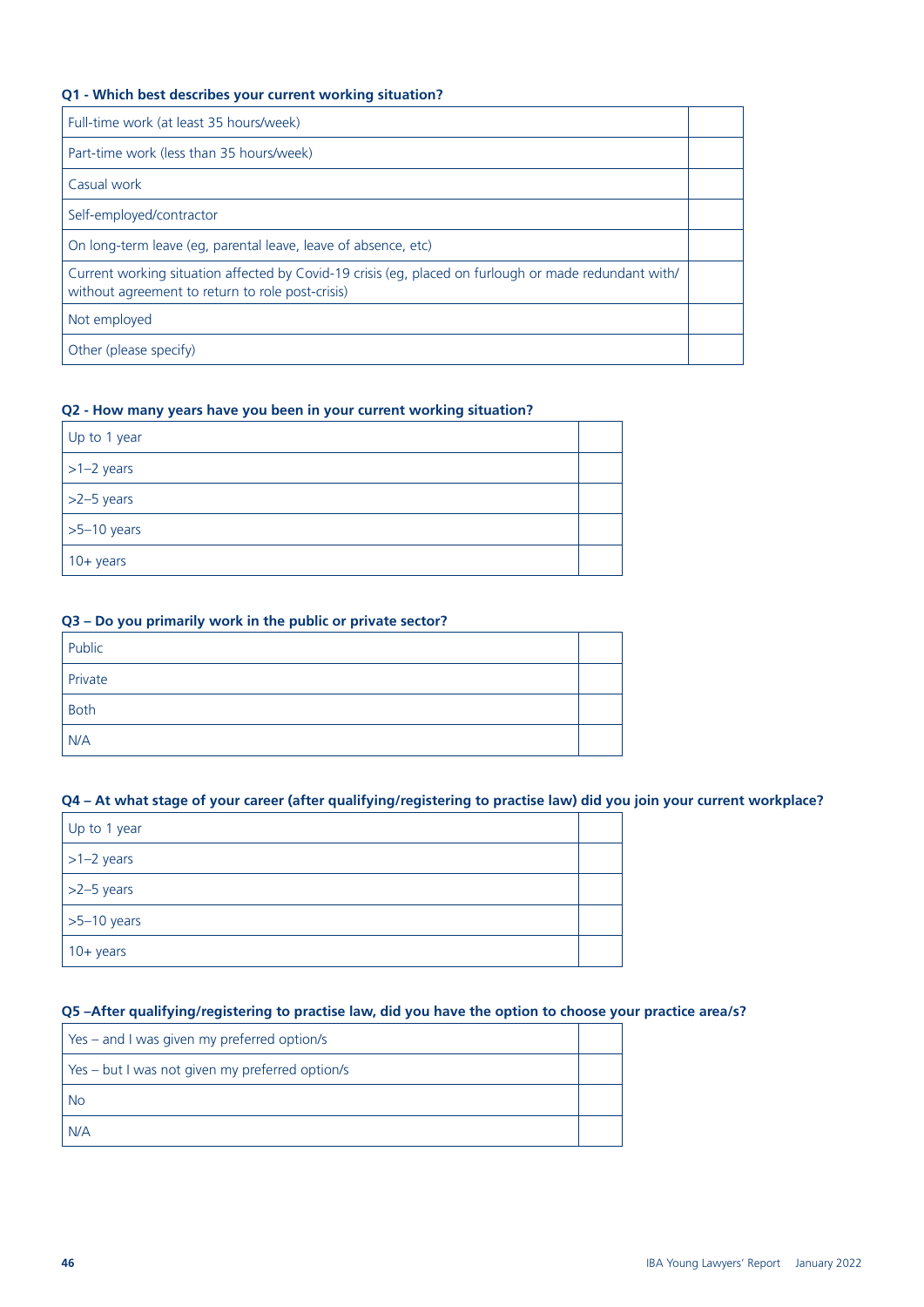**Q1 - Which best describes your current working situation?**

| | |
|---|---|
| Full-time work (at least 35 hours/week) | |
| Part-time work (less than 35 hours/week) | |
| Casual work | |
| Self-employed/contractor | |
| On long-term leave (eg, parental leave, leave of absence, etc) | |
| Current working situation affected by Covid-19 crisis (eg, placed on furlough or made redundant with/without agreement to return to role post-crisis) | |
| Not employed | |
| Other (please specify) | |

**Q2 - How many years have you been in your current working situation?**

| | |
|---|---|
| Up to 1 year | |
| >1–2 years | |
| >2–5 years | |
| >5–10 years | |
| 10+ years | |

**Q3 – Do you primarily work in the public or private sector?**

| | |
|---|---|
| Public | |
| Private | |
| Both | |
| N/A | |

**Q4 – At what stage of your career (after qualifying/registering to practise law) did you join your current workplace?**

| | |
|---|---|
| Up to 1 year | |
| >1–2 years | |
| >2–5 years | |
| >5–10 years | |
| 10+ years | |

**Q5 –After qualifying/registering to practise law, did you have the option to choose your practice area/s?**

| | |
|---|---|
| Yes – and I was given my preferred option/s | |
| Yes – but I was not given my preferred option/s | |
| No | |
| N/A | |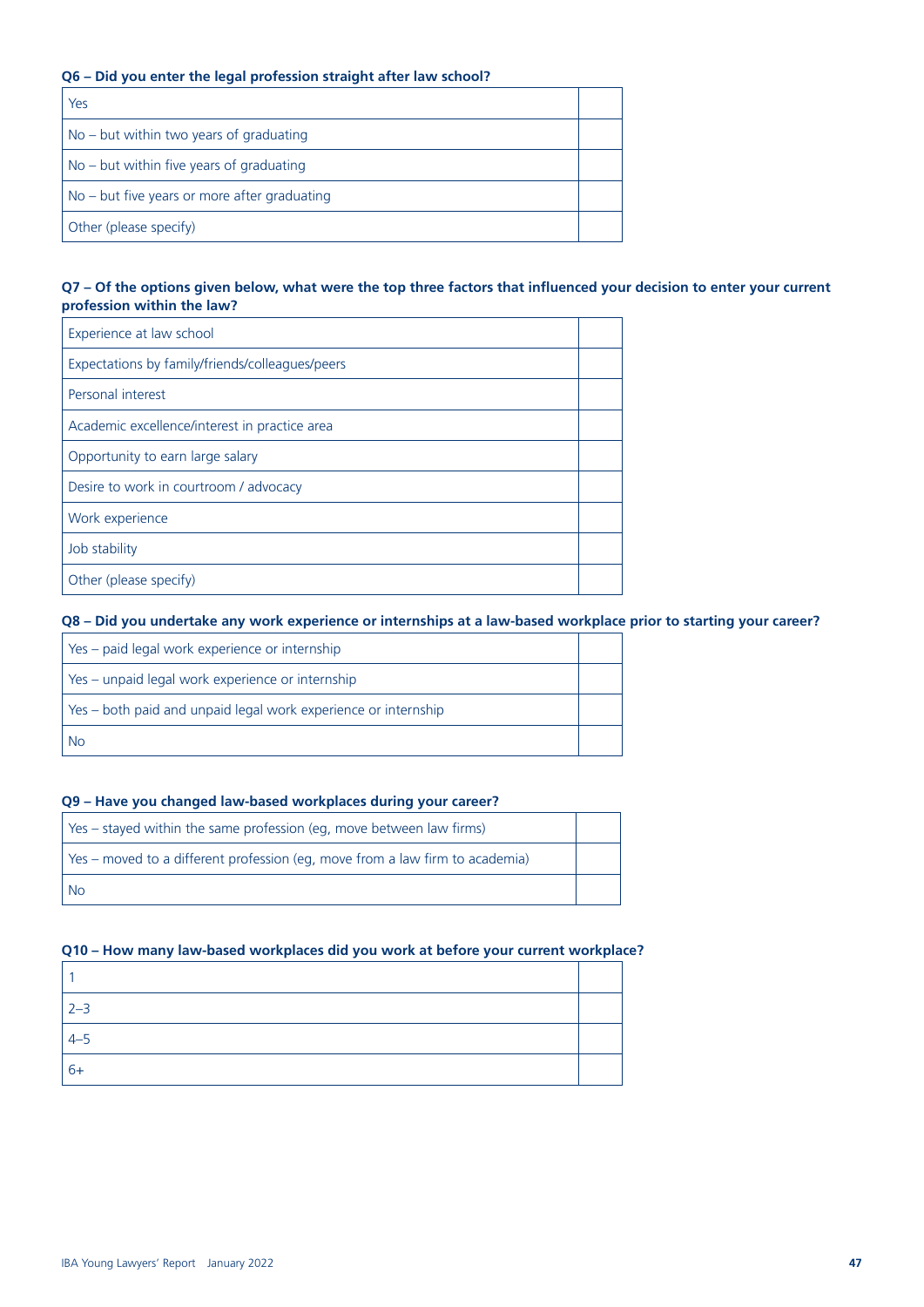**Q6 – Did you enter the legal profession straight after law school?**

| | |
|---|---|
| Yes | |
| No – but within two years of graduating | |
| No – but within five years of graduating | |
| No – but five years or more after graduating | |
| Other (please specify) | |

**Q7 – Of the options given below, what were the top three factors that influenced your decision to enter your current profession within the law?**

| | |
|---|---|
| Experience at law school | |
| Expectations by family/friends/colleagues/peers | |
| Personal interest | |
| Academic excellence/interest in practice area | |
| Opportunity to earn large salary | |
| Desire to work in courtroom / advocacy | |
| Work experience | |
| Job stability | |
| Other (please specify) | |

**Q8 – Did you undertake any work experience or internships at a law-based workplace prior to starting your career?**

| | |
|---|---|
| Yes – paid legal work experience or internship | |
| Yes – unpaid legal work experience or internship | |
| Yes – both paid and unpaid legal work experience or internship | |
| No | |

**Q9 – Have you changed law-based workplaces during your career?**

| | |
|---|---|
| Yes – stayed within the same profession (eg, move between law firms) | |
| Yes – moved to a different profession (eg, move from a law firm to academia) | |
| No | |

**Q10 – How many law-based workplaces did you work at before your current workplace?**

| | |
|---|---|
| 1 | |
| 2–3 | |
| 4–5 | |
| 6+ | |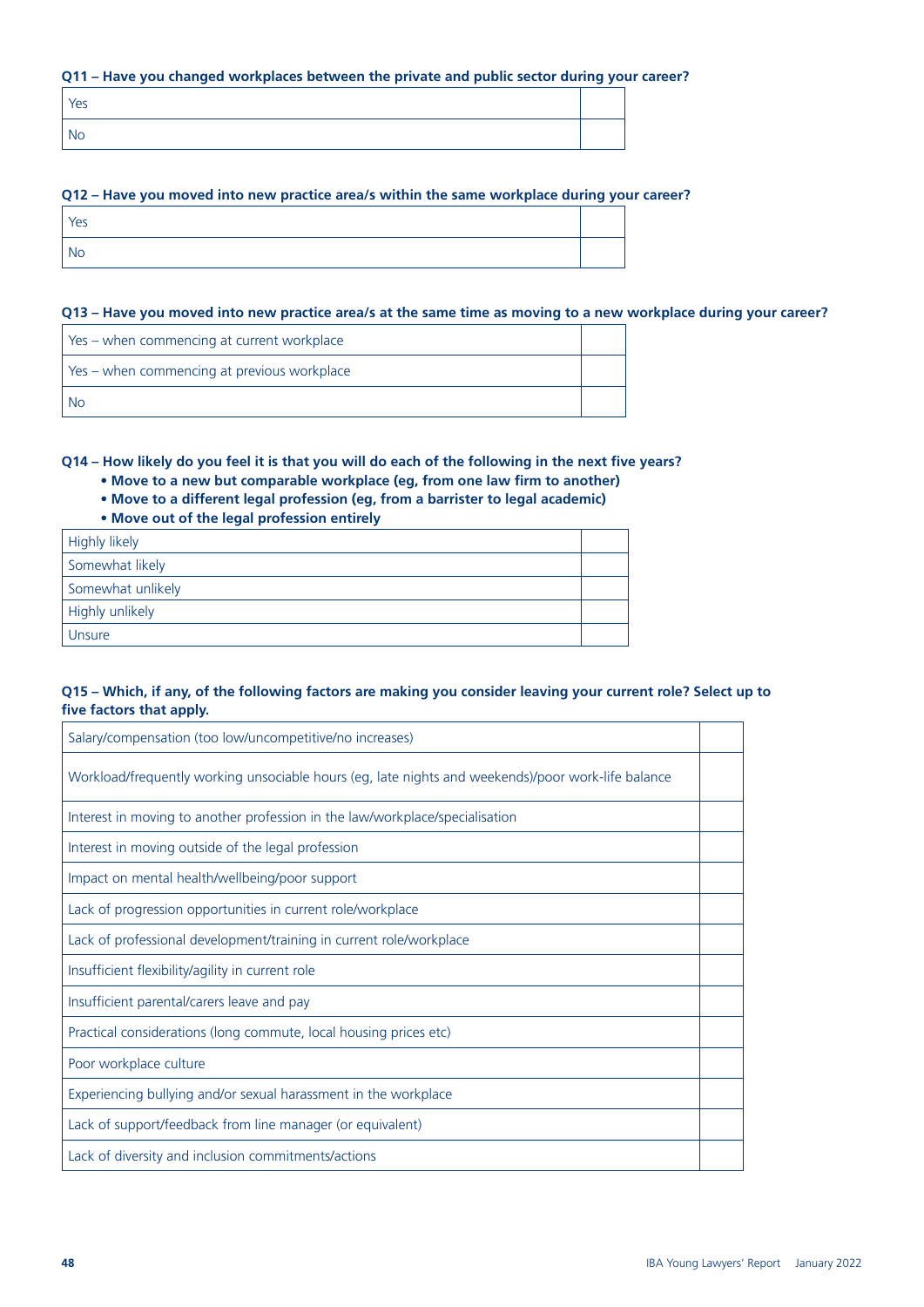**Q11 – Have you changed workplaces between the private and public sector during your career?**

| Yes | |
|---|---|
| No | |

**Q12 – Have you moved into new practice area/s within the same workplace during your career?**

| Yes | |
|---|---|
| No | |

**Q13 – Have you moved into new practice area/s at the same time as moving to a new workplace during your career?**

| Yes – when commencing at current workplace | |
|---|---|
| Yes – when commencing at previous workplace | |
| No | |

**Q14 – How likely do you feel it is that you will do each of the following in the next five years?**

- **Move to a new but comparable workplace (eg, from one law firm to another)**
- **Move to a different legal profession (eg, from a barrister to legal academic)**
- **Move out of the legal profession entirely**

| Highly likely | |
|---|---|
| Somewhat likely | |
| Somewhat unlikely | |
| Highly unlikely | |
| Unsure | |

**Q15 – Which, if any, of the following factors are making you consider leaving your current role? Select up to five factors that apply.**

| Salary/compensation (too low/uncompetitive/no increases) | |
|---|---|
| Workload/frequently working unsociable hours (eg, late nights and weekends)/poor work-life balance | |
| Interest in moving to another profession in the law/workplace/specialisation | |
| Interest in moving outside of the legal profession | |
| Impact on mental health/wellbeing/poor support | |
| Lack of progression opportunities in current role/workplace | |
| Lack of professional development/training in current role/workplace | |
| Insufficient flexibility/agility in current role | |
| Insufficient parental/carers leave and pay | |
| Practical considerations (long commute, local housing prices etc) | |
| Poor workplace culture | |
| Experiencing bullying and/or sexual harassment in the workplace | |
| Lack of support/feedback from line manager (or equivalent) | |
| Lack of diversity and inclusion commitments/actions | |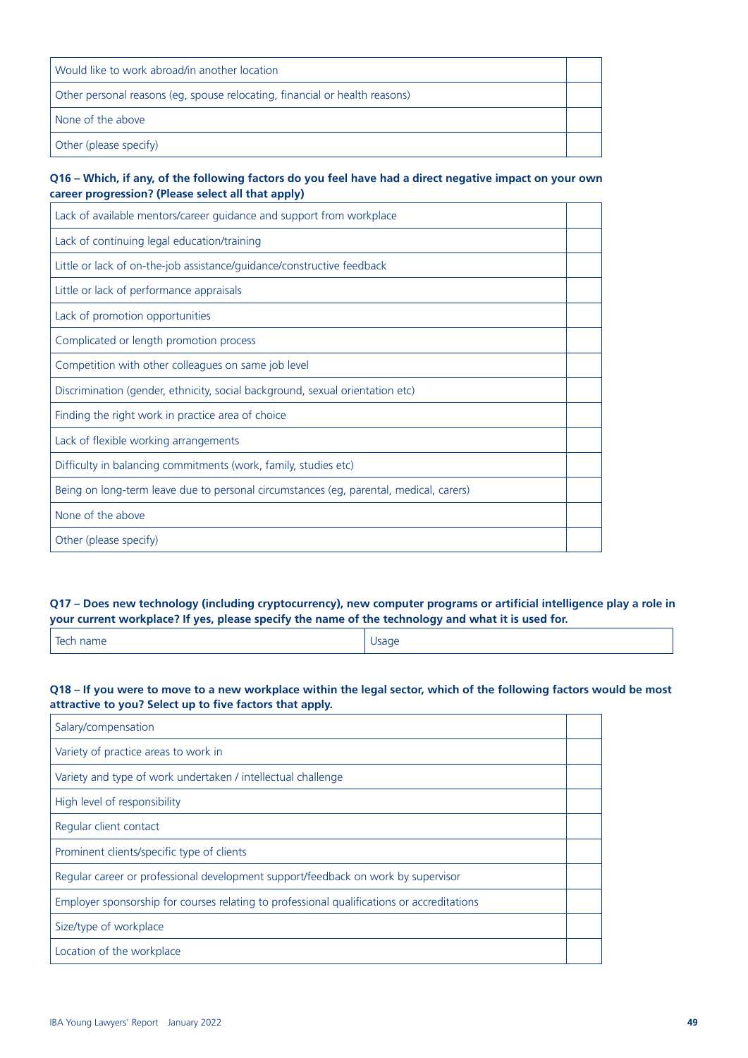| | |
|---|---|
| Would like to work abroad/in another location | |
| Other personal reasons (eg, spouse relocating, financial or health reasons) | |
| None of the above | |
| Other (please specify) | |

**Q16 – Which, if any, of the following factors do you feel have had a direct negative impact on your own career progression? (Please select all that apply)**

| | |
|---|---|
| Lack of available mentors/career guidance and support from workplace | |
| Lack of continuing legal education/training | |
| Little or lack of on-the-job assistance/guidance/constructive feedback | |
| Little or lack of performance appraisals | |
| Lack of promotion opportunities | |
| Complicated or length promotion process | |
| Competition with other colleagues on same job level | |
| Discrimination (gender, ethnicity, social background, sexual orientation etc) | |
| Finding the right work in practice area of choice | |
| Lack of flexible working arrangements | |
| Difficulty in balancing commitments (work, family, studies etc) | |
| Being on long-term leave due to personal circumstances (eg, parental, medical, carers) | |
| None of the above | |
| Other (please specify) | |

**Q17 – Does new technology (including cryptocurrency), new computer programs or artificial intelligence play a role in your current workplace? If yes, please specify the name of the technology and what it is used for.**

| Tech name | Usage |
|---|---|

**Q18 – If you were to move to a new workplace within the legal sector, which of the following factors would be most attractive to you? Select up to five factors that apply.**

| | |
|---|---|
| Salary/compensation | |
| Variety of practice areas to work in | |
| Variety and type of work undertaken / intellectual challenge | |
| High level of responsibility | |
| Regular client contact | |
| Prominent clients/specific type of clients | |
| Regular career or professional development support/feedback on work by supervisor | |
| Employer sponsorship for courses relating to professional qualifications or accreditations | |
| Size/type of workplace | |
| Location of the workplace | |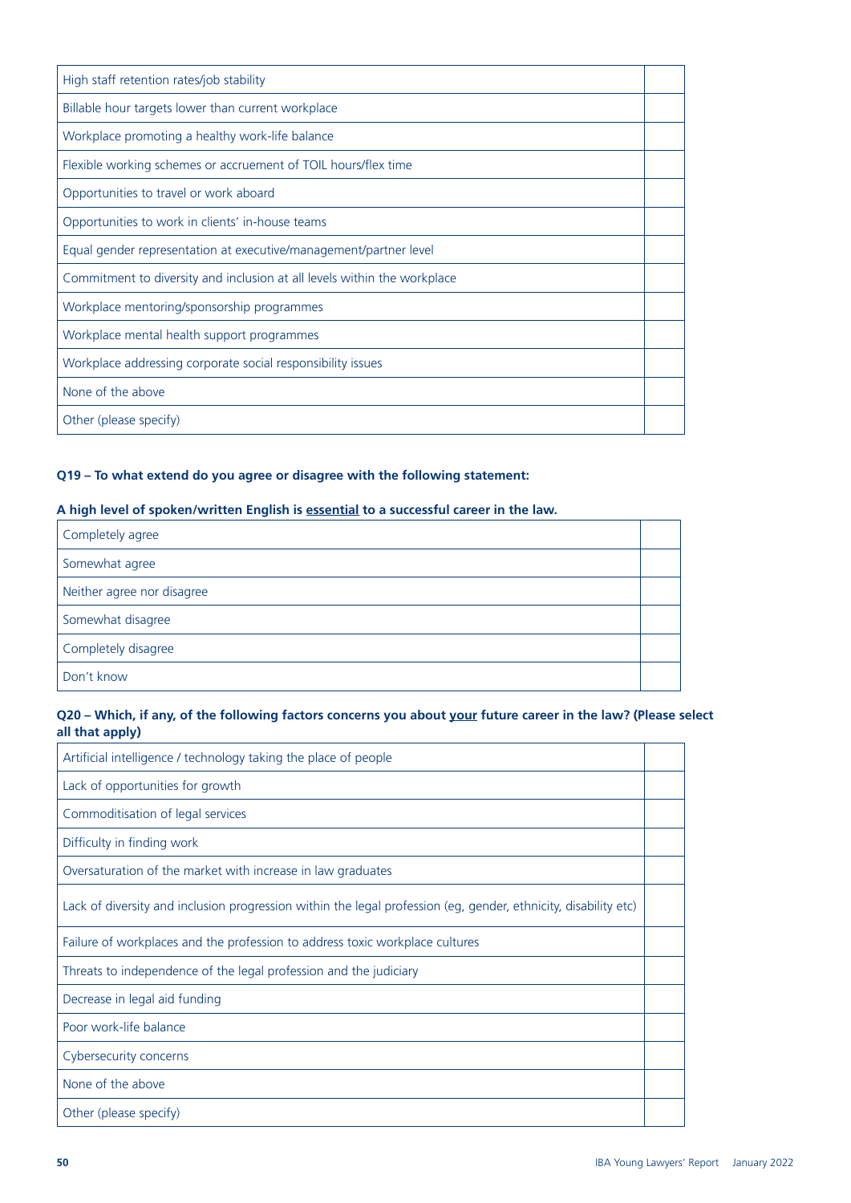| | |
|---|---|
| High staff retention rates/job stability | |
| Billable hour targets lower than current workplace | |
| Workplace promoting a healthy work-life balance | |
| Flexible working schemes or accruement of TOIL hours/flex time | |
| Opportunities to travel or work aboard | |
| Opportunities to work in clients' in-house teams | |
| Equal gender representation at executive/management/partner level | |
| Commitment to diversity and inclusion at all levels within the workplace | |
| Workplace mentoring/sponsorship programmes | |
| Workplace mental health support programmes | |
| Workplace addressing corporate social responsibility issues | |
| None of the above | |
| Other (please specify) | |

**Q19 – To what extend do you agree or disagree with the following statement:**

**A high level of spoken/written English is <u>essential</u> to a successful career in the law.**

| | |
|---|---|
| Completely agree | |
| Somewhat agree | |
| Neither agree nor disagree | |
| Somewhat disagree | |
| Completely disagree | |
| Don't know | |

**Q20 – Which, if any, of the following factors concerns you about <u>your</u> future career in the law? (Please select all that apply)**

| | |
|---|---|
| Artificial intelligence / technology taking the place of people | |
| Lack of opportunities for growth | |
| Commoditisation of legal services | |
| Difficulty in finding work | |
| Oversaturation of the market with increase in law graduates | |
| Lack of diversity and inclusion progression within the legal profession (eg, gender, ethnicity, disability etc) | |
| Failure of workplaces and the profession to address toxic workplace cultures | |
| Threats to independence of the legal profession and the judiciary | |
| Decrease in legal aid funding | |
| Poor work-life balance | |
| Cybersecurity concerns | |
| None of the above | |
| Other (please specify) | |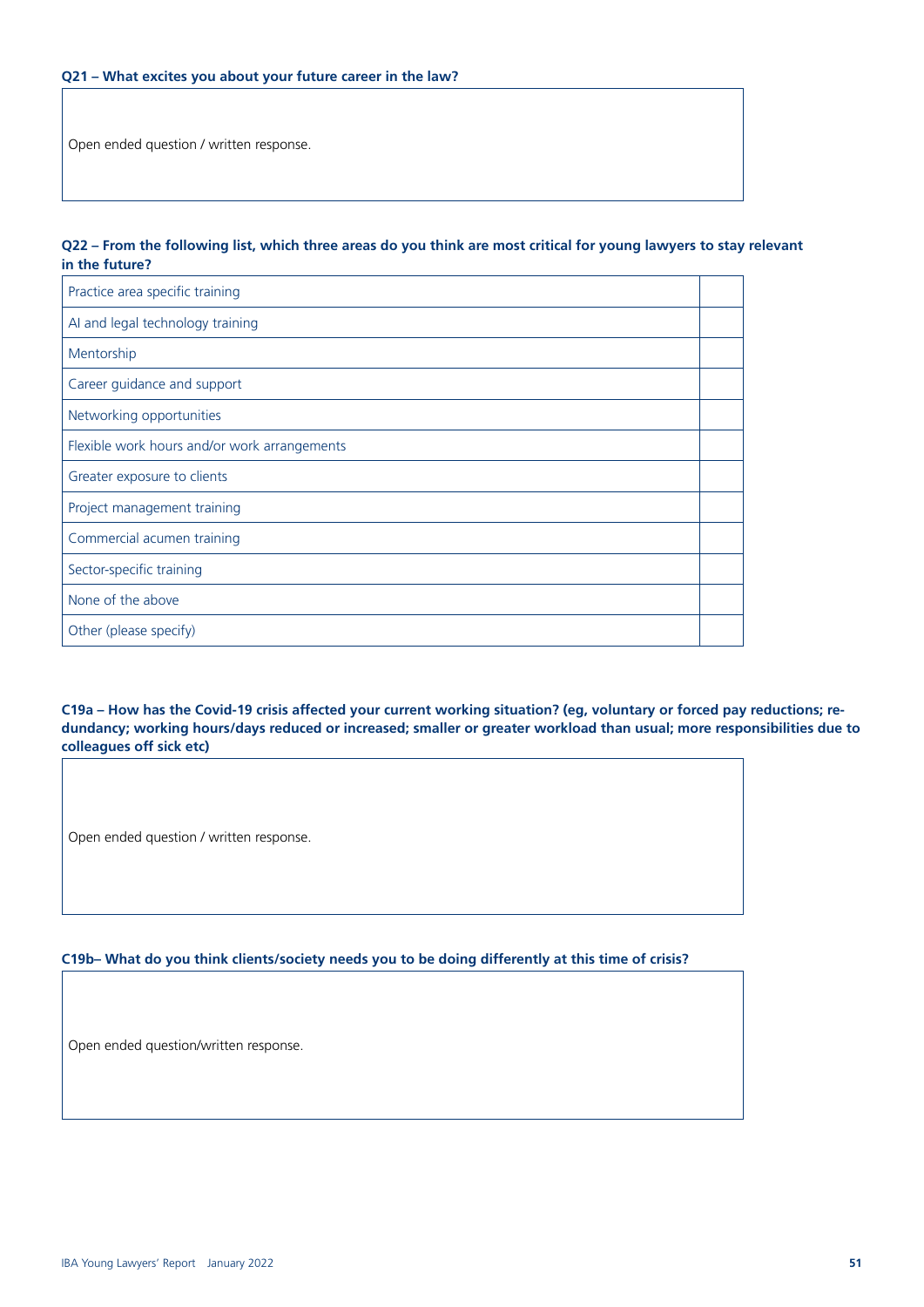**Q21 – What excites you about your future career in the law?**

| Open ended question / written response. |
|---|

**Q22 – From the following list, which three areas do you think are most critical for young lawyers to stay relevant in the future?**

| | |
|---|---|
| Practice area specific training | |
| AI and legal technology training | |
| Mentorship | |
| Career guidance and support | |
| Networking opportunities | |
| Flexible work hours and/or work arrangements | |
| Greater exposure to clients | |
| Project management training | |
| Commercial acumen training | |
| Sector-specific training | |
| None of the above | |
| Other (please specify) | |

**C19a – How has the Covid-19 crisis affected your current working situation? (eg, voluntary or forced pay reductions; redundancy; working hours/days reduced or increased; smaller or greater workload than usual; more responsibilities due to colleagues off sick etc)**

| Open ended question / written response. |
|---|

**C19b– What do you think clients/society needs you to be doing differently at this time of crisis?**

| Open ended question/written response. |
|---|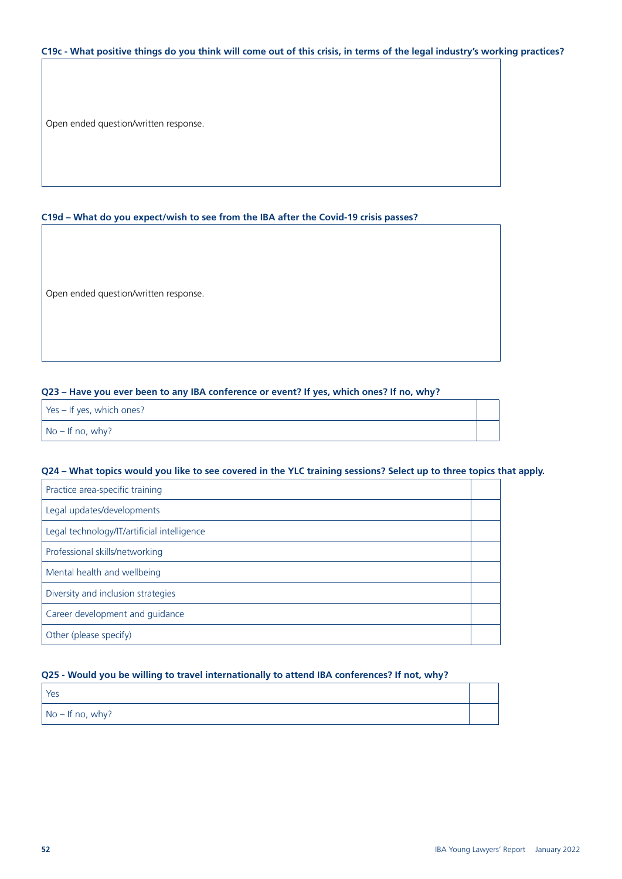**C19c - What positive things do you think will come out of this crisis, in terms of the legal industry's working practices?**

| Open ended question/written response. |
|---|

**C19d – What do you expect/wish to see from the IBA after the Covid-19 crisis passes?**

| Open ended question/written response. |
|---|

**Q23 – Have you ever been to any IBA conference or event? If yes, which ones? If no, why?**

| | |
|---|---|
| Yes – If yes, which ones? | |
| No – If no, why? | |

**Q24 – What topics would you like to see covered in the YLC training sessions? Select up to three topics that apply.**

| | |
|---|---|
| Practice area-specific training | |
| Legal updates/developments | |
| Legal technology/IT/artificial intelligence | |
| Professional skills/networking | |
| Mental health and wellbeing | |
| Diversity and inclusion strategies | |
| Career development and guidance | |
| Other (please specify) | |

**Q25 - Would you be willing to travel internationally to attend IBA conferences? If not, why?**

| | |
|---|---|
| Yes | |
| No – If no, why? | |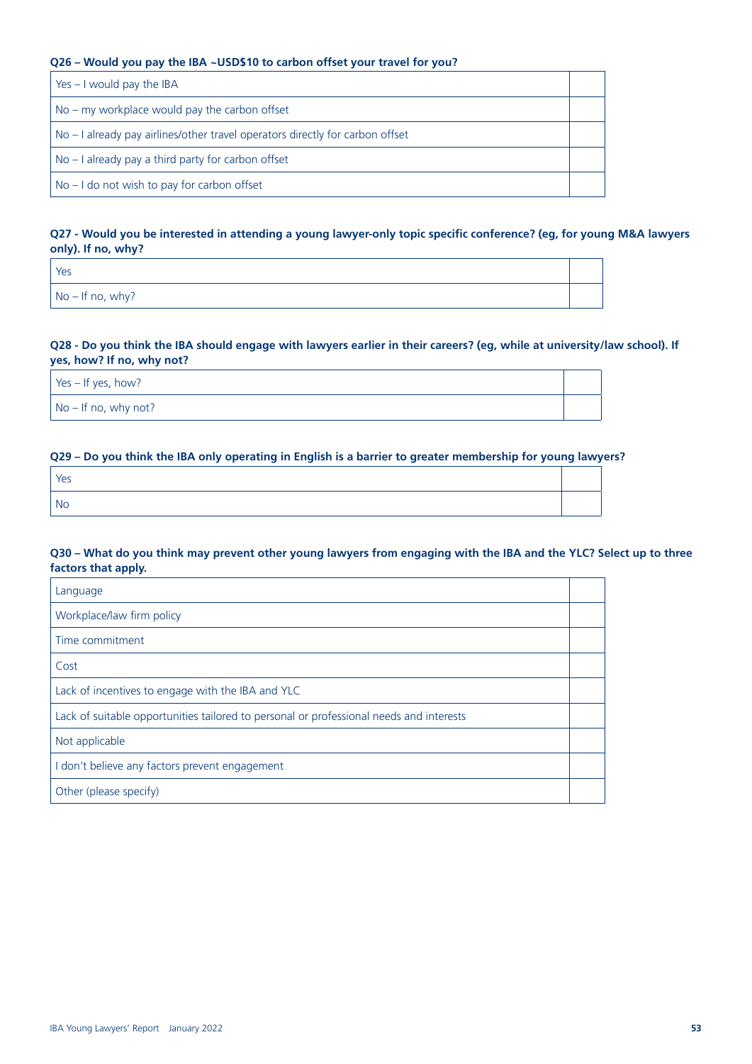**Q26 – Would you pay the IBA ~USD$10 to carbon offset your travel for you?**

| | |
|---|---|
| Yes – I would pay the IBA | |
| No – my workplace would pay the carbon offset | |
| No – I already pay airlines/other travel operators directly for carbon offset | |
| No – I already pay a third party for carbon offset | |
| No – I do not wish to pay for carbon offset | |

**Q27 - Would you be interested in attending a young lawyer-only topic specific conference? (eg, for young M&A lawyers only). If no, why?**

| | |
|---|---|
| Yes | |
| No – If no, why? | |

**Q28 - Do you think the IBA should engage with lawyers earlier in their careers? (eg, while at university/law school). If yes, how? If no, why not?**

| | |
|---|---|
| Yes – If yes, how? | |
| No – If no, why not? | |

**Q29 – Do you think the IBA only operating in English is a barrier to greater membership for young lawyers?**

| | |
|---|---|
| Yes | |
| No | |

**Q30 – What do you think may prevent other young lawyers from engaging with the IBA and the YLC? Select up to three factors that apply.**

| | |
|---|---|
| Language | |
| Workplace/law firm policy | |
| Time commitment | |
| Cost | |
| Lack of incentives to engage with the IBA and YLC | |
| Lack of suitable opportunities tailored to personal or professional needs and interests | |
| Not applicable | |
| I don't believe any factors prevent engagement | |
| Other (please specify) | |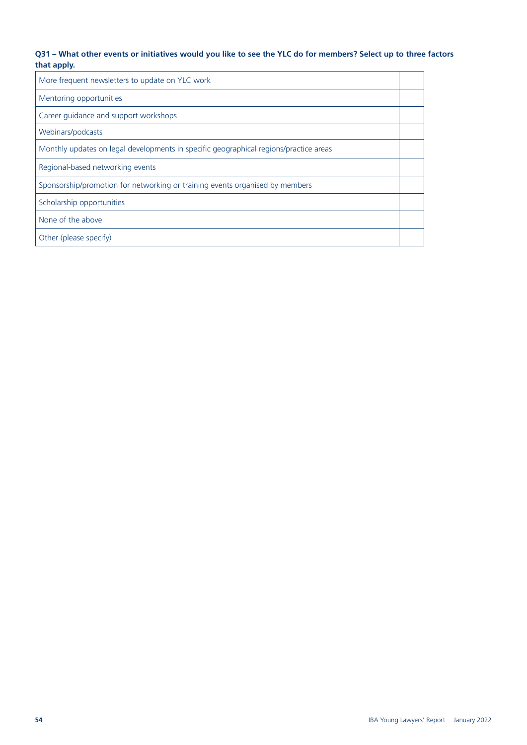**Q31 – What other events or initiatives would you like to see the YLC do for members? Select up to three factors that apply.**

| | |
|---|---|
| More frequent newsletters to update on YLC work | |
| Mentoring opportunities | |
| Career guidance and support workshops | |
| Webinars/podcasts | |
| Monthly updates on legal developments in specific geographical regions/practice areas | |
| Regional-based networking events | |
| Sponsorship/promotion for networking or training events organised by members | |
| Scholarship opportunities | |
| None of the above | |
| Other (please specify) | |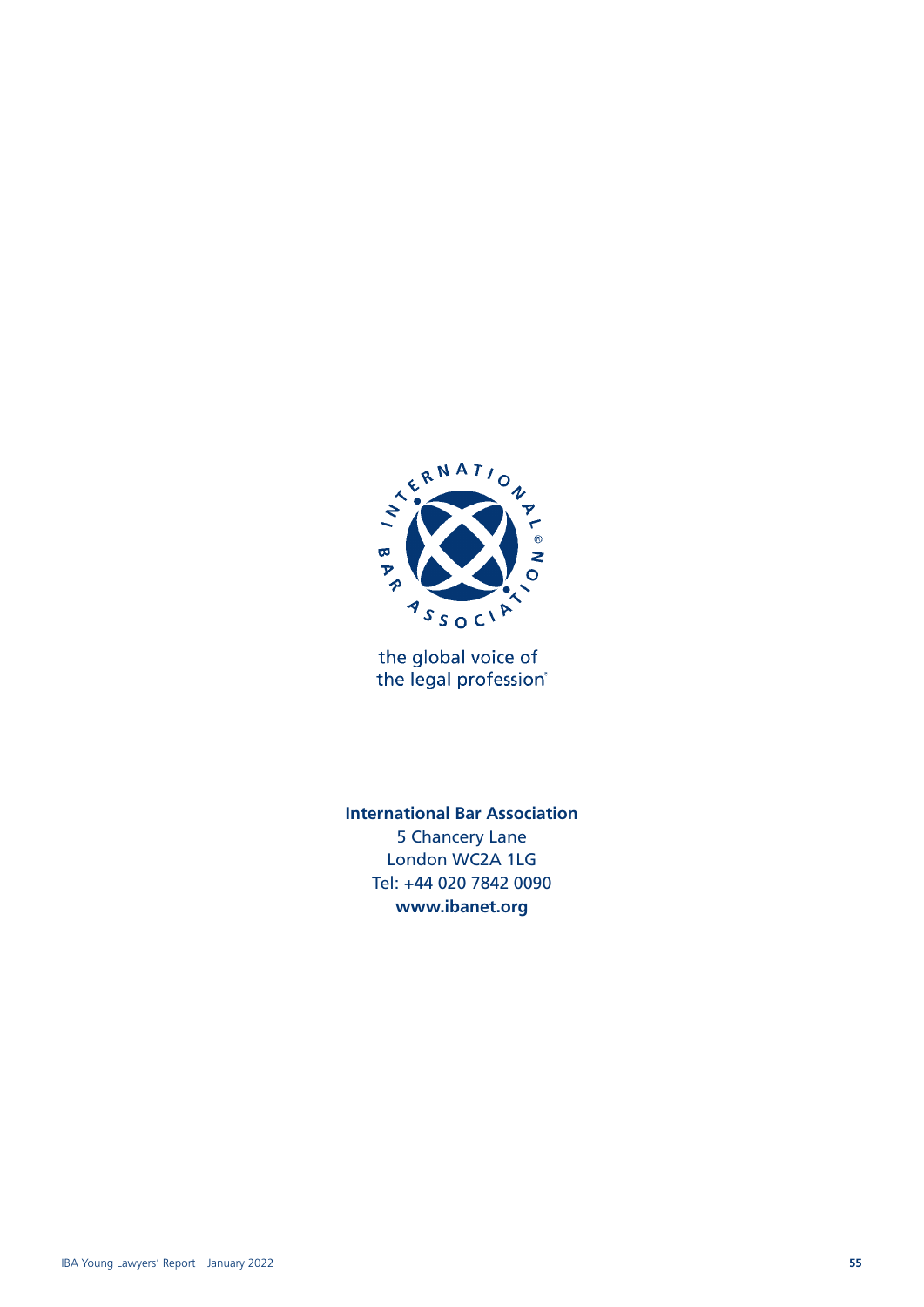the global voice of
the legal profession®

**International Bar Association**
5 Chancery Lane
London WC2A 1LG
Tel: +44 020 7842 0090
**www.ibanet.org**